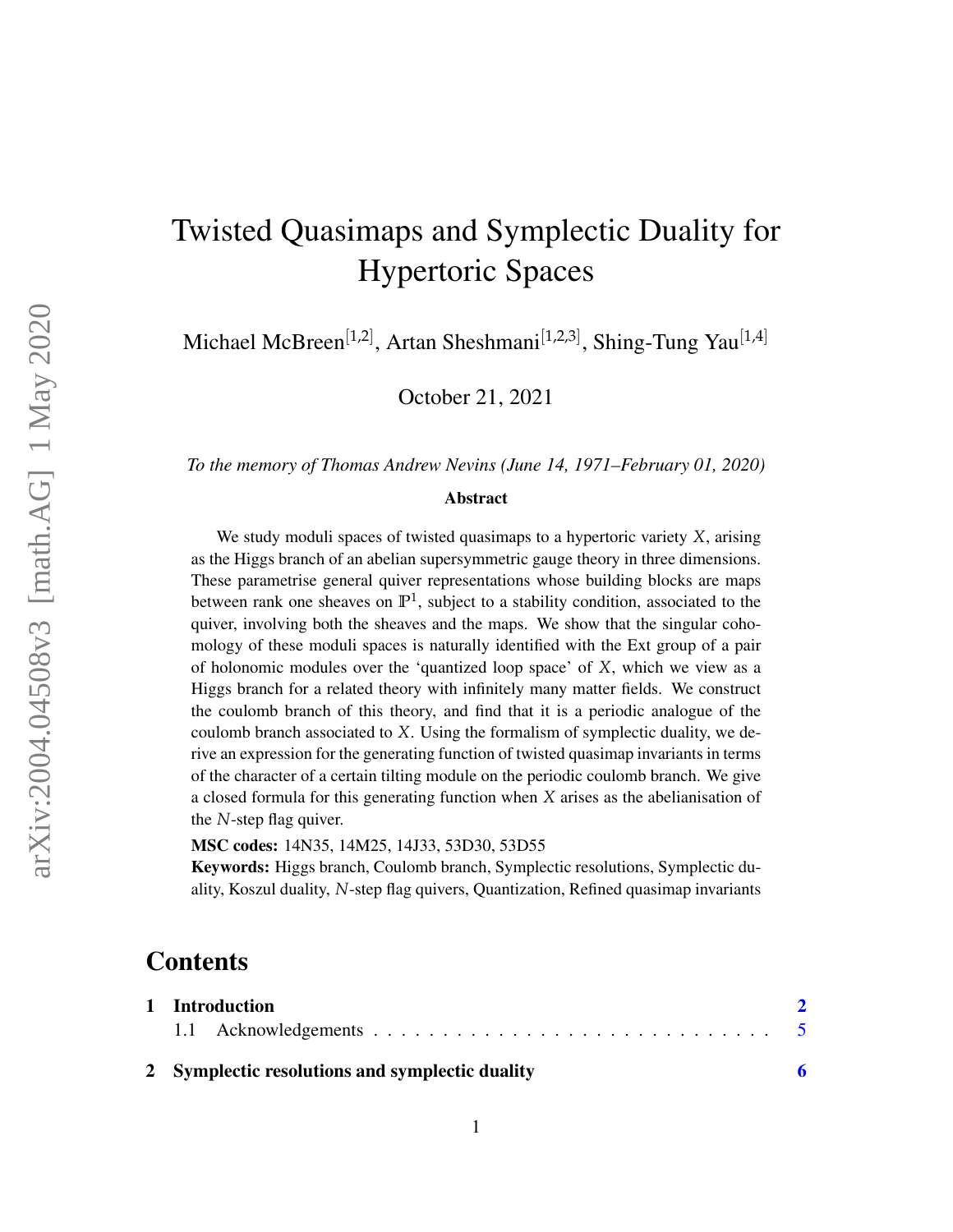# Twisted Quasimaps and Symplectic Duality for Hypertoric Spaces

Michael McBreen[1,2], Artan Sheshmani[1,2,3], Shing-Tung Yau[1,4]

October 21, 2021

*To the memory of Thomas Andrew Nevins (June 14, 1971–February 01, 2020)*

**Abstract**

We study moduli spaces of twisted quasimaps to a hypertoric variety $X$, arising as the Higgs branch of an abelian supersymmetric gauge theory in three dimensions. These parametrise general quiver representations whose building blocks are maps between rank one sheaves on $\mathbb{P}^1$, subject to a stability condition, associated to the quiver, involving both the sheaves and the maps. We show that the singular cohomology of these moduli spaces is naturally identified with the Ext group of a pair of holonomic modules over the 'quantized loop space' of $X$, which we view as a Higgs branch for a related theory with infinitely many matter fields. We construct the coulomb branch of this theory, and find that it is a periodic analogue of the coulomb branch associated to $X$. Using the formalism of symplectic duality, we derive an expression for the generating function of twisted quasimap invariants in terms of the character of a certain tilting module on the periodic coulomb branch. We give a closed formula for this generating function when $X$ arises as the abelianisation of the $N$-step flag quiver.

**MSC codes:** 14N35, 14M25, 14J33, 53D30, 53D55

**Keywords:** Higgs branch, Coulomb branch, Symplectic resolutions, Symplectic duality, Koszul duality, $N$-step flag quivers, Quantization, Refined quasimap invariants

## Contents

**1 Introduction** 2
- 1.1 Acknowledgements 5

**2 Symplectic resolutions and symplectic duality** 6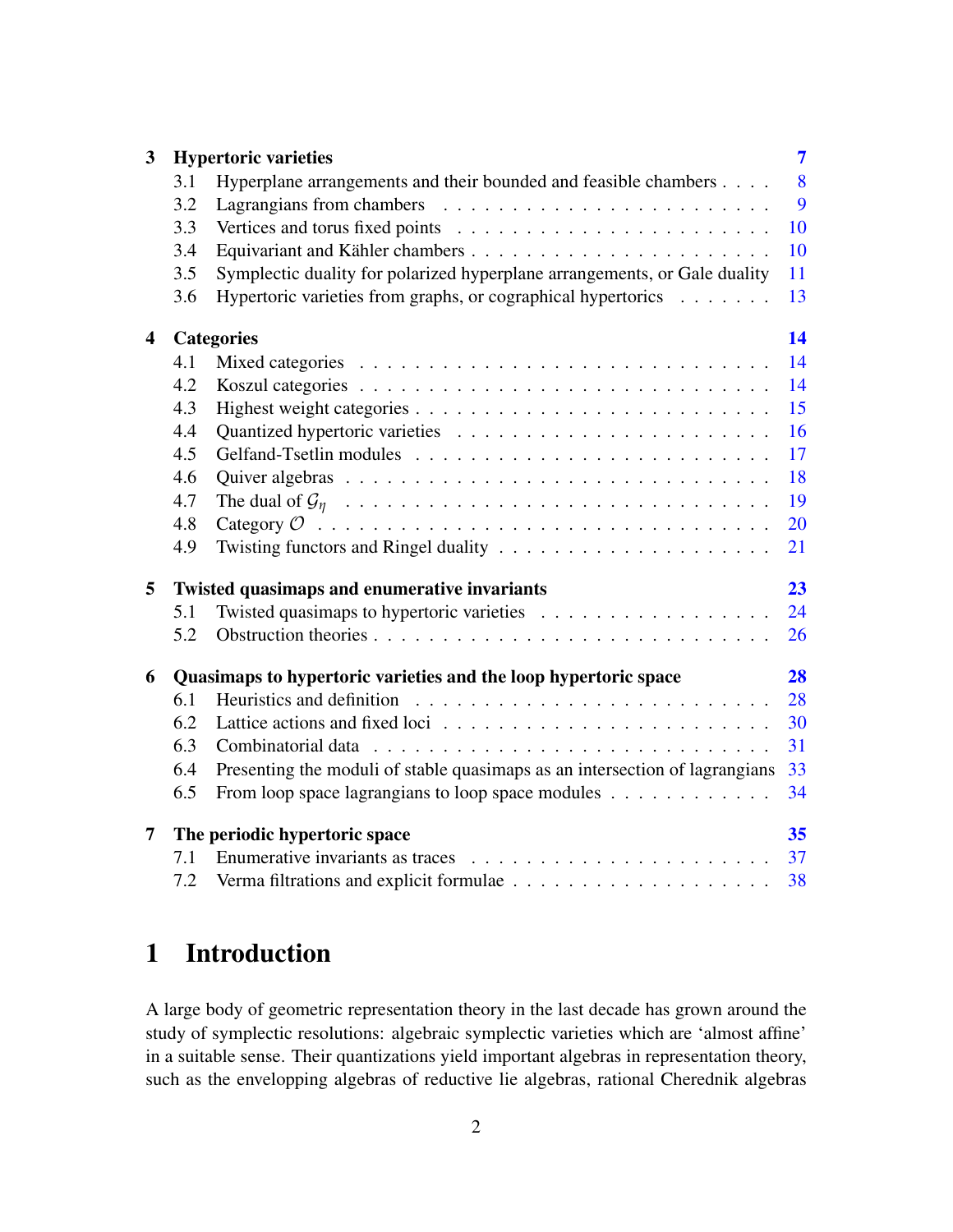| | | |
|---|---|---|
| **3** | **Hypertoric varieties** | **7** |
| 3.1 | Hyperplane arrangements and their bounded and feasible chambers | 8 |
| 3.2 | Lagrangians from chambers | 9 |
| 3.3 | Vertices and torus fixed points | 10 |
| 3.4 | Equivariant and Kähler chambers | 10 |
| 3.5 | Symplectic duality for polarized hyperplane arrangements, or Gale duality | 11 |
| 3.6 | Hypertoric varieties from graphs, or cographical hypertorics | 13 |
| **4** | **Categories** | **14** |
| 4.1 | Mixed categories | 14 |
| 4.2 | Koszul categories | 14 |
| 4.3 | Highest weight categories | 15 |
| 4.4 | Quantized hypertoric varieties | 16 |
| 4.5 | Gelfand-Tsetlin modules | 17 |
| 4.6 | Quiver algebras | 18 |
| 4.7 | The dual of $\mathcal{G}_\eta$ | 19 |
| 4.8 | Category $\mathcal{O}$ | 20 |
| 4.9 | Twisting functors and Ringel duality | 21 |
| **5** | **Twisted quasimaps and enumerative invariants** | **23** |
| 5.1 | Twisted quasimaps to hypertoric varieties | 24 |
| 5.2 | Obstruction theories | 26 |
| **6** | **Quasimaps to hypertoric varieties and the loop hypertoric space** | **28** |
| 6.1 | Heuristics and definition | 28 |
| 6.2 | Lattice actions and fixed loci | 30 |
| 6.3 | Combinatorial data | 31 |
| 6.4 | Presenting the moduli of stable quasimaps as an intersection of lagrangians | 33 |
| 6.5 | From loop space lagrangians to loop space modules | 34 |
| **7** | **The periodic hypertoric space** | **35** |
| 7.1 | Enumerative invariants as traces | 37 |
| 7.2 | Verma filtrations and explicit formulae | 38 |

# 1 Introduction

A large body of geometric representation theory in the last decade has grown around the study of symplectic resolutions: algebraic symplectic varieties which are 'almost affine' in a suitable sense. Their quantizations yield important algebras in representation theory, such as the envelopping algebras of reductive lie algebras, rational Cherednik algebras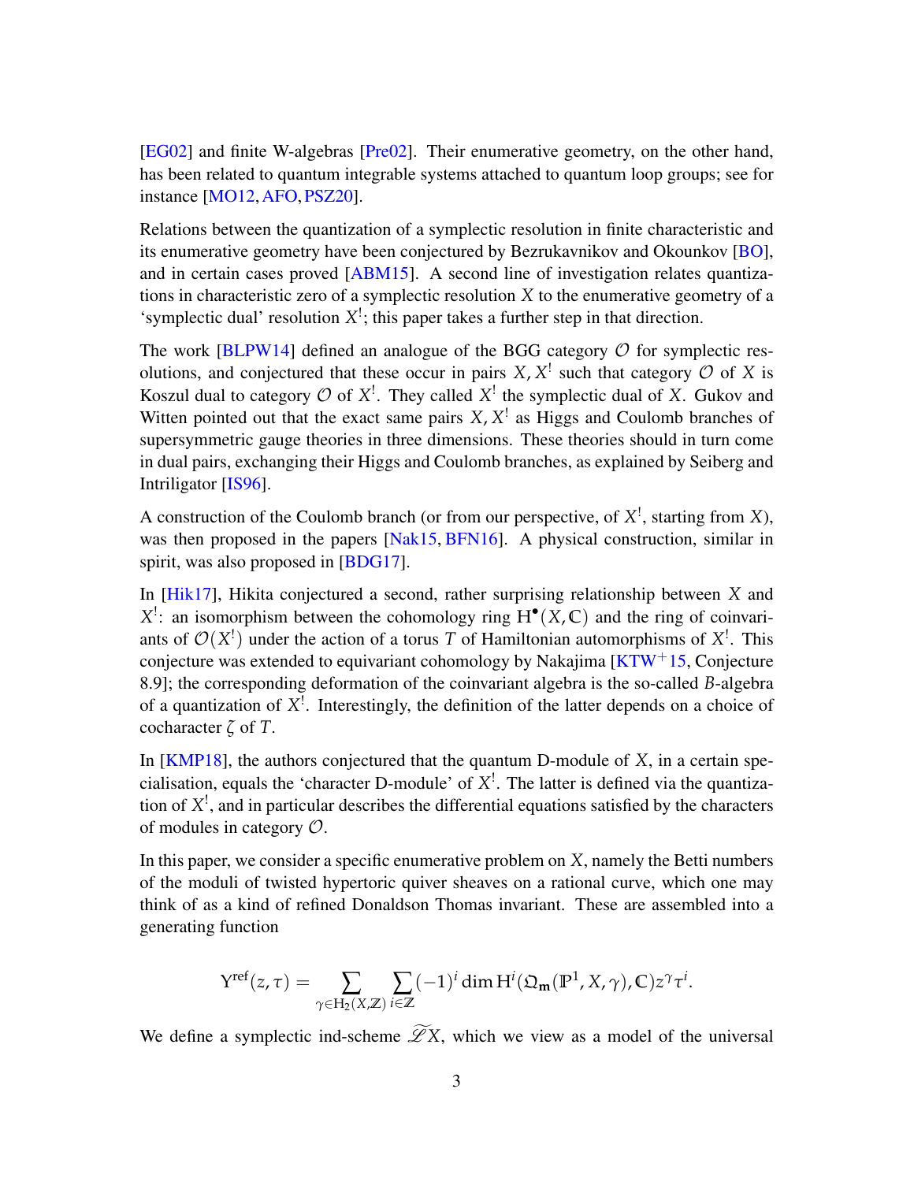[EG02] and finite W-algebras [Pre02]. Their enumerative geometry, on the other hand, has been related to quantum integrable systems attached to quantum loop groups; see for instance [MO12, AFO, PSZ20].

Relations between the quantization of a symplectic resolution in finite characteristic and its enumerative geometry have been conjectured by Bezrukavnikov and Okounkov [BO], and in certain cases proved [ABM15]. A second line of investigation relates quantizations in characteristic zero of a symplectic resolution $X$ to the enumerative geometry of a 'symplectic dual' resolution $X^!$; this paper takes a further step in that direction.

The work [BLPW14] defined an analogue of the BGG category $\mathcal{O}$ for symplectic resolutions, and conjectured that these occur in pairs $X, X^!$ such that category $\mathcal{O}$ of $X$ is Koszul dual to category $\mathcal{O}$ of $X^!$. They called $X^!$ the symplectic dual of $X$. Gukov and Witten pointed out that the exact same pairs $X, X^!$ as Higgs and Coulomb branches of supersymmetric gauge theories in three dimensions. These theories should in turn come in dual pairs, exchanging their Higgs and Coulomb branches, as explained by Seiberg and Intriligator [IS96].

A construction of the Coulomb branch (or from our perspective, of $X^!$, starting from $X$), was then proposed in the papers [Nak15, BFN16]. A physical construction, similar in spirit, was also proposed in [BDG17].

In [Hik17], Hikita conjectured a second, rather surprising relationship between $X$ and $X^!$: an isomorphism between the cohomology ring $\mathrm{H}^\bullet(X, \mathbb{C})$ and the ring of coinvariants of $\mathcal{O}(X^!)$ under the action of a torus $T$ of Hamiltonian automorphisms of $X^!$. This conjecture was extended to equivariant cohomology by Nakajima [KTW$^+$15, Conjecture 8.9]; the corresponding deformation of the coinvariant algebra is the so-called $B$-algebra of a quantization of $X^!$. Interestingly, the definition of the latter depends on a choice of cocharacter $\zeta$ of $T$.

In [KMP18], the authors conjectured that the quantum D-module of $X$, in a certain specialisation, equals the 'character D-module' of $X^!$. The latter is defined via the quantization of $X^!$, and in particular describes the differential equations satisfied by the characters of modules in category $\mathcal{O}$.

In this paper, we consider a specific enumerative problem on $X$, namely the Betti numbers of the moduli of twisted hypertoric quiver sheaves on a rational curve, which one may think of as a kind of refined Donaldson Thomas invariant. These are assembled into a generating function

$$\mathrm{Y}^{\mathrm{ref}}(z, \tau) = \sum_{\gamma \in \mathrm{H}_2(X, \mathbb{Z})} \sum_{i \in \mathbb{Z}} (-1)^i \dim \mathrm{H}^i(\mathfrak{Q}_{\mathbf{m}}(\mathbb{P}^1, X, \gamma), \mathbb{C}) z^\gamma \tau^i.$$

We define a symplectic ind-scheme $\widetilde{\mathscr{L}}X$, which we view as a model of the universal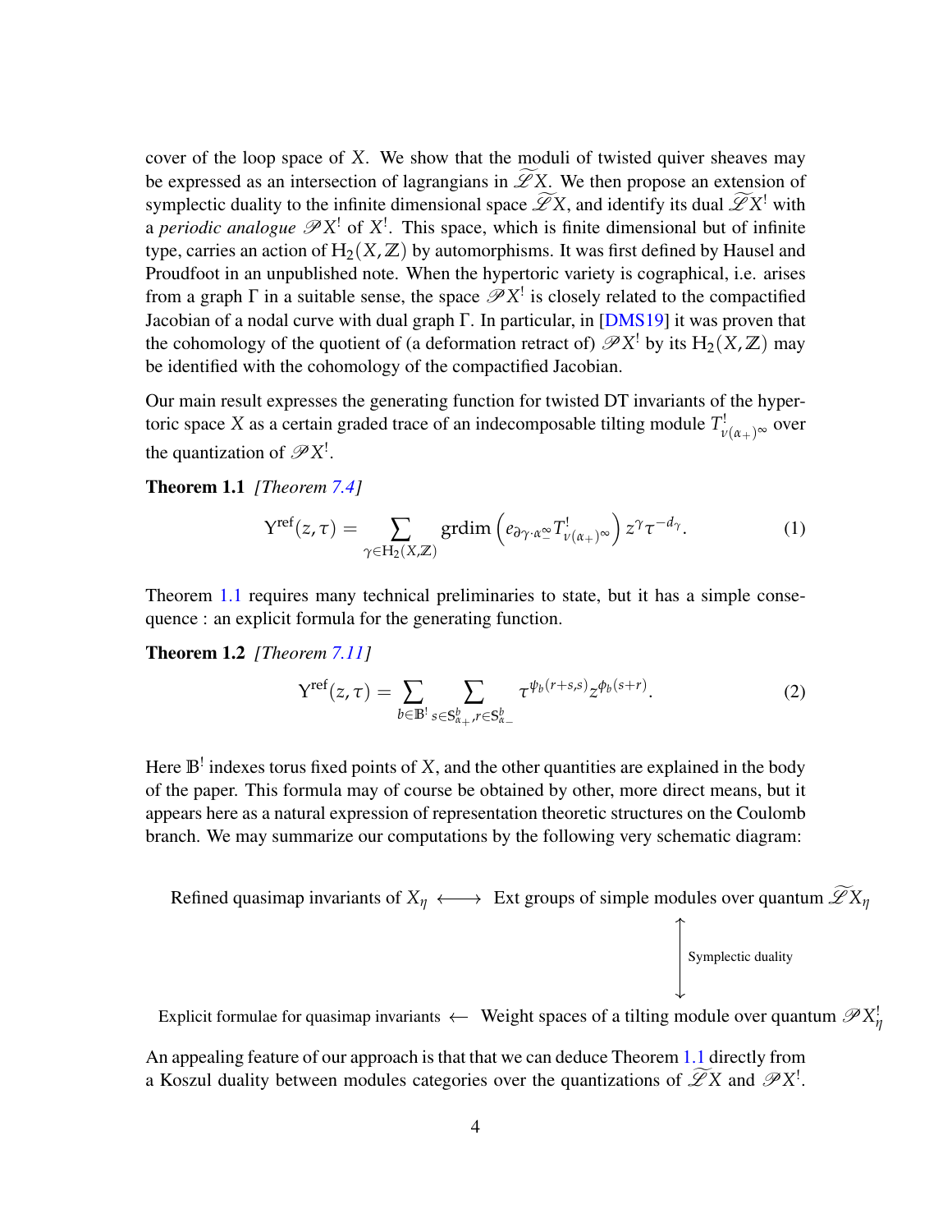cover of the loop space of $X$. We show that the moduli of twisted quiver sheaves may be expressed as an intersection of lagrangians in $\widetilde{\mathscr{L}}X$. We then propose an extension of symplectic duality to the infinite dimensional space $\widetilde{\mathscr{L}}X$, and identify its dual $\widetilde{\mathscr{L}}X^!$ with a *periodic analogue* $\mathscr{P}X^!$ of $X^!$. This space, which is finite dimensional but of infinite type, carries an action of $\mathrm{H}_2(X,\mathbb{Z})$ by automorphisms. It was first defined by Hausel and Proudfoot in an unpublished note. When the hypertoric variety is cographical, i.e. arises from a graph $\Gamma$ in a suitable sense, the space $\mathscr{P}X^!$ is closely related to the compactified Jacobian of a nodal curve with dual graph $\Gamma$. In particular, in [DMS19] it was proven that the cohomology of the quotient of (a deformation retract of) $\mathscr{P}X^!$ by its $\mathrm{H}_2(X,\mathbb{Z})$ may be identified with the cohomology of the compactified Jacobian.

Our main result expresses the generating function for twisted DT invariants of the hypertoric space $X$ as a certain graded trace of an indecomposable tilting module $T^!_{\nu(\alpha_+)^\infty}$ over the quantization of $\mathscr{P}X^!$.

**Theorem 1.1** *[Theorem 7.4]*

$$\Upsilon^{\mathrm{ref}}(z,\tau) = \sum_{\gamma \in \mathrm{H}_2(X,\mathbb{Z})} \operatorname{grdim}\left(e_{\partial\gamma\cdot\alpha_-^\infty} T^!_{\nu(\alpha_+)^\infty}\right) z^\gamma \tau^{-d_\gamma}. \tag{1}$$

Theorem 1.1 requires many technical preliminaries to state, but it has a simple consequence : an explicit formula for the generating function.

**Theorem 1.2** *[Theorem 7.11]*

$$\Upsilon^{\mathrm{ref}}(z,\tau) = \sum_{b\in\mathbb{B}^!} \sum_{s\in\mathbb{S}^b_{\alpha_+}, r\in\mathbb{S}^b_{\alpha_-}} \tau^{\psi_b(r+s,s)} z^{\phi_b(s+r)}. \tag{2}$$

Here $\mathbb{B}^!$ indexes torus fixed points of $X$, and the other quantities are explained in the body of the paper. This formula may of course be obtained by other, more direct means, but it appears here as a natural expression of representation theoretic structures on the Coulomb branch. We may summarize our computations by the following very schematic diagram:

$$\begin{array}{ccc}
\text{Refined quasimap invariants of } X_\eta & \longleftrightarrow & \text{Ext groups of simple modules over quantum } \widetilde{\mathscr{L}}X_\eta \\
 & & \Big\updownarrow \text{ Symplectic duality} \\
\text{Explicit formulae for quasimap invariants} & \longleftarrow & \text{Weight spaces of a tilting module over quantum } \mathscr{P}X^!_\eta
\end{array}$$

An appealing feature of our approach is that that we can deduce Theorem 1.1 directly from a Koszul duality between modules categories over the quantizations of $\widetilde{\mathscr{L}}X$ and $\mathscr{P}X^!$.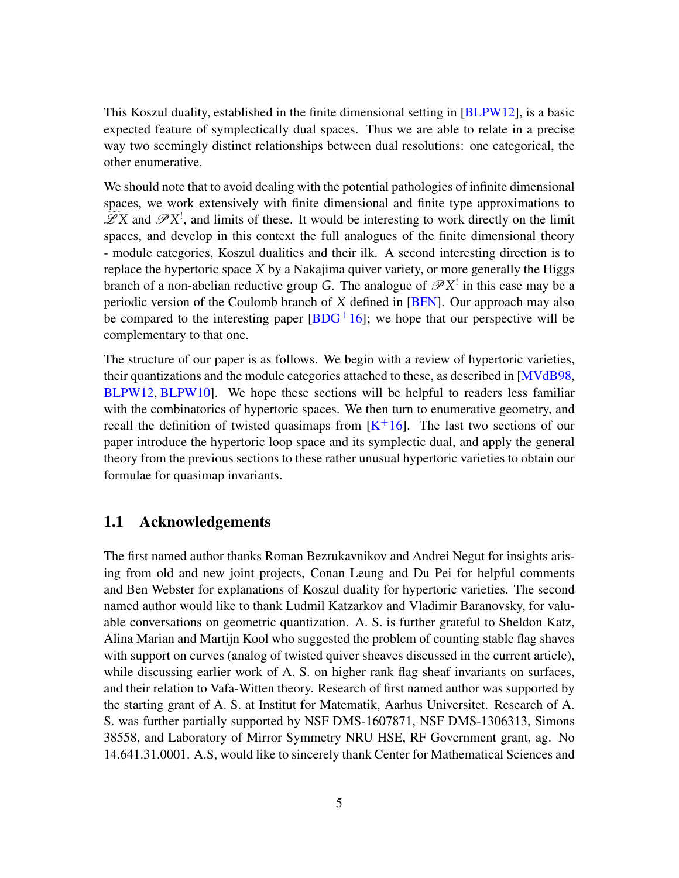This Koszul duality, established in the finite dimensional setting in [BLPW12], is a basic expected feature of symplectically dual spaces. Thus we are able to relate in a precise way two seemingly distinct relationships between dual resolutions: one categorical, the other enumerative.

We should note that to avoid dealing with the potential pathologies of infinite dimensional spaces, we work extensively with finite dimensional and finite type approximations to $\widetilde{\mathscr{L}}X$ and $\mathscr{P}X^!$, and limits of these. It would be interesting to work directly on the limit spaces, and develop in this context the full analogues of the finite dimensional theory - module categories, Koszul dualities and their ilk. A second interesting direction is to replace the hypertoric space $X$ by a Nakajima quiver variety, or more generally the Higgs branch of a non-abelian reductive group $G$. The analogue of $\mathscr{P}X^!$ in this case may be a periodic version of the Coulomb branch of $X$ defined in [BFN]. Our approach may also be compared to the interesting paper [BDG+16]; we hope that our perspective will be complementary to that one.

The structure of our paper is as follows. We begin with a review of hypertoric varieties, their quantizations and the module categories attached to these, as described in [MVdB98, BLPW12, BLPW10]. We hope these sections will be helpful to readers less familiar with the combinatorics of hypertoric spaces. We then turn to enumerative geometry, and recall the definition of twisted quasimaps from [K+16]. The last two sections of our paper introduce the hypertoric loop space and its symplectic dual, and apply the general theory from the previous sections to these rather unusual hypertoric varieties to obtain our formulae for quasimap invariants.

## 1.1 Acknowledgements

The first named author thanks Roman Bezrukavnikov and Andrei Negut for insights arising from old and new joint projects, Conan Leung and Du Pei for helpful comments and Ben Webster for explanations of Koszul duality for hypertoric varieties. The second named author would like to thank Ludmil Katzarkov and Vladimir Baranovsky, for valuable conversations on geometric quantization. A. S. is further grateful to Sheldon Katz, Alina Marian and Martijn Kool who suggested the problem of counting stable flag shaves with support on curves (analog of twisted quiver sheaves discussed in the current article), while discussing earlier work of A. S. on higher rank flag sheaf invariants on surfaces, and their relation to Vafa-Witten theory. Research of first named author was supported by the starting grant of A. S. at Institut for Matematik, Aarhus Universitet. Research of A. S. was further partially supported by NSF DMS-1607871, NSF DMS-1306313, Simons 38558, and Laboratory of Mirror Symmetry NRU HSE, RF Government grant, ag. No 14.641.31.0001. A.S, would like to sincerely thank Center for Mathematical Sciences and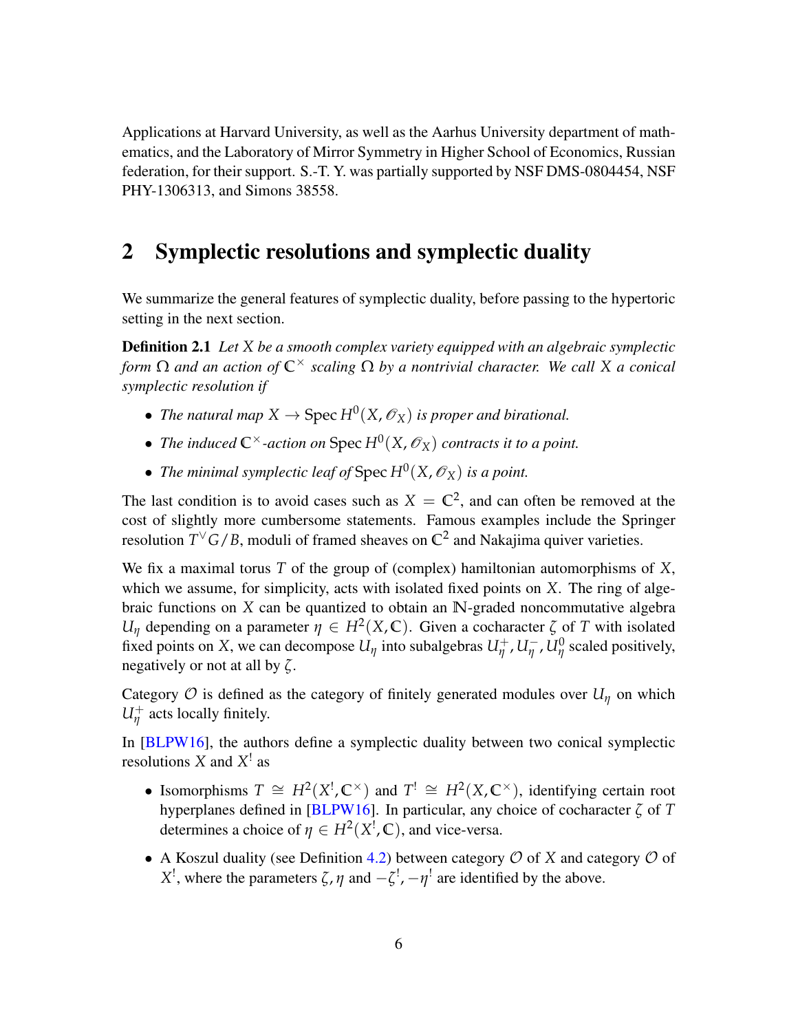Applications at Harvard University, as well as the Aarhus University department of mathematics, and the Laboratory of Mirror Symmetry in Higher School of Economics, Russian federation, for their support. S.-T. Y. was partially supported by NSF DMS-0804454, NSF PHY-1306313, and Simons 38558.

## 2 Symplectic resolutions and symplectic duality

We summarize the general features of symplectic duality, before passing to the hypertoric setting in the next section.

**Definition 2.1** *Let $X$ be a smooth complex variety equipped with an algebraic symplectic form $\Omega$ and an action of $\mathbb{C}^\times$ scaling $\Omega$ by a nontrivial character. We call $X$ a conical symplectic resolution if*

- *The natural map $X \to \operatorname{Spec} H^0(X, \mathscr{O}_X)$ is proper and birational.*
- *The induced $\mathbb{C}^\times$-action on $\operatorname{Spec} H^0(X, \mathscr{O}_X)$ contracts it to a point.*
- *The minimal symplectic leaf of $\operatorname{Spec} H^0(X, \mathscr{O}_X)$ is a point.*

The last condition is to avoid cases such as $X = \mathbb{C}^2$, and can often be removed at the cost of slightly more cumbersome statements. Famous examples include the Springer resolution $T^\vee G/B$, moduli of framed sheaves on $\mathbb{C}^2$ and Nakajima quiver varieties.

We fix a maximal torus $T$ of the group of (complex) hamiltonian automorphisms of $X$, which we assume, for simplicity, acts with isolated fixed points on $X$. The ring of algebraic functions on $X$ can be quantized to obtain an $\mathbb{N}$-graded noncommutative algebra $U_\eta$ depending on a parameter $\eta \in H^2(X, \mathbb{C})$. Given a cocharacter $\zeta$ of $T$ with isolated fixed points on $X$, we can decompose $U_\eta$ into subalgebras $U_\eta^+, U_\eta^-, U_\eta^0$ scaled positively, negatively or not at all by $\zeta$.

Category $\mathcal{O}$ is defined as the category of finitely generated modules over $U_\eta$ on which $U_\eta^+$ acts locally finitely.

In [BLPW16], the authors define a symplectic duality between two conical symplectic resolutions $X$ and $X^!$ as

- Isomorphisms $T \cong H^2(X^!, \mathbb{C}^\times)$ and $T^! \cong H^2(X, \mathbb{C}^\times)$, identifying certain root hyperplanes defined in [BLPW16]. In particular, any choice of cocharacter $\zeta$ of $T$ determines a choice of $\eta \in H^2(X^!, \mathbb{C})$, and vice-versa.
- A Koszul duality (see Definition 4.2) between category $\mathcal{O}$ of $X$ and category $\mathcal{O}$ of $X^!$, where the parameters $\zeta, \eta$ and $-\zeta^!, -\eta^!$ are identified by the above.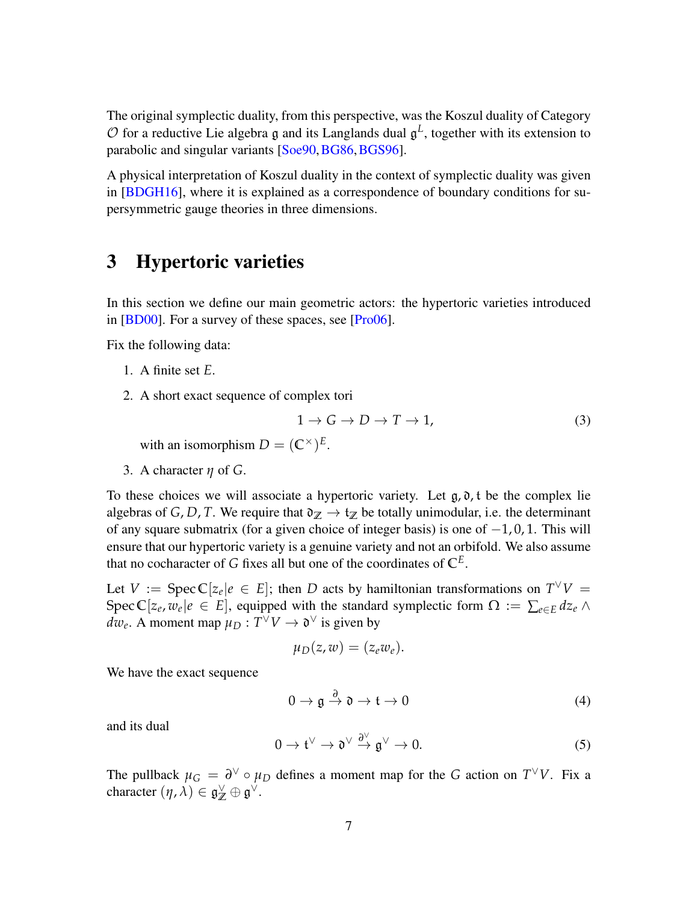The original symplectic duality, from this perspective, was the Koszul duality of Category $\mathcal{O}$ for a reductive Lie algebra $\mathfrak{g}$ and its Langlands dual $\mathfrak{g}^L$, together with its extension to parabolic and singular variants [Soe90, BG86, BGS96].

A physical interpretation of Koszul duality in the context of symplectic duality was given in [BDGH16], where it is explained as a correspondence of boundary conditions for supersymmetric gauge theories in three dimensions.

# 3 Hypertoric varieties

In this section we define our main geometric actors: the hypertoric varieties introduced in [BD00]. For a survey of these spaces, see [Pro06].

Fix the following data:

1. A finite set $E$.
2. A short exact sequence of complex tori
$$1 \to G \to D \to T \to 1, \tag{3}$$
with an isomorphism $D = (\mathbb{C}^\times)^E$.
3. A character $\eta$ of $G$.

To these choices we will associate a hypertoric variety. Let $\mathfrak{g}, \mathfrak{d}, \mathfrak{t}$ be the complex lie algebras of $G, D, T$. We require that $\mathfrak{d}_\mathbb{Z} \to \mathfrak{t}_\mathbb{Z}$ be totally unimodular, i.e. the determinant of any square submatrix (for a given choice of integer basis) is one of $-1, 0, 1$. This will ensure that our hypertoric variety is a genuine variety and not an orbifold. We also assume that no cocharacter of $G$ fixes all but one of the coordinates of $\mathbb{C}^E$.

Let $V := \operatorname{Spec} \mathbb{C}[z_e | e \in E]$; then $D$ acts by hamiltonian transformations on $T^\vee V = \operatorname{Spec} \mathbb{C}[z_e, w_e | e \in E]$, equipped with the standard symplectic form $\Omega := \sum_{e \in E} dz_e \wedge dw_e$. A moment map $\mu_D : T^\vee V \to \mathfrak{d}^\vee$ is given by

$$\mu_D(z, w) = (z_e w_e).$$

We have the exact sequence

$$0 \to \mathfrak{g} \xrightarrow{\partial} \mathfrak{d} \to \mathfrak{t} \to 0 \tag{4}$$

and its dual

$$0 \to \mathfrak{t}^\vee \to \mathfrak{d}^\vee \xrightarrow{\partial^\vee} \mathfrak{g}^\vee \to 0. \tag{5}$$

The pullback $\mu_G = \partial^\vee \circ \mu_D$ defines a moment map for the $G$ action on $T^\vee V$. Fix a character $(\eta, \lambda) \in \mathfrak{g}^\vee_\mathbb{Z} \oplus \mathfrak{g}^\vee$.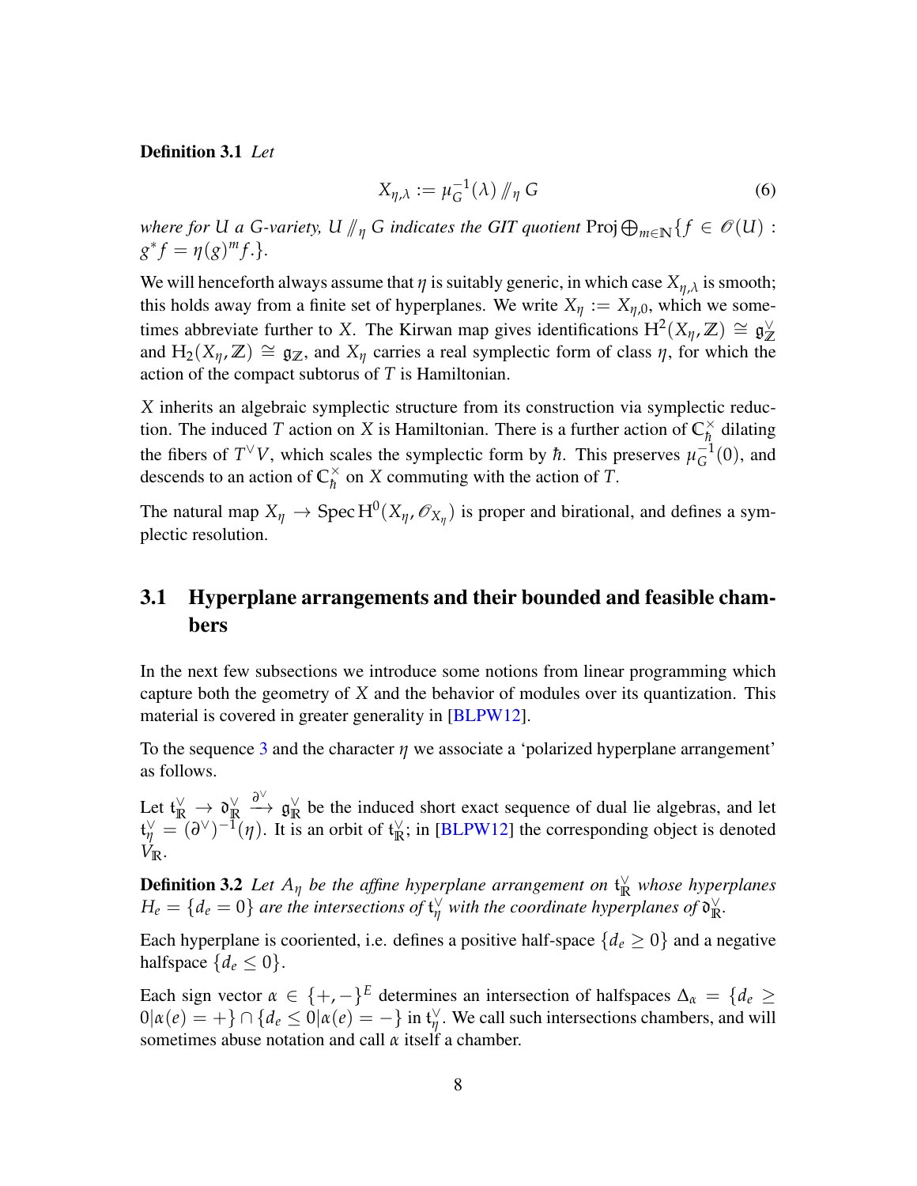**Definition 3.1** *Let*

$$X_{\eta,\lambda} := \mu_G^{-1}(\lambda) /\!\!/_{\eta} G \tag{6}$$

*where for $U$ a $G$-variety, $U /\!\!/_{\eta} G$ indicates the GIT quotient $\operatorname{Proj} \bigoplus_{m \in \mathbb{N}} \{f \in \mathscr{O}(U) : g^* f = \eta(g)^m f.\}$.*

We will henceforth always assume that $\eta$ is suitably generic, in which case $X_{\eta,\lambda}$ is smooth; this holds away from a finite set of hyperplanes. We write $X_\eta := X_{\eta,0}$, which we sometimes abbreviate further to $X$. The Kirwan map gives identifications $\mathrm{H}^2(X_\eta, \mathbb{Z}) \cong \mathfrak{g}_{\mathbb{Z}}^{\vee}$ and $\mathrm{H}_2(X_\eta, \mathbb{Z}) \cong \mathfrak{g}_{\mathbb{Z}}$, and $X_\eta$ carries a real symplectic form of class $\eta$, for which the action of the compact subtorus of $T$ is Hamiltonian.

$X$ inherits an algebraic symplectic structure from its construction via symplectic reduction. The induced $T$ action on $X$ is Hamiltonian. There is a further action of $\mathbb{C}_{\hbar}^{\times}$ dilating the fibers of $T^\vee V$, which scales the symplectic form by $\hbar$. This preserves $\mu_G^{-1}(0)$, and descends to an action of $\mathbb{C}_{\hbar}^{\times}$ on $X$ commuting with the action of $T$.

The natural map $X_\eta \to \operatorname{Spec} \mathrm{H}^0(X_\eta, \mathscr{O}_{X_\eta})$ is proper and birational, and defines a symplectic resolution.

## 3.1 Hyperplane arrangements and their bounded and feasible chambers

In the next few subsections we introduce some notions from linear programming which capture both the geometry of $X$ and the behavior of modules over its quantization. This material is covered in greater generality in [BLPW12].

To the sequence 3 and the character $\eta$ we associate a 'polarized hyperplane arrangement' as follows.

Let $\mathfrak{t}_{\mathbb{R}}^{\vee} \to \mathfrak{d}_{\mathbb{R}}^{\vee} \xrightarrow{\partial^\vee} \mathfrak{g}_{\mathbb{R}}^{\vee}$ be the induced short exact sequence of dual lie algebras, and let $\mathfrak{t}_{\eta}^{\vee} = (\partial^\vee)^{-1}(\eta)$. It is an orbit of $\mathfrak{t}_{\mathbb{R}}^{\vee}$; in [BLPW12] the corresponding object is denoted $V_{\mathbb{R}}$.

**Definition 3.2** *Let $A_\eta$ be the affine hyperplane arrangement on $\mathfrak{t}_{\mathbb{R}}^{\vee}$ whose hyperplanes $H_e = \{d_e = 0\}$ are the intersections of $\mathfrak{t}_{\eta}^{\vee}$ with the coordinate hyperplanes of $\mathfrak{d}_{\mathbb{R}}^{\vee}$.*

Each hyperplane is cooriented, i.e. defines a positive half-space $\{d_e \geq 0\}$ and a negative halfspace $\{d_e \leq 0\}$.

Each sign vector $\alpha \in \{+,-\}^E$ determines an intersection of halfspaces $\Delta_\alpha = \{d_e \geq 0 | \alpha(e) = +\} \cap \{d_e \leq 0 | \alpha(e) = -\}$ in $\mathfrak{t}_{\eta}^{\vee}$. We call such intersections chambers, and will sometimes abuse notation and call $\alpha$ itself a chamber.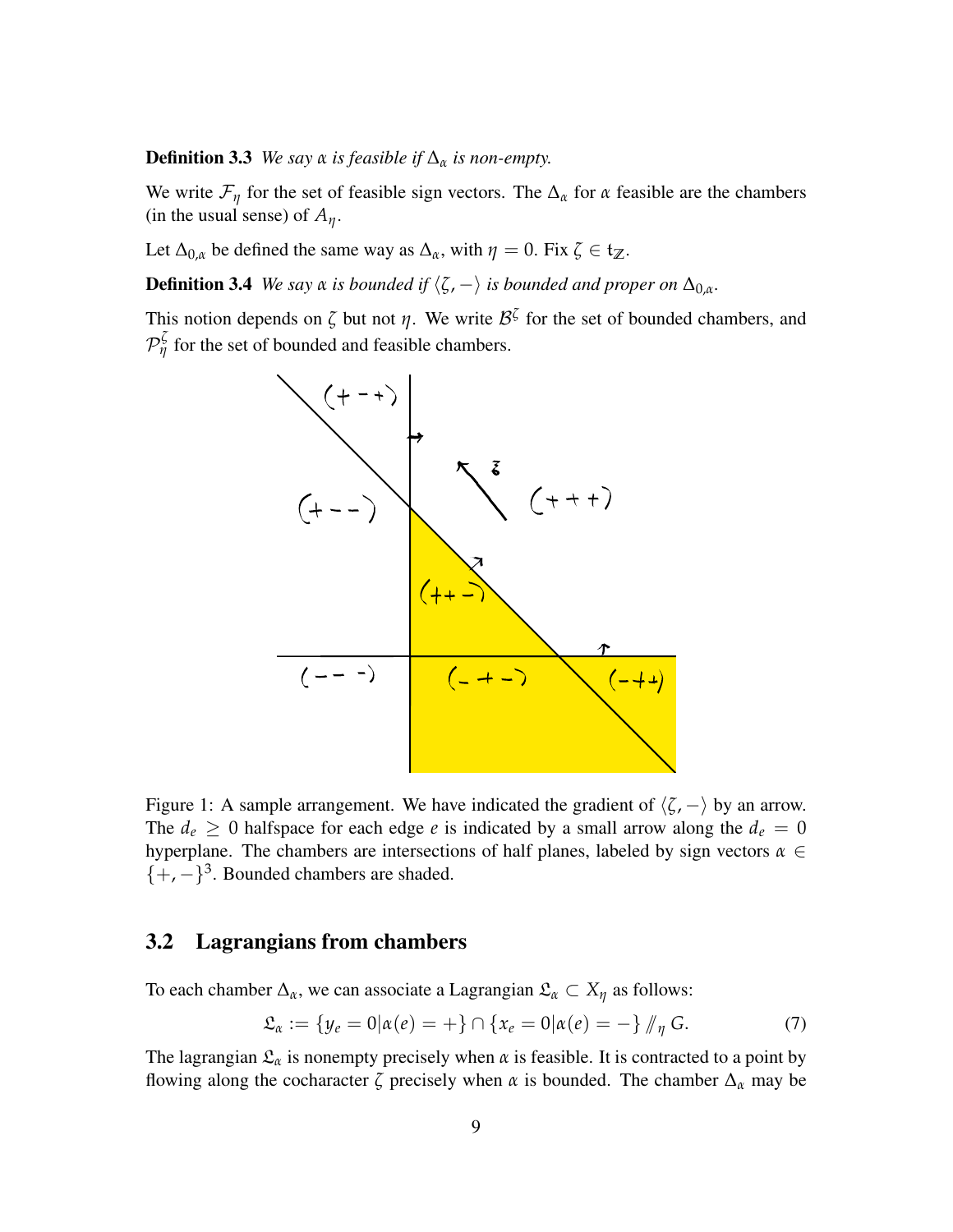**Definition 3.3** *We say $\alpha$ is feasible if $\Delta_\alpha$ is non-empty.*

We write $\mathcal{F}_\eta$ for the set of feasible sign vectors. The $\Delta_\alpha$ for $\alpha$ feasible are the chambers (in the usual sense) of $A_\eta$.

Let $\Delta_{0,\alpha}$ be defined the same way as $\Delta_\alpha$, with $\eta = 0$. Fix $\zeta \in \mathfrak{t}_\mathbb{Z}$.

**Definition 3.4** *We say $\alpha$ is bounded if $\langle \zeta, - \rangle$ is bounded and proper on $\Delta_{0,\alpha}$.*

This notion depends on $\zeta$ but not $\eta$. We write $\mathcal{B}^\zeta$ for the set of bounded chambers, and $\mathcal{P}^\zeta_\eta$ for the set of bounded and feasible chambers.

Figure 1: A sample arrangement. We have indicated the gradient of $\langle \zeta, - \rangle$ by an arrow. The $d_e \geq 0$ halfspace for each edge $e$ is indicated by a small arrow along the $d_e = 0$ hyperplane. The chambers are intersections of half planes, labeled by sign vectors $\alpha \in \{+,-\}^3$. Bounded chambers are shaded.

### 3.2 Lagrangians from chambers

To each chamber $\Delta_\alpha$, we can associate a Lagrangian $\mathfrak{L}_\alpha \subset X_\eta$ as follows:

$$\mathfrak{L}_\alpha := \{y_e = 0 | \alpha(e) = +\} \cap \{x_e = 0 | \alpha(e) = -\} /\!\!/_\eta G. \tag{7}$$

The lagrangian $\mathfrak{L}_\alpha$ is nonempty precisely when $\alpha$ is feasible. It is contracted to a point by flowing along the cocharacter $\zeta$ precisely when $\alpha$ is bounded. The chamber $\Delta_\alpha$ may be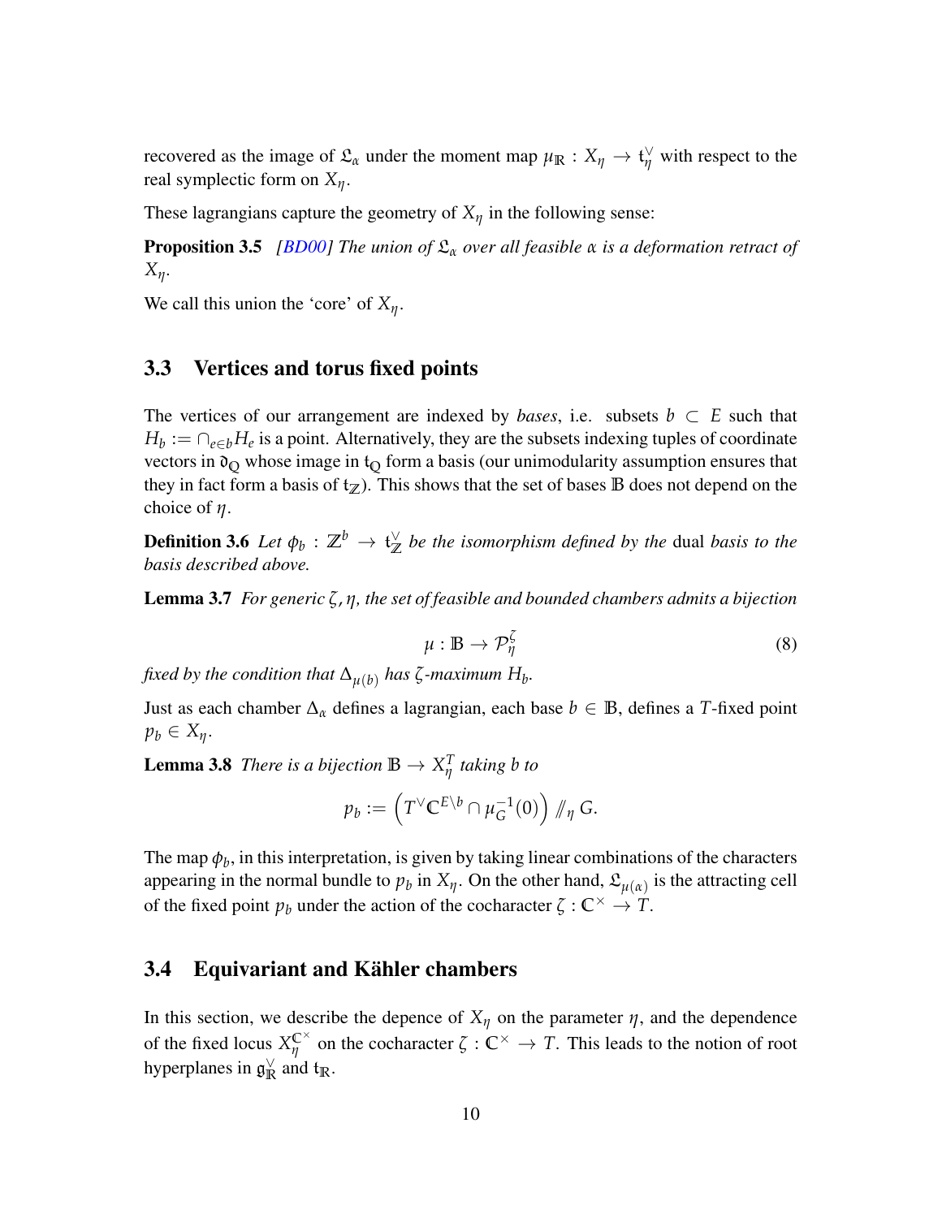recovered as the image of $\mathfrak{L}_\alpha$ under the moment map $\mu_\mathbb{R} : X_\eta \to \mathfrak{t}_\eta^\vee$ with respect to the real symplectic form on $X_\eta$.

These lagrangians capture the geometry of $X_\eta$ in the following sense:

**Proposition 3.5** *[BD00] The union of $\mathfrak{L}_\alpha$ over all feasible $\alpha$ is a deformation retract of $X_\eta$.*

We call this union the 'core' of $X_\eta$.

## 3.3 Vertices and torus fixed points

The vertices of our arrangement are indexed by *bases*, i.e. subsets $b \subset E$ such that $H_b := \cap_{e \in b} H_e$ is a point. Alternatively, they are the subsets indexing tuples of coordinate vectors in $\mathfrak{d}_\mathbb{Q}$ whose image in $\mathfrak{t}_\mathbb{Q}$ form a basis (our unimodularity assumption ensures that they in fact form a basis of $\mathfrak{t}_\mathbb{Z}$). This shows that the set of bases $\mathbb{B}$ does not depend on the choice of $\eta$.

**Definition 3.6** *Let $\phi_b : \mathbb{Z}^b \to \mathfrak{t}_\mathbb{Z}^\vee$ be the isomorphism defined by the* dual *basis to the basis described above.*

**Lemma 3.7** *For generic $\zeta, \eta$, the set of feasible and bounded chambers admits a bijection*

$$\mu : \mathbb{B} \to \mathcal{P}_\eta^\zeta \tag{8}$$

*fixed by the condition that $\Delta_{\mu(b)}$ has $\zeta$-maximum $H_b$.*

Just as each chamber $\Delta_\alpha$ defines a lagrangian, each base $b \in \mathbb{B}$, defines a $T$-fixed point $p_b \in X_\eta$.

**Lemma 3.8** *There is a bijection $\mathbb{B} \to X_\eta^T$ taking $b$ to*

$$p_b := \left( T^\vee \mathbb{C}^{E \setminus b} \cap \mu_G^{-1}(0) \right) /\!\!/_\eta G.$$

The map $\phi_b$, in this interpretation, is given by taking linear combinations of the characters appearing in the normal bundle to $p_b$ in $X_\eta$. On the other hand, $\mathfrak{L}_{\mu(\alpha)}$ is the attracting cell of the fixed point $p_b$ under the action of the cocharacter $\zeta : \mathbb{C}^\times \to T$.

## 3.4 Equivariant and Kähler chambers

In this section, we describe the depence of $X_\eta$ on the parameter $\eta$, and the dependence of the fixed locus $X_\eta^{\mathbb{C}^\times}$ on the cocharacter $\zeta : \mathbb{C}^\times \to T$. This leads to the notion of root hyperplanes in $\mathfrak{g}_\mathbb{R}^\vee$ and $\mathfrak{t}_\mathbb{R}$.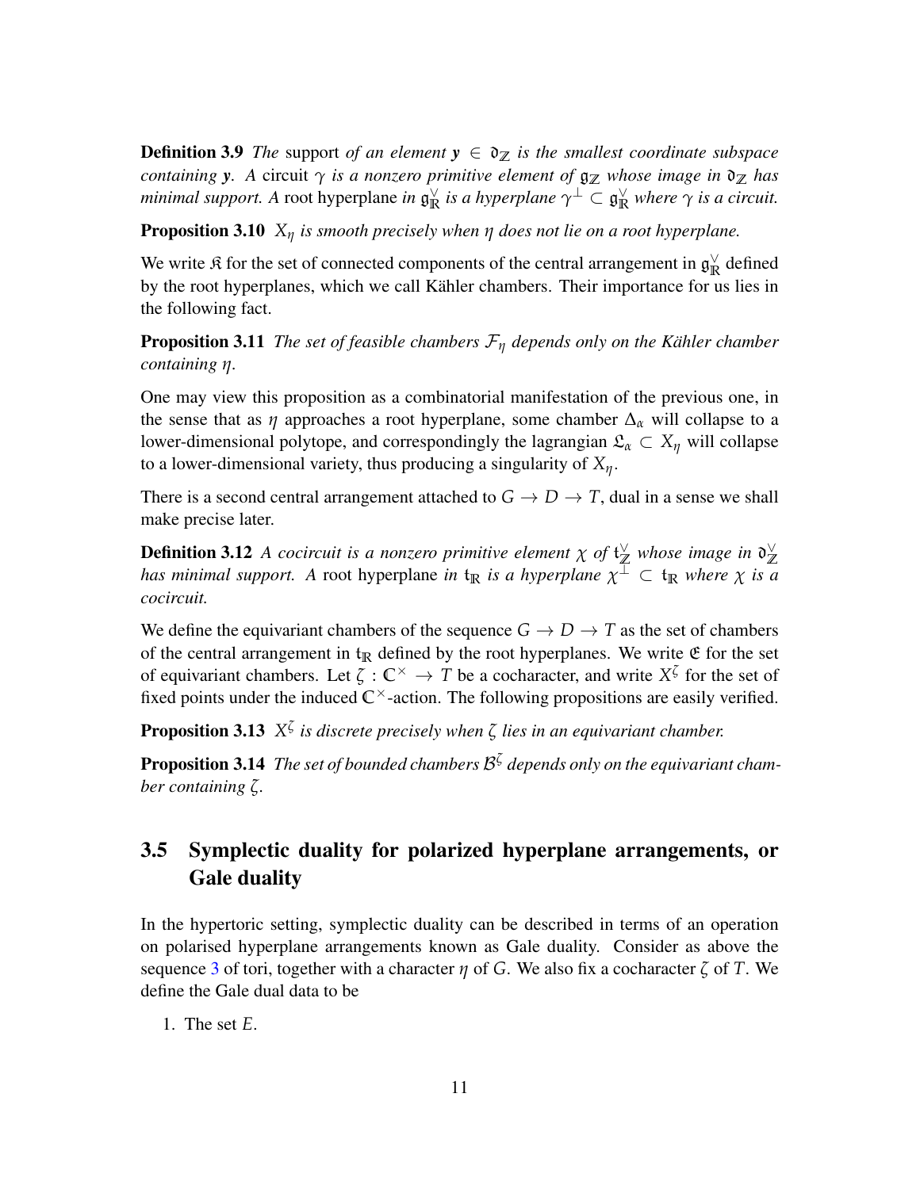**Definition 3.9** *The* support *of an element $\boldsymbol{y} \in \mathfrak{d}_{\mathbb{Z}}$ is the smallest coordinate subspace containing $\boldsymbol{y}$. A* circuit *$\gamma$ is a nonzero primitive element of $\mathfrak{g}_{\mathbb{Z}}$ whose image in $\mathfrak{d}_{\mathbb{Z}}$ has minimal support. A* root hyperplane *in $\mathfrak{g}^{\vee}_{\mathbb{R}}$ is a hyperplane $\gamma^{\perp} \subset \mathfrak{g}^{\vee}_{\mathbb{R}}$ where $\gamma$ is a circuit.*

**Proposition 3.10** *$X_{\eta}$ is smooth precisely when $\eta$ does not lie on a root hyperplane.*

We write $\mathfrak{K}$ for the set of connected components of the central arrangement in $\mathfrak{g}^{\vee}_{\mathbb{R}}$ defined by the root hyperplanes, which we call Kähler chambers. Their importance for us lies in the following fact.

**Proposition 3.11** *The set of feasible chambers $\mathcal{F}_{\eta}$ depends only on the Kähler chamber containing $\eta$.*

One may view this proposition as a combinatorial manifestation of the previous one, in the sense that as $\eta$ approaches a root hyperplane, some chamber $\Delta_{\alpha}$ will collapse to a lower-dimensional polytope, and correspondingly the lagrangian $\mathfrak{L}_{\alpha} \subset X_{\eta}$ will collapse to a lower-dimensional variety, thus producing a singularity of $X_{\eta}$.

There is a second central arrangement attached to $G \to D \to T$, dual in a sense we shall make precise later.

**Definition 3.12** *A cocircuit is a nonzero primitive element $\chi$ of $\mathfrak{t}^{\vee}_{\mathbb{Z}}$ whose image in $\mathfrak{d}^{\vee}_{\mathbb{Z}}$ has minimal support. A* root hyperplane *in $\mathfrak{t}_{\mathbb{R}}$ is a hyperplane $\chi^{\perp} \subset \mathfrak{t}_{\mathbb{R}}$ where $\chi$ is a cocircuit.*

We define the equivariant chambers of the sequence $G \to D \to T$ as the set of chambers of the central arrangement in $\mathfrak{t}_{\mathbb{R}}$ defined by the root hyperplanes. We write $\mathfrak{E}$ for the set of equivariant chambers. Let $\zeta : \mathbb{C}^{\times} \to T$ be a cocharacter, and write $X^{\zeta}$ for the set of fixed points under the induced $\mathbb{C}^{\times}$-action. The following propositions are easily verified.

**Proposition 3.13** *$X^{\zeta}$ is discrete precisely when $\zeta$ lies in an equivariant chamber.*

**Proposition 3.14** *The set of bounded chambers $\mathcal{B}^{\zeta}$ depends only on the equivariant chamber containing $\zeta$.*

## 3.5 Symplectic duality for polarized hyperplane arrangements, or Gale duality

In the hypertoric setting, symplectic duality can be described in terms of an operation on polarised hyperplane arrangements known as Gale duality. Consider as above the sequence 3 of tori, together with a character $\eta$ of $G$. We also fix a cocharacter $\zeta$ of $T$. We define the Gale dual data to be

1. The set $E$.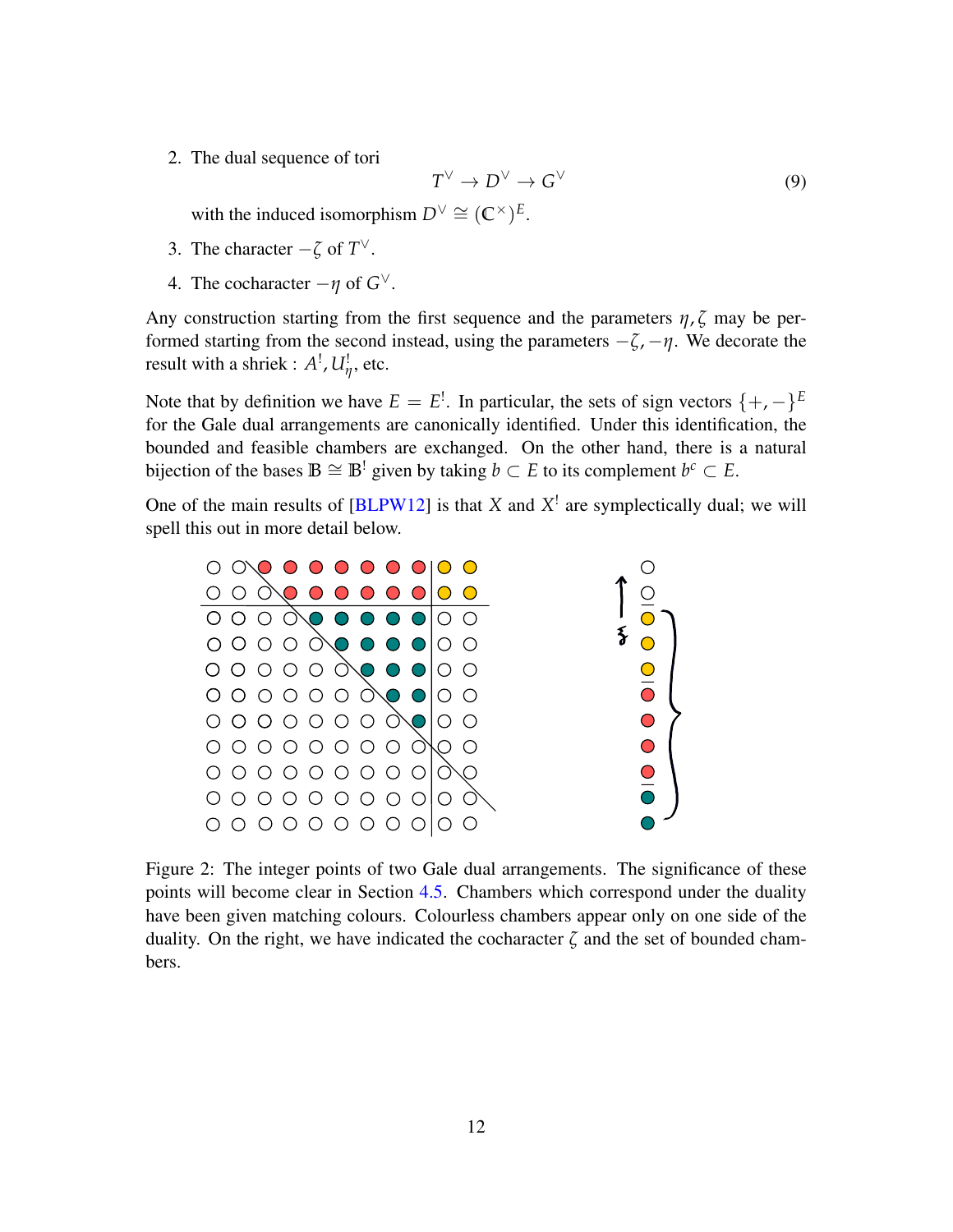2. The dual sequence of tori

$$T^\vee \to D^\vee \to G^\vee \tag{9}$$

with the induced isomorphism $D^\vee \cong (\mathbb{C}^\times)^E$.

3. The character $-\zeta$ of $T^\vee$.

4. The cocharacter $-\eta$ of $G^\vee$.

Any construction starting from the first sequence and the parameters $\eta, \zeta$ may be performed starting from the second instead, using the parameters $-\zeta, -\eta$. We decorate the result with a shriek : $A^!, U^!_\eta$, etc.

Note that by definition we have $E = E^!$. In particular, the sets of sign vectors $\{+,-\}^E$ for the Gale dual arrangements are canonically identified. Under this identification, the bounded and feasible chambers are exchanged. On the other hand, there is a natural bijection of the bases $\mathbb{B} \cong \mathbb{B}^!$ given by taking $b \subset E$ to its complement $b^c \subset E$.

One of the main results of [BLPW12] is that $X$ and $X^!$ are symplectically dual; we will spell this out in more detail below.

Figure 2: The integer points of two Gale dual arrangements. The significance of these points will become clear in Section 4.5. Chambers which correspond under the duality have been given matching colours. Colourless chambers appear only on one side of the duality. On the right, we have indicated the cocharacter $\zeta$ and the set of bounded chambers.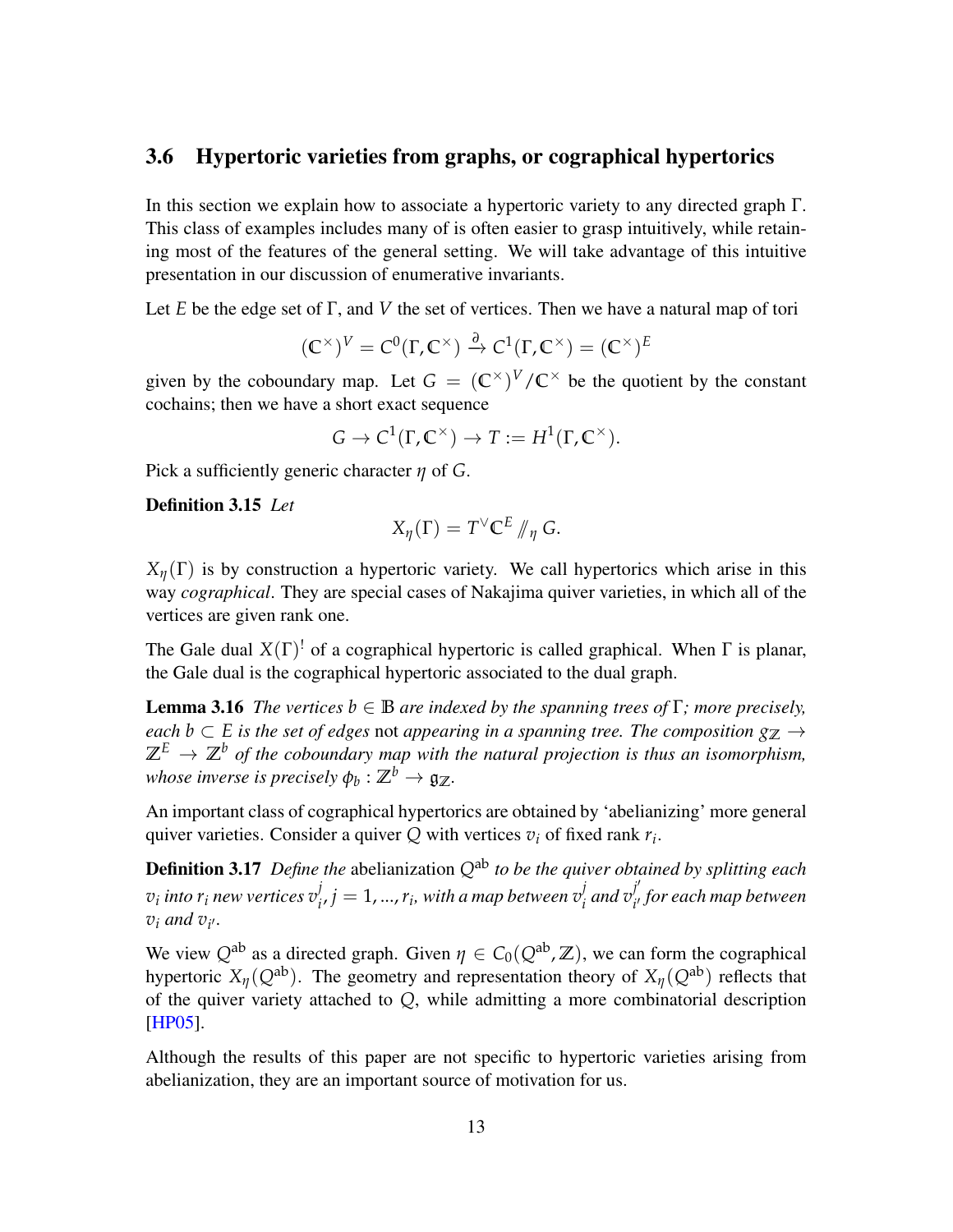### 3.6 Hypertoric varieties from graphs, or cographical hypertorics

In this section we explain how to associate a hypertoric variety to any directed graph $\Gamma$. This class of examples includes many of is often easier to grasp intuitively, while retaining most of the features of the general setting. We will take advantage of this intuitive presentation in our discussion of enumerative invariants.

Let $E$ be the edge set of $\Gamma$, and $V$ the set of vertices. Then we have a natural map of tori

$$(\mathbb{C}^\times)^V = C^0(\Gamma, \mathbb{C}^\times) \xrightarrow{\partial} C^1(\Gamma, \mathbb{C}^\times) = (\mathbb{C}^\times)^E$$

given by the coboundary map. Let $G = (\mathbb{C}^\times)^V/\mathbb{C}^\times$ be the quotient by the constant cochains; then we have a short exact sequence

$$G \to C^1(\Gamma, \mathbb{C}^\times) \to T := H^1(\Gamma, \mathbb{C}^\times).$$

Pick a sufficiently generic character $\eta$ of $G$.

**Definition 3.15** *Let*

$$X_\eta(\Gamma) = T^\vee\mathbb{C}^E /\!\!/_\eta\, G.$$

$X_\eta(\Gamma)$ is by construction a hypertoric variety. We call hypertorics which arise in this way *cographical*. They are special cases of Nakajima quiver varieties, in which all of the vertices are given rank one.

The Gale dual $X(\Gamma)^!$ of a cographical hypertoric is called graphical. When $\Gamma$ is planar, the Gale dual is the cographical hypertoric associated to the dual graph.

**Lemma 3.16** *The vertices $b \in \mathbb{B}$ are indexed by the spanning trees of $\Gamma$; more precisely, each $b \subset E$ is the set of edges* not *appearing in a spanning tree. The composition $g_\mathbb{Z} \to \mathbb{Z}^E \to \mathbb{Z}^b$ of the coboundary map with the natural projection is thus an isomorphism, whose inverse is precisely $\phi_b : \mathbb{Z}^b \to \mathfrak{g}_\mathbb{Z}$.*

An important class of cographical hypertorics are obtained by 'abelianizing' more general quiver varieties. Consider a quiver $Q$ with vertices $v_i$ of fixed rank $r_i$.

**Definition 3.17** *Define the* abelianization $Q^{\mathrm{ab}}$ *to be the quiver obtained by splitting each $v_i$ into $r_i$ new vertices $v_i^j, j = 1, ..., r_i$, with a map between $v_i^j$ and $v_{i'}^{j'}$ for each map between $v_i$ and $v_{i'}$.*

We view $Q^{\mathrm{ab}}$ as a directed graph. Given $\eta \in C_0(Q^{\mathrm{ab}}, \mathbb{Z})$, we can form the cographical hypertoric $X_\eta(Q^{\mathrm{ab}})$. The geometry and representation theory of $X_\eta(Q^{\mathrm{ab}})$ reflects that of the quiver variety attached to $Q$, while admitting a more combinatorial description [HP05].

Although the results of this paper are not specific to hypertoric varieties arising from abelianization, they are an important source of motivation for us.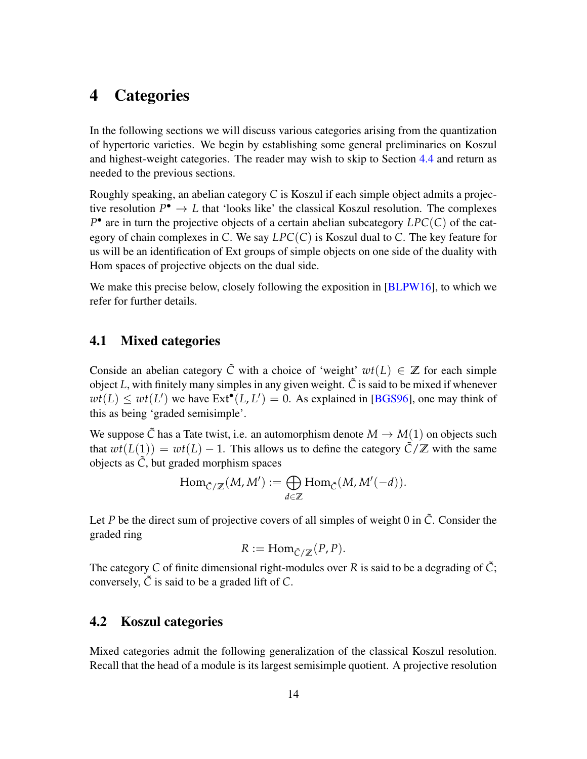# 4 Categories

In the following sections we will discuss various categories arising from the quantization of hypertoric varieties. We begin by establishing some general preliminaries on Koszul and highest-weight categories. The reader may wish to skip to Section 4.4 and return as needed to the previous sections.

Roughly speaking, an abelian category $C$ is Koszul if each simple object admits a projective resolution $P^\bullet \to L$ that 'looks like' the classical Koszul resolution. The complexes $P^\bullet$ are in turn the projective objects of a certain abelian subcategory $LPC(C)$ of the category of chain complexes in $C$. We say $LPC(C)$ is Koszul dual to $C$. The key feature for us will be an identification of Ext groups of simple objects on one side of the duality with Hom spaces of projective objects on the dual side.

We make this precise below, closely following the exposition in [BLPW16], to which we refer for further details.

## 4.1 Mixed categories

Conside an abelian category $\tilde{C}$ with a choice of 'weight' $wt(L) \in \mathbb{Z}$ for each simple object $L$, with finitely many simples in any given weight. $\tilde{C}$ is said to be mixed if whenever $wt(L) \le wt(L')$ we have $\mathrm{Ext}^\bullet(L, L') = 0$. As explained in [BGS96], one may think of this as being 'graded semisimple'.

We suppose $\tilde{C}$ has a Tate twist, i.e. an automorphism denote $M \to M(1)$ on objects such that $wt(L(1)) = wt(L) - 1$. This allows us to define the category $\tilde{C}/\mathbb{Z}$ with the same objects as $\tilde{C}$, but graded morphism spaces

$$\mathrm{Hom}_{\tilde{C}/\mathbb{Z}}(M, M') := \bigoplus_{d\in\mathbb{Z}} \mathrm{Hom}_{\tilde{C}}(M, M'(-d)).$$

Let $P$ be the direct sum of projective covers of all simples of weight 0 in $\tilde{C}$. Consider the graded ring

$$R := \mathrm{Hom}_{\tilde{C}/\mathbb{Z}}(P, P).$$

The category $C$ of finite dimensional right-modules over $R$ is said to be a degrading of $\tilde{C}$; conversely, $\tilde{C}$ is said to be a graded lift of $C$.

## 4.2 Koszul categories

Mixed categories admit the following generalization of the classical Koszul resolution. Recall that the head of a module is its largest semisimple quotient. A projective resolution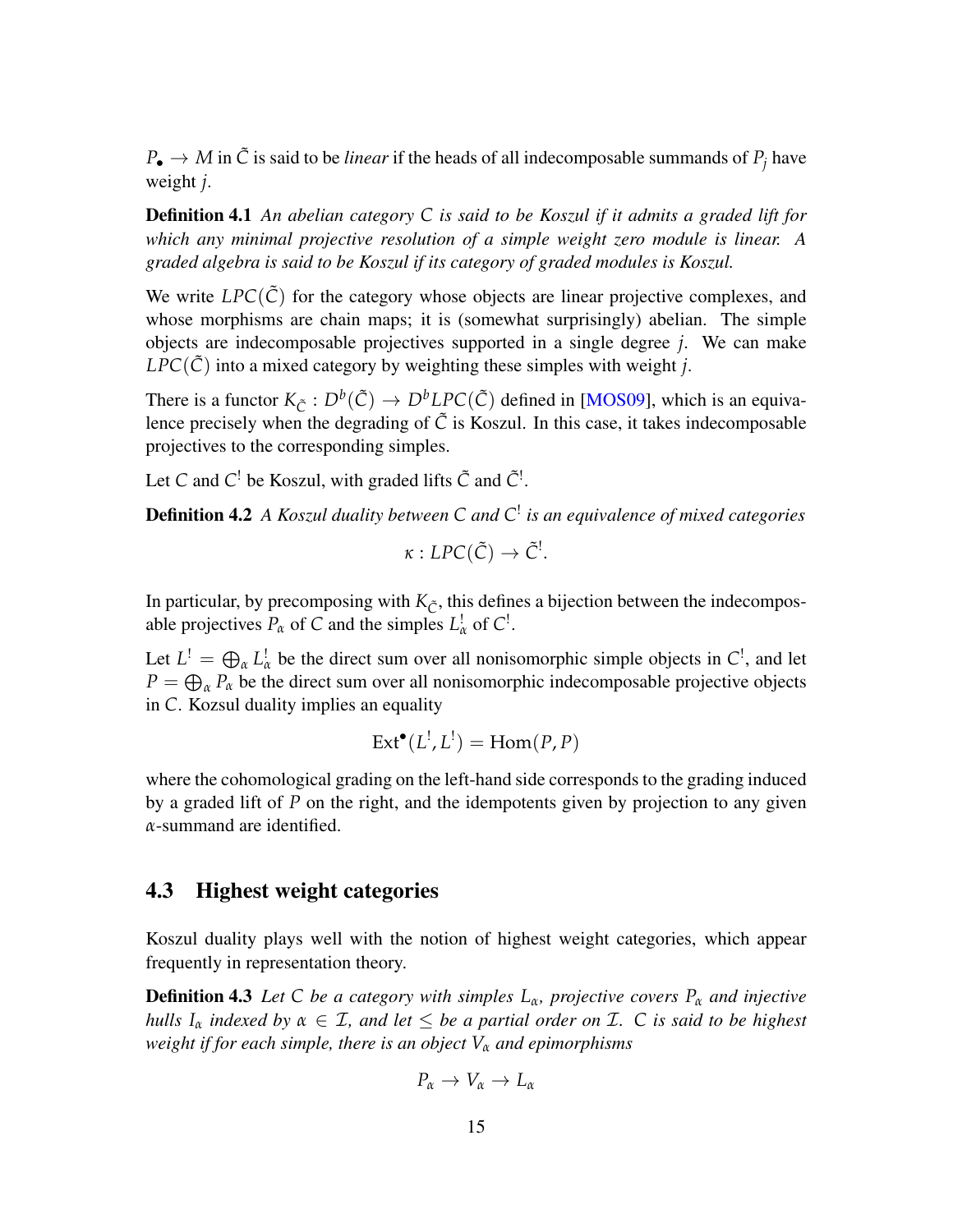$P_\bullet \to M$ in $\tilde{C}$ is said to be *linear* if the heads of all indecomposable summands of $P_j$ have weight $j$.

**Definition 4.1** *An abelian category $C$ is said to be Koszul if it admits a graded lift for which any minimal projective resolution of a simple weight zero module is linear. A graded algebra is said to be Koszul if its category of graded modules is Koszul.*

We write $LPC(\tilde{C})$ for the category whose objects are linear projective complexes, and whose morphisms are chain maps; it is (somewhat surprisingly) abelian. The simple objects are indecomposable projectives supported in a single degree $j$. We can make $LPC(\tilde{C})$ into a mixed category by weighting these simples with weight $j$.

There is a functor $K_{\tilde{C}} : D^b(\tilde{C}) \to D^b LPC(\tilde{C})$ defined in [MOS09], which is an equivalence precisely when the degrading of $\tilde{C}$ is Koszul. In this case, it takes indecomposable projectives to the corresponding simples.

Let $C$ and $C^!$ be Koszul, with graded lifts $\tilde{C}$ and $\tilde{C}^!$.

**Definition 4.2** *A Koszul duality between $C$ and $C^!$ is an equivalence of mixed categories*

$$\kappa : LPC(\tilde{C}) \to \tilde{C}^!.$$

In particular, by precomposing with $K_{\tilde{C}}$, this defines a bijection between the indecomposable projectives $P_\alpha$ of $C$ and the simples $L^!_\alpha$ of $C^!$.

Let $L^! = \bigoplus_\alpha L^!_\alpha$ be the direct sum over all nonisomorphic simple objects in $C^!$, and let $P = \bigoplus_\alpha P_\alpha$ be the direct sum over all nonisomorphic indecomposable projective objects in $C$. Kozsul duality implies an equality

$$\mathrm{Ext}^\bullet(L^!, L^!) = \mathrm{Hom}(P, P)$$

where the cohomological grading on the left-hand side corresponds to the grading induced by a graded lift of $P$ on the right, and the idempotents given by projection to any given $\alpha$-summand are identified.

## 4.3 Highest weight categories

Koszul duality plays well with the notion of highest weight categories, which appear frequently in representation theory.

**Definition 4.3** *Let $C$ be a category with simples $L_\alpha$, projective covers $P_\alpha$ and injective hulls $I_\alpha$ indexed by $\alpha \in \mathcal{I}$, and let $\leq$ be a partial order on $\mathcal{I}$. $C$ is said to be highest weight if for each simple, there is an object $V_\alpha$ and epimorphisms*

$$P_\alpha \to V_\alpha \to L_\alpha$$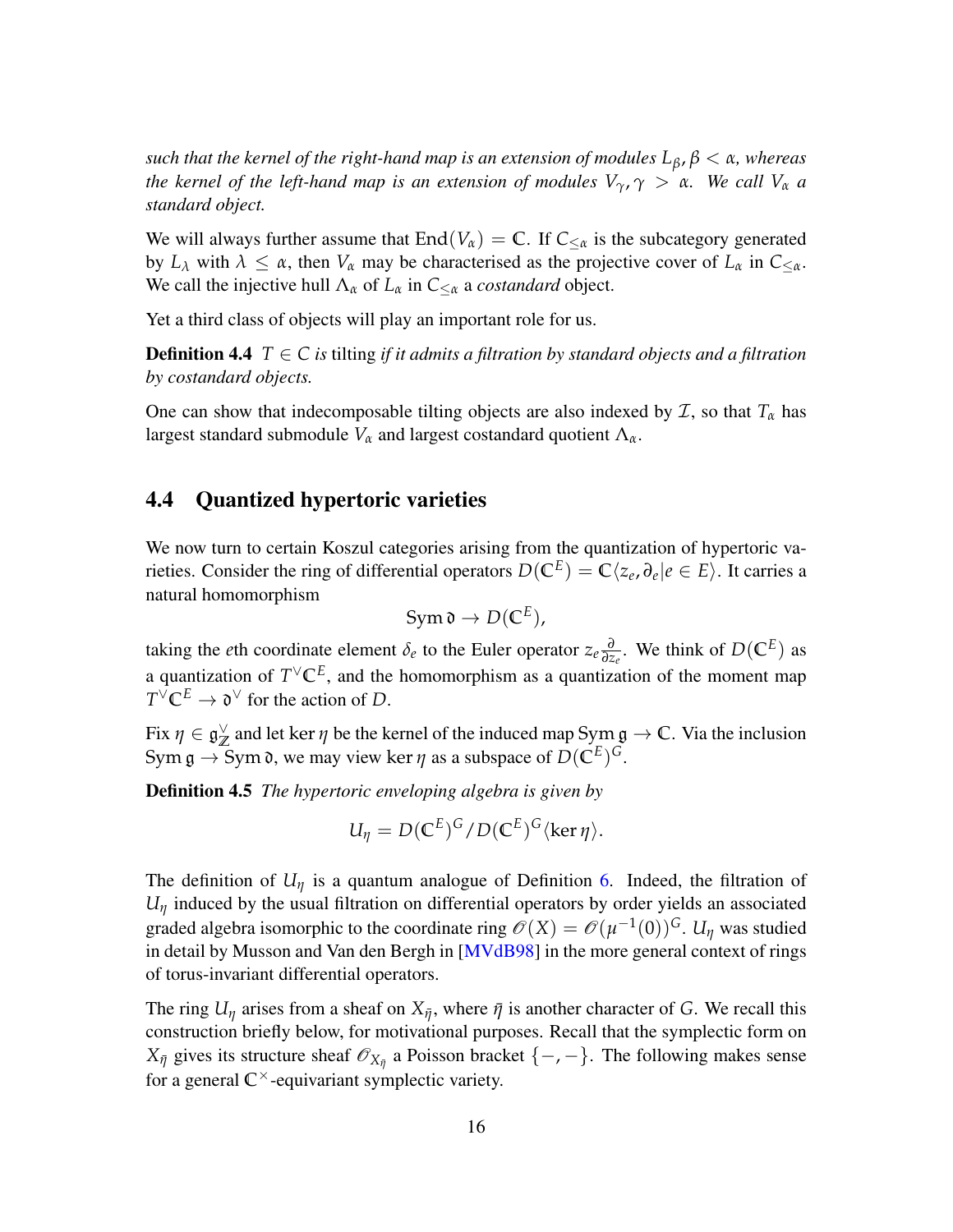*such that the kernel of the right-hand map is an extension of modules $L_\beta, \beta < \alpha$, whereas the kernel of the left-hand map is an extension of modules $V_\gamma, \gamma > \alpha$. We call $V_\alpha$ a standard object.*

We will always further assume that $\operatorname{End}(V_\alpha) = \mathbb{C}$. If $C_{\leq \alpha}$ is the subcategory generated by $L_\lambda$ with $\lambda \leq \alpha$, then $V_\alpha$ may be characterised as the projective cover of $L_\alpha$ in $C_{\leq \alpha}$. We call the injective hull $\Lambda_\alpha$ of $L_\alpha$ in $C_{\leq \alpha}$ a *costandard* object.

Yet a third class of objects will play an important role for us.

**Definition 4.4** *$T \in C$ is* tilting *if it admits a filtration by standard objects and a filtration by costandard objects.*

One can show that indecomposable tilting objects are also indexed by $\mathcal{I}$, so that $T_\alpha$ has largest standard submodule $V_\alpha$ and largest costandard quotient $\Lambda_\alpha$.

## 4.4 Quantized hypertoric varieties

We now turn to certain Koszul categories arising from the quantization of hypertoric varieties. Consider the ring of differential operators $D(\mathbb{C}^E) = \mathbb{C}\langle z_e, \partial_e | e \in E\rangle$. It carries a natural homomorphism

$$\operatorname{Sym} \mathfrak{d} \to D(\mathbb{C}^E),$$

taking the $e$th coordinate element $\delta_e$ to the Euler operator $z_e \frac{\partial}{\partial z_e}$. We think of $D(\mathbb{C}^E)$ as a quantization of $T^\vee \mathbb{C}^E$, and the homomorphism as a quantization of the moment map $T^\vee \mathbb{C}^E \to \mathfrak{d}^\vee$ for the action of $D$.

Fix $\eta \in \mathfrak{g}^\vee_\mathbb{Z}$ and let $\ker \eta$ be the kernel of the induced map $\operatorname{Sym} \mathfrak{g} \to \mathbb{C}$. Via the inclusion $\operatorname{Sym} \mathfrak{g} \to \operatorname{Sym} \mathfrak{d}$, we may view $\ker \eta$ as a subspace of $D(\mathbb{C}^E)^G$.

**Definition 4.5** *The hypertoric enveloping algebra is given by*

$$U_\eta = D(\mathbb{C}^E)^G / D(\mathbb{C}^E)^G \langle \ker \eta \rangle.$$

The definition of $U_\eta$ is a quantum analogue of Definition 6. Indeed, the filtration of $U_\eta$ induced by the usual filtration on differential operators by order yields an associated graded algebra isomorphic to the coordinate ring $\mathscr{O}(X) = \mathscr{O}(\mu^{-1}(0))^G$. $U_\eta$ was studied in detail by Musson and Van den Bergh in [MVdB98] in the more general context of rings of torus-invariant differential operators.

The ring $U_\eta$ arises from a sheaf on $X_{\bar{\eta}}$, where $\bar{\eta}$ is another character of $G$. We recall this construction briefly below, for motivational purposes. Recall that the symplectic form on $X_{\bar{\eta}}$ gives its structure sheaf $\mathscr{O}_{X_{\bar{\eta}}}$ a Poisson bracket $\{-,-\}$. The following makes sense for a general $\mathbb{C}^\times$-equivariant symplectic variety.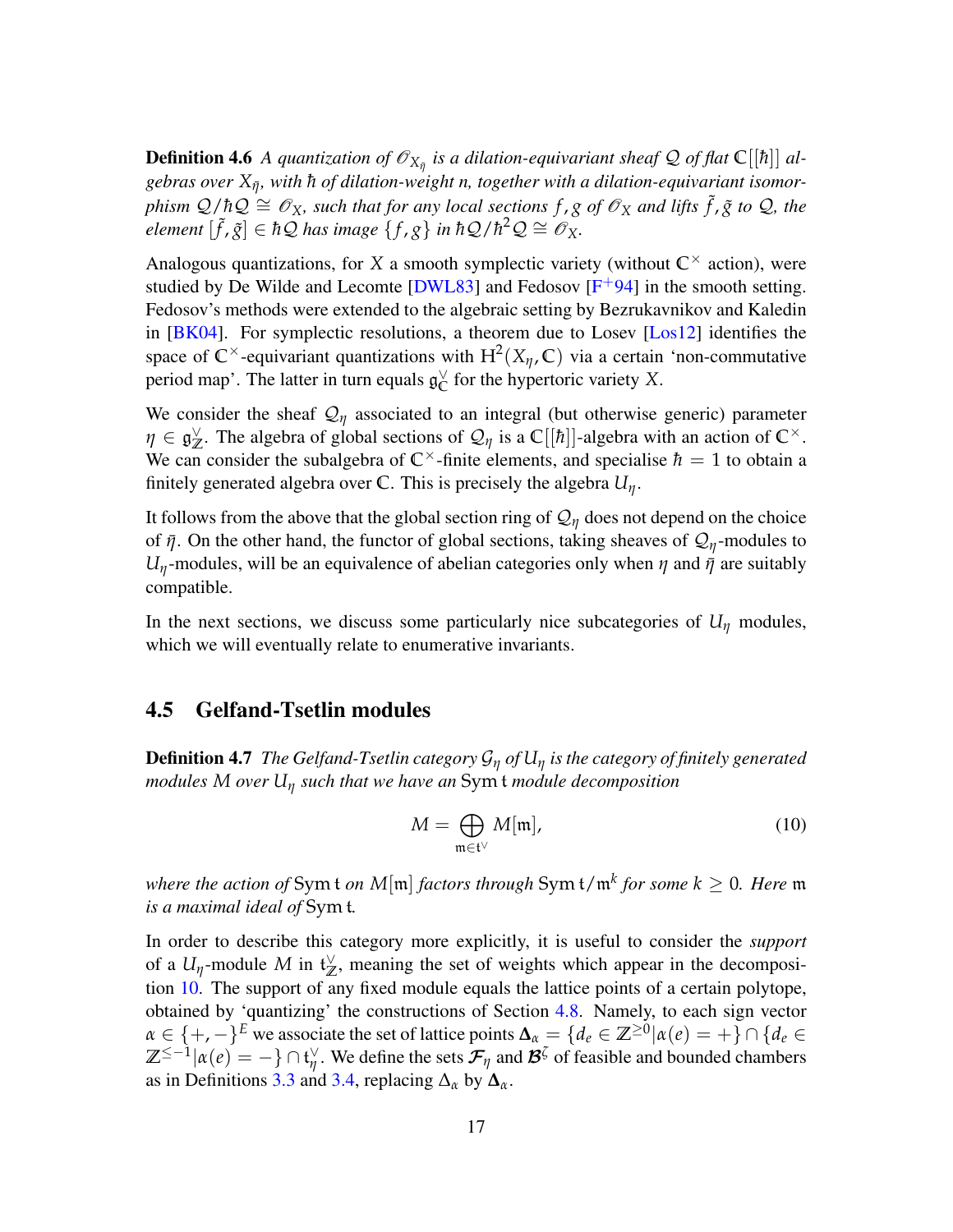**Definition 4.6** *A quantization of $\mathcal{O}_{X_{\bar{\eta}}}$ is a dilation-equivariant sheaf $\mathcal{Q}$ of flat $\mathbb{C}[[\hbar]]$ algebras over $X_{\bar{\eta}}$, with $\hbar$ of dilation-weight $n$, together with a dilation-equivariant isomorphism $\mathcal{Q}/\hbar\mathcal{Q} \cong \mathcal{O}_X$, such that for any local sections $f, g$ of $\mathcal{O}_X$ and lifts $\tilde{f}, \tilde{g}$ to $\mathcal{Q}$, the element $[\tilde{f}, \tilde{g}] \in \hbar\mathcal{Q}$ has image $\{f, g\}$ in $\hbar\mathcal{Q}/\hbar^2\mathcal{Q} \cong \mathcal{O}_X$.*

Analogous quantizations, for $X$ a smooth symplectic variety (without $\mathbb{C}^\times$ action), were studied by De Wilde and Lecomte [DWL83] and Fedosov [F+94] in the smooth setting. Fedosov's methods were extended to the algebraic setting by Bezrukavnikov and Kaledin in [BK04]. For symplectic resolutions, a theorem due to Losev [Los12] identifies the space of $\mathbb{C}^\times$-equivariant quantizations with $\mathrm{H}^2(X_\eta, \mathbb{C})$ via a certain 'non-commutative period map'. The latter in turn equals $\mathfrak{g}^\vee_\mathbb{C}$ for the hypertoric variety $X$.

We consider the sheaf $\mathcal{Q}_\eta$ associated to an integral (but otherwise generic) parameter $\eta \in \mathfrak{g}^\vee_\mathbb{Z}$. The algebra of global sections of $\mathcal{Q}_\eta$ is a $\mathbb{C}[[\hbar]]$-algebra with an action of $\mathbb{C}^\times$. We can consider the subalgebra of $\mathbb{C}^\times$-finite elements, and specialise $\hbar = 1$ to obtain a finitely generated algebra over $\mathbb{C}$. This is precisely the algebra $U_\eta$.

It follows from the above that the global section ring of $\mathcal{Q}_\eta$ does not depend on the choice of $\bar{\eta}$. On the other hand, the functor of global sections, taking sheaves of $\mathcal{Q}_\eta$-modules to $U_\eta$-modules, will be an equivalence of abelian categories only when $\eta$ and $\bar{\eta}$ are suitably compatible.

In the next sections, we discuss some particularly nice subcategories of $U_\eta$ modules, which we will eventually relate to enumerative invariants.

## 4.5 Gelfand-Tsetlin modules

**Definition 4.7** *The Gelfand-Tsetlin category $\mathcal{G}_\eta$ of $U_\eta$ is the category of finitely generated modules $M$ over $U_\eta$ such that we have an $\operatorname{Sym}\mathfrak{t}$ module decomposition*

$$M = \bigoplus_{\mathfrak{m} \in \mathfrak{t}^\vee} M[\mathfrak{m}], \tag{10}$$

*where the action of $\operatorname{Sym}\mathfrak{t}$ on $M[\mathfrak{m}]$ factors through $\operatorname{Sym}\mathfrak{t}/\mathfrak{m}^k$ for some $k \geq 0$. Here $\mathfrak{m}$ is a maximal ideal of $\operatorname{Sym}\mathfrak{t}$.*

In order to describe this category more explicitly, it is useful to consider the *support* of a $U_\eta$-module $M$ in $\mathfrak{t}^\vee_\mathbb{Z}$, meaning the set of weights which appear in the decomposition 10. The support of any fixed module equals the lattice points of a certain polytope, obtained by 'quantizing' the constructions of Section 4.8. Namely, to each sign vector $\alpha \in \{+, -\}^E$ we associate the set of lattice points $\boldsymbol{\Delta}_\alpha = \{d_e \in \mathbb{Z}^{\geq 0} | \alpha(e) = +\} \cap \{d_e \in \mathbb{Z}^{\leq -1} | \alpha(e) = -\} \cap \mathfrak{t}^\vee_\eta$. We define the sets $\boldsymbol{\mathcal{F}}_\eta$ and $\boldsymbol{\mathcal{B}}^\zeta$ of feasible and bounded chambers as in Definitions 3.3 and 3.4, replacing $\Delta_\alpha$ by $\boldsymbol{\Delta}_\alpha$.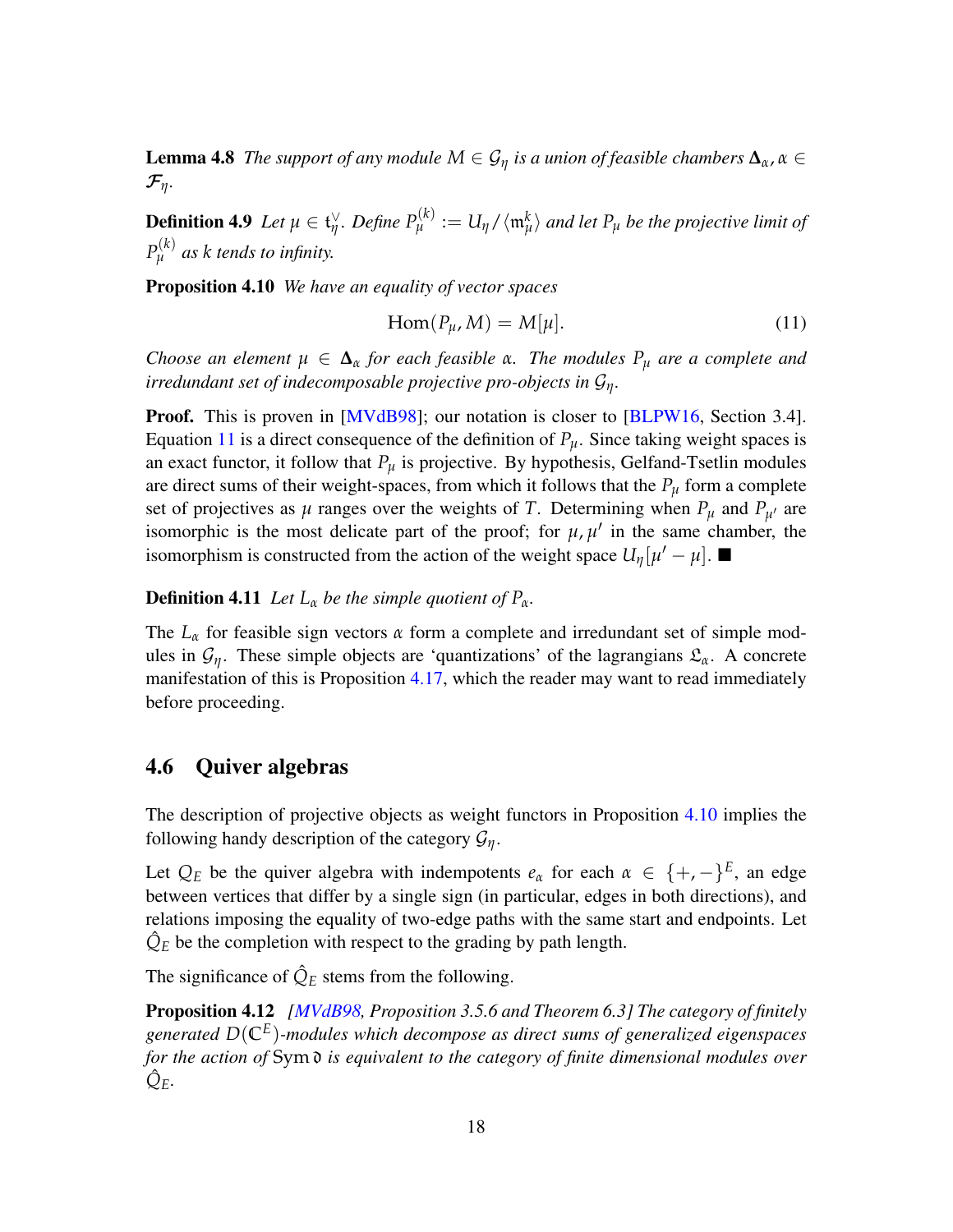**Lemma 4.8** *The support of any module $M \in \mathcal{G}_\eta$ is a union of feasible chambers $\mathbf{\Delta}_\alpha, \alpha \in \mathcal{F}_\eta$.*

**Definition 4.9** *Let $\mu \in \mathfrak{t}_\eta^\vee$. Define $P_\mu^{(k)} := U_\eta / \langle \mathfrak{m}_\mu^k \rangle$ and let $P_\mu$ be the projective limit of $P_\mu^{(k)}$ as $k$ tends to infinity.*

**Proposition 4.10** *We have an equality of vector spaces*

$$\mathrm{Hom}(P_\mu, M) = M[\mu]. \tag{11}$$

*Choose an element $\mu \in \mathbf{\Delta}_\alpha$ for each feasible $\alpha$. The modules $P_\mu$ are a complete and irredundant set of indecomposable projective pro-objects in $\mathcal{G}_\eta$.*

**Proof.** This is proven in [MVdB98]; our notation is closer to [BLPW16, Section 3.4]. Equation 11 is a direct consequence of the definition of $P_\mu$. Since taking weight spaces is an exact functor, it follow that $P_\mu$ is projective. By hypothesis, Gelfand-Tsetlin modules are direct sums of their weight-spaces, from which it follows that the $P_\mu$ form a complete set of projectives as $\mu$ ranges over the weights of $T$. Determining when $P_\mu$ and $P_{\mu'}$ are isomorphic is the most delicate part of the proof; for $\mu, \mu'$ in the same chamber, the isomorphism is constructed from the action of the weight space $U_\eta[\mu' - \mu]$. ■

**Definition 4.11** *Let $L_\alpha$ be the simple quotient of $P_\alpha$.*

The $L_\alpha$ for feasible sign vectors $\alpha$ form a complete and irredundant set of simple modules in $\mathcal{G}_\eta$. These simple objects are 'quantizations' of the lagrangians $\mathfrak{L}_\alpha$. A concrete manifestation of this is Proposition 4.17, which the reader may want to read immediately before proceeding.

## 4.6 Quiver algebras

The description of projective objects as weight functors in Proposition 4.10 implies the following handy description of the category $\mathcal{G}_\eta$.

Let $Q_E$ be the quiver algebra with indempotents $e_\alpha$ for each $\alpha \in \{+, -\}^E$, an edge between vertices that differ by a single sign (in particular, edges in both directions), and relations imposing the equality of two-edge paths with the same start and endpoints. Let $\hat{Q}_E$ be the completion with respect to the grading by path length.

The significance of $\hat{Q}_E$ stems from the following.

**Proposition 4.12** *[MVdB98, Proposition 3.5.6 and Theorem 6.3] The category of finitely generated $D(\mathbb{C}^E)$-modules which decompose as direct sums of generalized eigenspaces for the action of $\mathrm{Sym}\,\mathfrak{d}$ is equivalent to the category of finite dimensional modules over $\hat{Q}_E$.*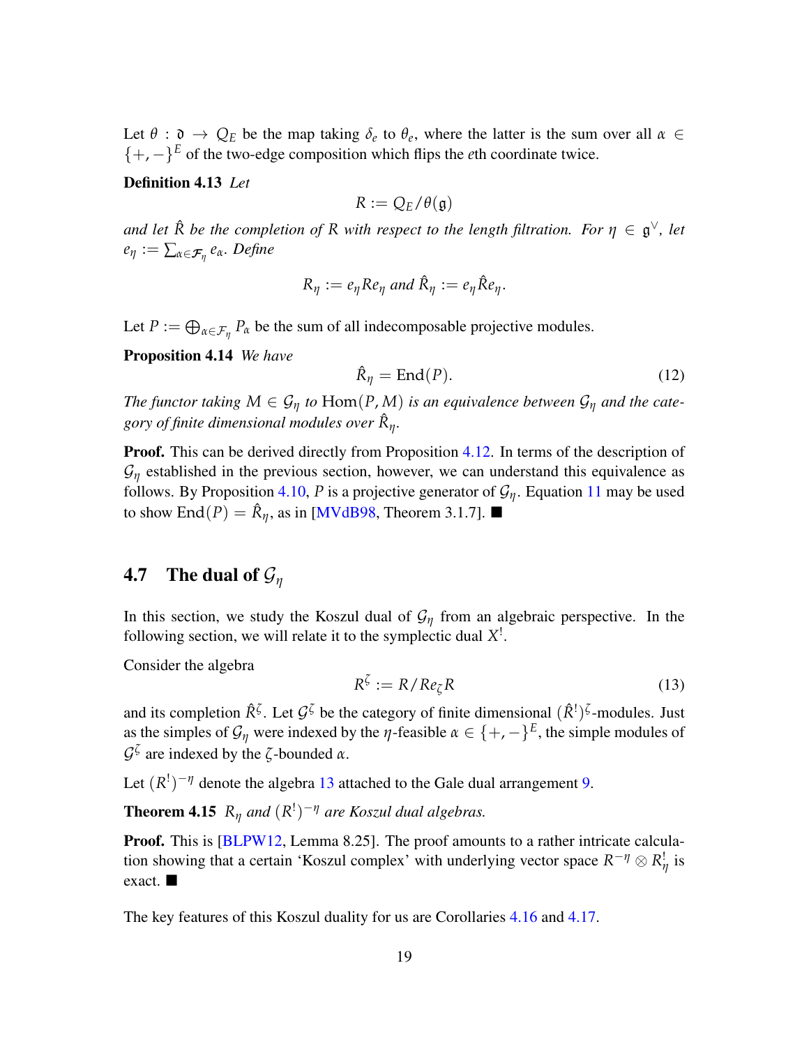Let $\theta : \mathfrak{d} \to Q_E$ be the map taking $\delta_e$ to $\theta_e$, where the latter is the sum over all $\alpha \in \{+,-\}^E$ of the two-edge composition which flips the $e$th coordinate twice.

**Definition 4.13** *Let*

$$R := Q_E/\theta(\mathfrak{g})$$

*and let $\hat{R}$ be the completion of $R$ with respect to the length filtration. For $\eta \in \mathfrak{g}^\vee$, let $e_\eta := \sum_{\alpha \in \mathcal{F}_\eta} e_\alpha$. Define*

$$R_\eta := e_\eta R e_\eta \text{ and } \hat{R}_\eta := e_\eta \hat{R} e_\eta.$$

Let $P := \bigoplus_{\alpha \in \mathcal{F}_\eta} P_\alpha$ be the sum of all indecomposable projective modules.

**Proposition 4.14** *We have*

$$\hat{R}_\eta = \mathrm{End}(P). \tag{12}$$

*The functor taking $M \in \mathcal{G}_\eta$ to $\mathrm{Hom}(P, M)$ is an equivalence between $\mathcal{G}_\eta$ and the category of finite dimensional modules over $\hat{R}_\eta$.*

**Proof.** This can be derived directly from Proposition 4.12. In terms of the description of $\mathcal{G}_\eta$ established in the previous section, however, we can understand this equivalence as follows. By Proposition 4.10, $P$ is a projective generator of $\mathcal{G}_\eta$. Equation 11 may be used to show $\mathrm{End}(P) = \hat{R}_\eta$, as in [MVdB98, Theorem 3.1.7]. ■

## 4.7 The dual of $\mathcal{G}_\eta$

In this section, we study the Koszul dual of $\mathcal{G}_\eta$ from an algebraic perspective. In the following section, we will relate it to the symplectic dual $X^!$.

Consider the algebra

$$R^\zeta := R/Re_\zeta R \tag{13}$$

and its completion $\hat{R}^\zeta$. Let $\mathcal{G}^\zeta$ be the category of finite dimensional $(\hat{R}^!)^\zeta$-modules. Just as the simples of $\mathcal{G}_\eta$ were indexed by the $\eta$-feasible $\alpha \in \{+,-\}^E$, the simple modules of $\mathcal{G}^\zeta$ are indexed by the $\zeta$-bounded $\alpha$.

Let $(R^!)^{-\eta}$ denote the algebra 13 attached to the Gale dual arrangement 9.

**Theorem 4.15** *$R_\eta$ and $(R^!)^{-\eta}$ are Koszul dual algebras.*

**Proof.** This is [BLPW12, Lemma 8.25]. The proof amounts to a rather intricate calculation showing that a certain 'Koszul complex' with underlying vector space $R^{-\eta} \otimes R^!_\eta$ is exact. ■

The key features of this Koszul duality for us are Corollaries 4.16 and 4.17.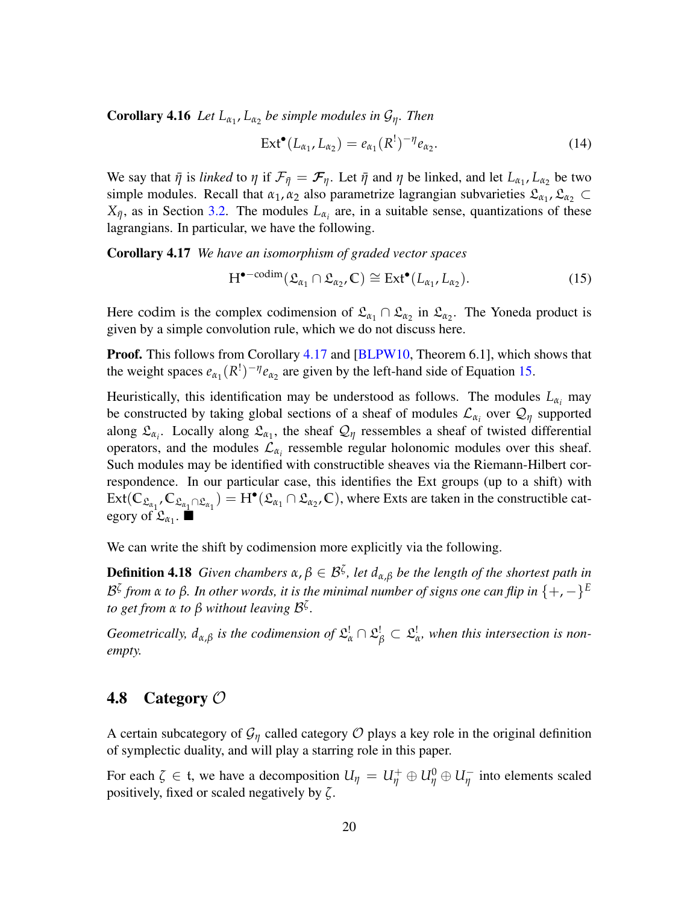**Corollary 4.16** *Let $L_{\alpha_1}, L_{\alpha_2}$ be simple modules in $\mathcal{G}_\eta$. Then*

$$\mathrm{Ext}^\bullet(L_{\alpha_1}, L_{\alpha_2}) = e_{\alpha_1}(R^!)^{-\eta} e_{\alpha_2}. \tag{14}$$

We say that $\bar{\eta}$ is *linked* to $\eta$ if $\mathcal{F}_{\bar{\eta}} = \mathcal{F}_\eta$. Let $\bar{\eta}$ and $\eta$ be linked, and let $L_{\alpha_1}, L_{\alpha_2}$ be two simple modules. Recall that $\alpha_1, \alpha_2$ also parametrize lagrangian subvarieties $\mathfrak{L}_{\alpha_1}, \mathfrak{L}_{\alpha_2} \subset X_{\bar{\eta}}$, as in Section 3.2. The modules $L_{\alpha_i}$ are, in a suitable sense, quantizations of these lagrangians. In particular, we have the following.

**Corollary 4.17** *We have an isomorphism of graded vector spaces*

$$\mathrm{H}^{\bullet - \mathrm{codim}}(\mathfrak{L}_{\alpha_1} \cap \mathfrak{L}_{\alpha_2}, \mathbb{C}) \cong \mathrm{Ext}^\bullet(L_{\alpha_1}, L_{\alpha_2}). \tag{15}$$

Here codim is the complex codimension of $\mathfrak{L}_{\alpha_1} \cap \mathfrak{L}_{\alpha_2}$ in $\mathfrak{L}_{\alpha_2}$. The Yoneda product is given by a simple convolution rule, which we do not discuss here.

**Proof.** This follows from Corollary 4.17 and [BLPW10, Theorem 6.1], which shows that the weight spaces $e_{\alpha_1}(R^!)^{-\eta} e_{\alpha_2}$ are given by the left-hand side of Equation 15.

Heuristically, this identification may be understood as follows. The modules $L_{\alpha_i}$ may be constructed by taking global sections of a sheaf of modules $\mathcal{L}_{\alpha_i}$ over $\mathcal{Q}_\eta$ supported along $\mathfrak{L}_{\alpha_i}$. Locally along $\mathfrak{L}_{\alpha_1}$, the sheaf $\mathcal{Q}_\eta$ ressembles a sheaf of twisted differential operators, and the modules $\mathcal{L}_{\alpha_i}$ ressemble regular holonomic modules over this sheaf. Such modules may be identified with constructible sheaves via the Riemann-Hilbert correspondence. In our particular case, this identifies the Ext groups (up to a shift) with $\mathrm{Ext}(\mathbb{C}_{\mathfrak{L}_{\alpha_1}}, \mathbb{C}_{\mathfrak{L}_{\alpha_1} \cap \mathfrak{L}_{\alpha_1}}) = \mathrm{H}^\bullet(\mathfrak{L}_{\alpha_1} \cap \mathfrak{L}_{\alpha_2}, \mathbb{C})$, where Exts are taken in the constructible category of $\mathfrak{L}_{\alpha_1}$. ■

We can write the shift by codimension more explicitly via the following.

**Definition 4.18** *Given chambers $\alpha, \beta \in \mathcal{B}^\zeta$, let $d_{\alpha,\beta}$ be the length of the shortest path in $\mathcal{B}^\zeta$ from $\alpha$ to $\beta$. In other words, it is the minimal number of signs one can flip in $\{+,-\}^E$ to get from $\alpha$ to $\beta$ without leaving $\mathcal{B}^\zeta$.*

*Geometrically, $d_{\alpha,\beta}$ is the codimension of $\mathfrak{L}^!_\alpha \cap \mathfrak{L}^!_\beta \subset \mathfrak{L}^!_\alpha$, when this intersection is nonempty.*

## 4.8 Category $\mathcal{O}$

A certain subcategory of $\mathcal{G}_\eta$ called category $\mathcal{O}$ plays a key role in the original definition of symplectic duality, and will play a starring role in this paper.

For each $\zeta \in \mathfrak{t}$, we have a decomposition $U_\eta = U_\eta^+ \oplus U_\eta^0 \oplus U_\eta^-$ into elements scaled positively, fixed or scaled negatively by $\zeta$.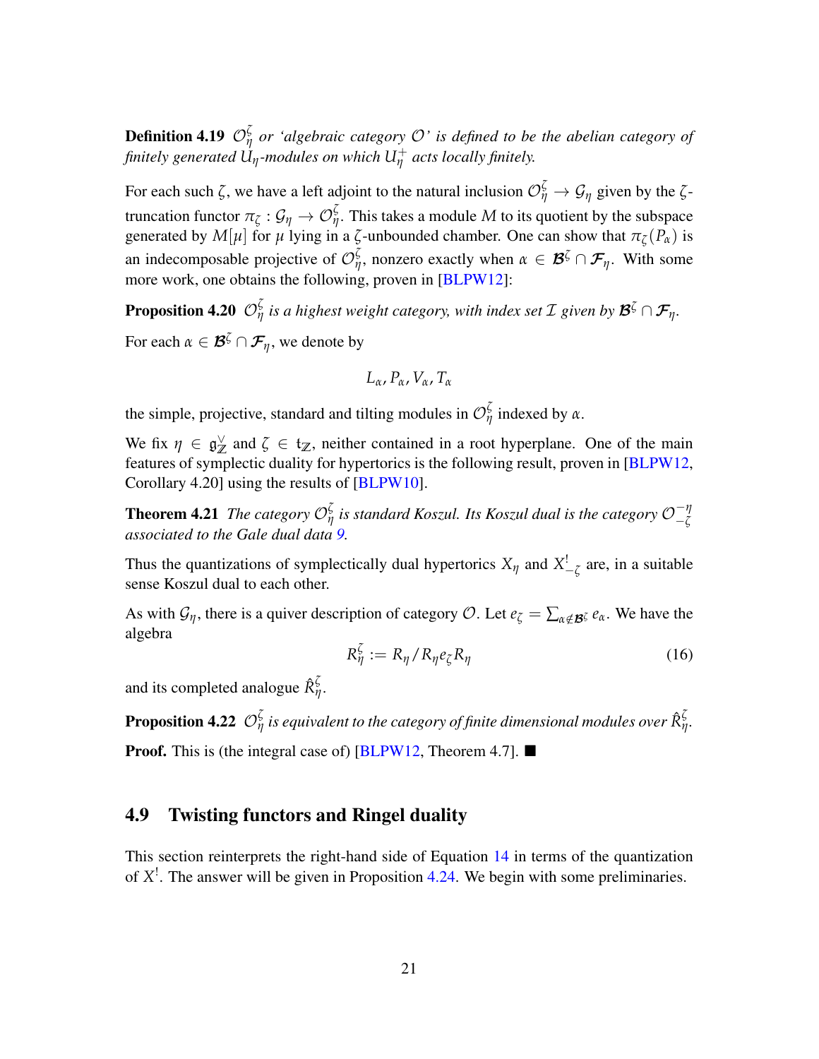**Definition 4.19** *$\mathcal{O}_\eta^\zeta$ or 'algebraic category $\mathcal{O}$' is defined to be the abelian category of finitely generated $U_\eta$-modules on which $U_\eta^+$ acts locally finitely.*

For each such $\zeta$, we have a left adjoint to the natural inclusion $\mathcal{O}_\eta^\zeta \to \mathcal{G}_\eta$ given by the $\zeta$-truncation functor $\pi_\zeta : \mathcal{G}_\eta \to \mathcal{O}_\eta^\zeta$. This takes a module $M$ to its quotient by the subspace generated by $M[\mu]$ for $\mu$ lying in a $\zeta$-unbounded chamber. One can show that $\pi_\zeta(P_\alpha)$ is an indecomposable projective of $\mathcal{O}_\eta^\zeta$, nonzero exactly when $\alpha \in \mathcal{B}^\zeta \cap \mathcal{F}_\eta$. With some more work, one obtains the following, proven in [BLPW12]:

**Proposition 4.20** *$\mathcal{O}_\eta^\zeta$ is a highest weight category, with index set $\mathcal{I}$ given by $\mathcal{B}^\zeta \cap \mathcal{F}_\eta$.*

For each $\alpha \in \mathcal{B}^\zeta \cap \mathcal{F}_\eta$, we denote by

$$L_\alpha, P_\alpha, V_\alpha, T_\alpha$$

the simple, projective, standard and tilting modules in $\mathcal{O}_\eta^\zeta$ indexed by $\alpha$.

We fix $\eta \in \mathfrak{g}_\mathbb{Z}^\vee$ and $\zeta \in \mathfrak{t}_\mathbb{Z}$, neither contained in a root hyperplane. One of the main features of symplectic duality for hypertorics is the following result, proven in [BLPW12, Corollary 4.20] using the results of [BLPW10].

**Theorem 4.21** *The category $\mathcal{O}_\eta^\zeta$ is standard Koszul. Its Koszul dual is the category $\mathcal{O}_{-\zeta}^{-\eta}$ associated to the Gale dual data 9.*

Thus the quantizations of symplectically dual hypertorics $X_\eta$ and $X_{-\zeta}^!$ are, in a suitable sense Koszul dual to each other.

As with $\mathcal{G}_\eta$, there is a quiver description of category $\mathcal{O}$. Let $e_\zeta = \sum_{\alpha \notin \mathcal{B}^\zeta} e_\alpha$. We have the algebra

$$R_\eta^\zeta := R_\eta / R_\eta e_\zeta R_\eta \tag{16}$$

and its completed analogue $\hat{R}_\eta^\zeta$.

**Proposition 4.22** *$\mathcal{O}_\eta^\zeta$ is equivalent to the category of finite dimensional modules over $\hat{R}_\eta^\zeta$.*

**Proof.** This is (the integral case of) [BLPW12, Theorem 4.7]. ■

## 4.9 Twisting functors and Ringel duality

This section reinterprets the right-hand side of Equation 14 in terms of the quantization of $X^!$. The answer will be given in Proposition 4.24. We begin with some preliminaries.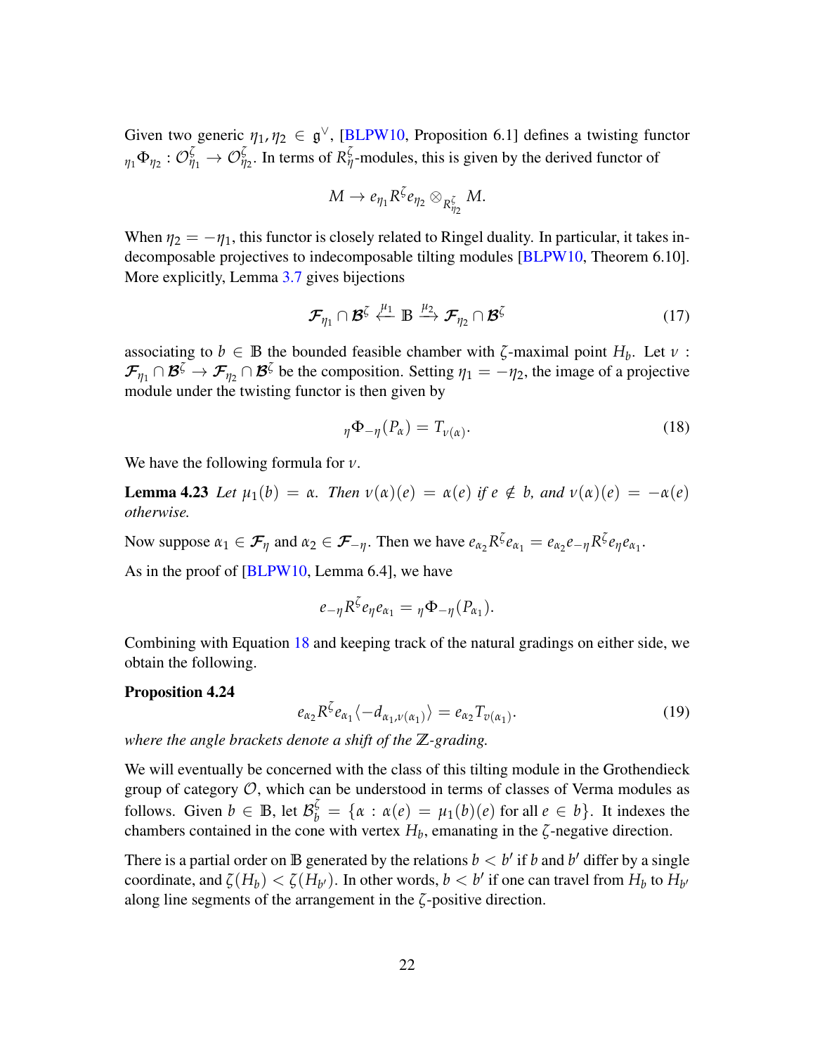Given two generic $\eta_1, \eta_2 \in \mathfrak{g}^\vee$, [BLPW10, Proposition 6.1] defines a twisting functor ${}_{\eta_1}\Phi_{\eta_2} : \mathcal{O}^\zeta_{\eta_1} \to \mathcal{O}^\zeta_{\eta_2}$. In terms of $R^\zeta_\eta$-modules, this is given by the derived functor of

$$M \to e_{\eta_1} R^\zeta e_{\eta_2} \otimes_{R^\zeta_{\eta_2}} M.$$

When $\eta_2 = -\eta_1$, this functor is closely related to Ringel duality. In particular, it takes indecomposable projectives to indecomposable tilting modules [BLPW10, Theorem 6.10]. More explicitly, Lemma 3.7 gives bijections

$$\mathcal{F}_{\eta_1} \cap \mathcal{B}^\zeta \overset{\mu_1}{\longleftarrow} \mathbb{B} \overset{\mu_2}{\longrightarrow} \mathcal{F}_{\eta_2} \cap \mathcal{B}^\zeta \tag{17}$$

associating to $b \in \mathbb{B}$ the bounded feasible chamber with $\zeta$-maximal point $H_b$. Let $\nu : \mathcal{F}_{\eta_1} \cap \mathcal{B}^\zeta \to \mathcal{F}_{\eta_2} \cap \mathcal{B}^\zeta$ be the composition. Setting $\eta_1 = -\eta_2$, the image of a projective module under the twisting functor is then given by

$${}_\eta\Phi_{-\eta}(P_\alpha) = T_{\nu(\alpha)}. \tag{18}$$

We have the following formula for $\nu$.

**Lemma 4.23** *Let $\mu_1(b) = \alpha$. Then $\nu(\alpha)(e) = \alpha(e)$ if $e \notin b$, and $\nu(\alpha)(e) = -\alpha(e)$ otherwise.*

Now suppose $\alpha_1 \in \mathcal{F}_\eta$ and $\alpha_2 \in \mathcal{F}_{-\eta}$. Then we have $e_{\alpha_2} R^\zeta e_{\alpha_1} = e_{\alpha_2} e_{-\eta} R^\zeta e_\eta e_{\alpha_1}$.

As in the proof of [BLPW10, Lemma 6.4], we have

$$e_{-\eta} R^\zeta e_\eta e_{\alpha_1} = {}_\eta\Phi_{-\eta}(P_{\alpha_1}).$$

Combining with Equation 18 and keeping track of the natural gradings on either side, we obtain the following.

**Proposition 4.24**

$$e_{\alpha_2} R^\zeta e_{\alpha_1} \langle -d_{\alpha_1, \nu(\alpha_1)} \rangle = e_{\alpha_2} T_{\nu(\alpha_1)}. \tag{19}$$

*where the angle brackets denote a shift of the $\mathbb{Z}$-grading.*

We will eventually be concerned with the class of this tilting module in the Grothendieck group of category $\mathcal{O}$, which can be understood in terms of classes of Verma modules as follows. Given $b \in \mathbb{B}$, let $\mathcal{B}^\zeta_b = \{\alpha : \alpha(e) = \mu_1(b)(e) \text{ for all } e \in b\}$. It indexes the chambers contained in the cone with vertex $H_b$, emanating in the $\zeta$-negative direction.

There is a partial order on $\mathbb{B}$ generated by the relations $b < b'$ if $b$ and $b'$ differ by a single coordinate, and $\zeta(H_b) < \zeta(H_{b'})$. In other words, $b < b'$ if one can travel from $H_b$ to $H_{b'}$ along line segments of the arrangement in the $\zeta$-positive direction.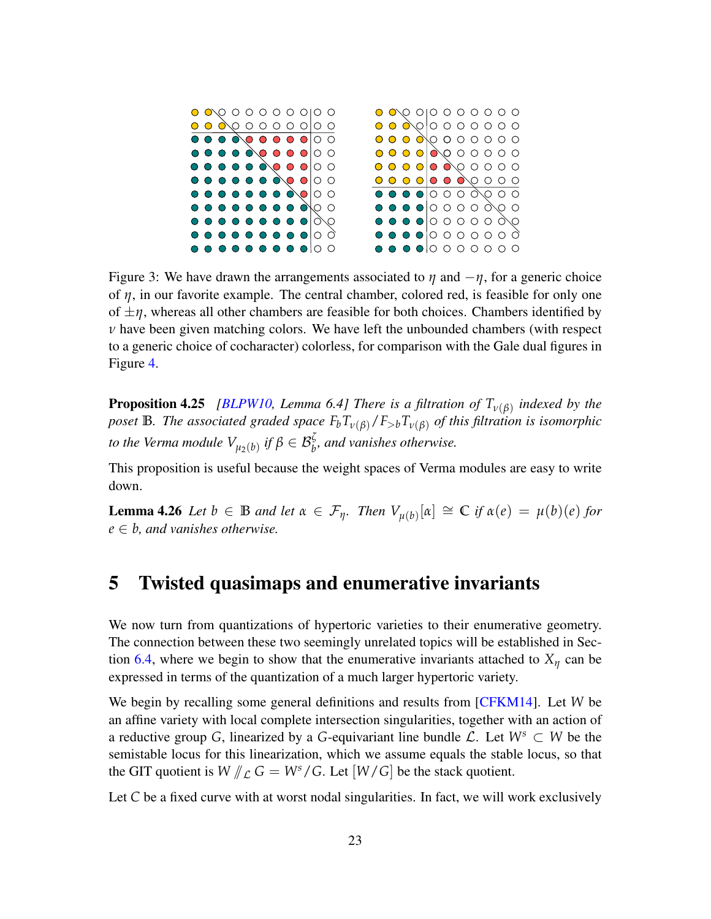Figure 3: We have drawn the arrangements associated to $\eta$ and $-\eta$, for a generic choice of $\eta$, in our favorite example. The central chamber, colored red, is feasible for only one of $\pm\eta$, whereas all other chambers are feasible for both choices. Chambers identified by $\nu$ have been given matching colors. We have left the unbounded chambers (with respect to a generic choice of cocharacter) colorless, for comparison with the Gale dual figures in Figure 4.

**Proposition 4.25** *[BLPW10, Lemma 6.4] There is a filtration of $T_{\nu(\beta)}$ indexed by the poset $\mathbb{B}$. The associated graded space $F_b T_{\nu(\beta)}/F_{>b} T_{\nu(\beta)}$ of this filtration is isomorphic to the Verma module $V_{\mu_2(b)}$ if $\beta \in \mathcal{B}_b^\zeta$, and vanishes otherwise.*

This proposition is useful because the weight spaces of Verma modules are easy to write down.

**Lemma 4.26** *Let $b \in \mathbb{B}$ and let $\alpha \in \mathcal{F}_\eta$. Then $V_{\mu(b)}[\alpha] \cong \mathbb{C}$ if $\alpha(e) = \mu(b)(e)$ for $e \in b$, and vanishes otherwise.*

# 5 Twisted quasimaps and enumerative invariants

We now turn from quantizations of hypertoric varieties to their enumerative geometry. The connection between these two seemingly unrelated topics will be established in Section 6.4, where we begin to show that the enumerative invariants attached to $X_\eta$ can be expressed in terms of the quantization of a much larger hypertoric variety.

We begin by recalling some general definitions and results from [CFKM14]. Let $W$ be an affine variety with local complete intersection singularities, together with an action of a reductive group $G$, linearized by a $G$-equivariant line bundle $\mathcal{L}$. Let $W^s \subset W$ be the semistable locus for this linearization, which we assume equals the stable locus, so that the GIT quotient is $W /\!\!/_{\mathcal{L}} G = W^s/G$. Let $[W/G]$ be the stack quotient.

Let $C$ be a fixed curve with at worst nodal singularities. In fact, we will work exclusively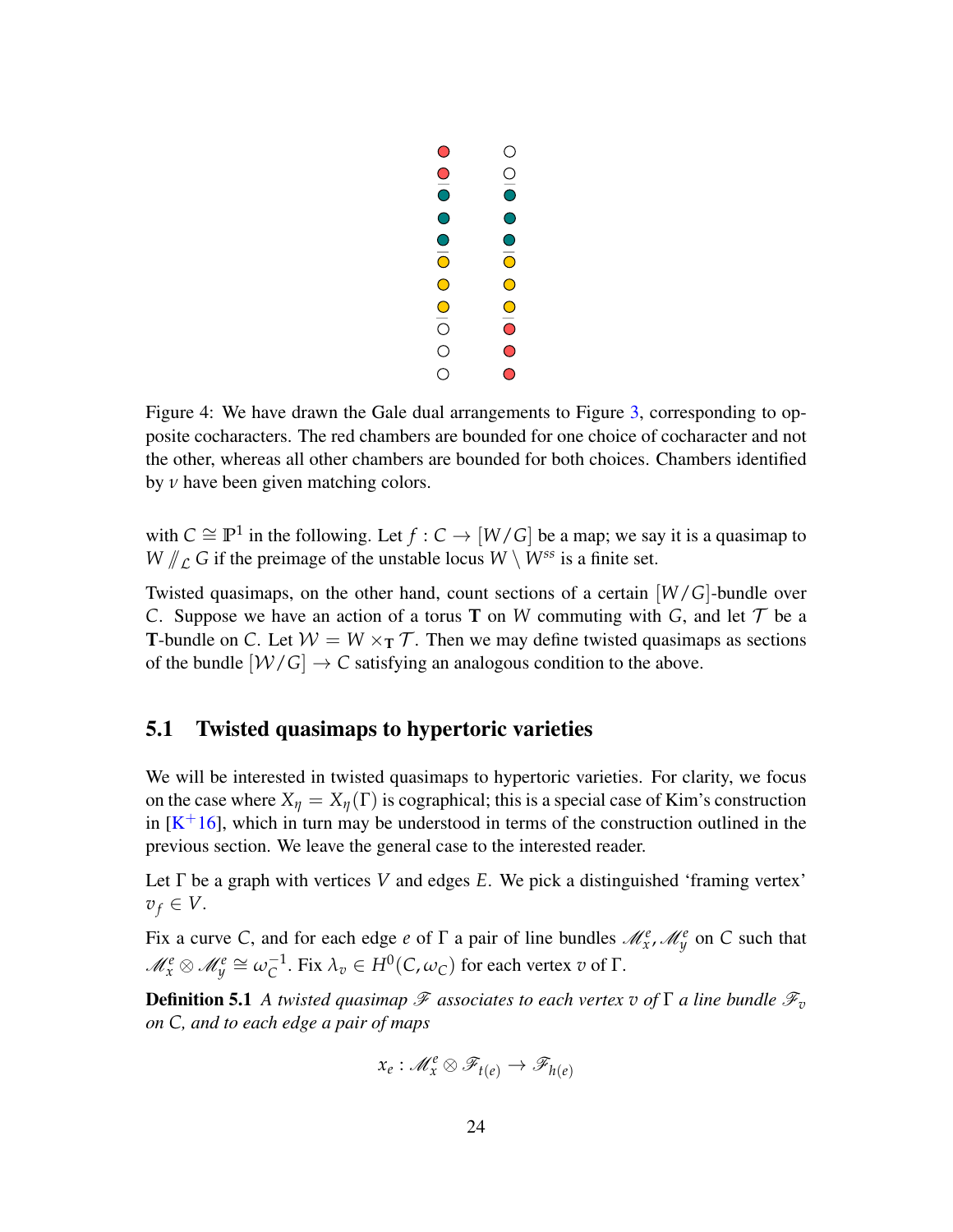Figure 4: We have drawn the Gale dual arrangements to Figure 3, corresponding to opposite cocharacters. The red chambers are bounded for one choice of cocharacter and not the other, whereas all other chambers are bounded for both choices. Chambers identified by $\nu$ have been given matching colors.

with $C \cong \mathbb{P}^1$ in the following. Let $f : C \to [W/G]$ be a map; we say it is a quasimap to $W /\!\!/_{\mathcal{L}} G$ if the preimage of the unstable locus $W \setminus W^{ss}$ is a finite set.

Twisted quasimaps, on the other hand, count sections of a certain $[W/G]$-bundle over $C$. Suppose we have an action of a torus $\mathbf{T}$ on $W$ commuting with $G$, and let $\mathcal{T}$ be a $\mathbf{T}$-bundle on $C$. Let $\mathcal{W} = W \times_{\mathbf{T}} \mathcal{T}$. Then we may define twisted quasimaps as sections of the bundle $[\mathcal{W}/G] \to C$ satisfying an analogous condition to the above.

## 5.1 Twisted quasimaps to hypertoric varieties

We will be interested in twisted quasimaps to hypertoric varieties. For clarity, we focus on the case where $X_\eta = X_\eta(\Gamma)$ is cographical; this is a special case of Kim's construction in [K+16], which in turn may be understood in terms of the construction outlined in the previous section. We leave the general case to the interested reader.

Let $\Gamma$ be a graph with vertices $V$ and edges $E$. We pick a distinguished 'framing vertex' $v_f \in V$.

Fix a curve $C$, and for each edge $e$ of $\Gamma$ a pair of line bundles $\mathscr{M}_x^e, \mathscr{M}_y^e$ on $C$ such that $\mathscr{M}_x^e \otimes \mathscr{M}_y^e \cong \omega_C^{-1}$. Fix $\lambda_v \in H^0(C, \omega_C)$ for each vertex $v$ of $\Gamma$.

**Definition 5.1** *A twisted quasimap $\mathscr{F}$ associates to each vertex $v$ of $\Gamma$ a line bundle $\mathscr{F}_v$ on $C$, and to each edge a pair of maps*

$$x_e : \mathscr{M}_x^e \otimes \mathscr{F}_{t(e)} \to \mathscr{F}_{h(e)}$$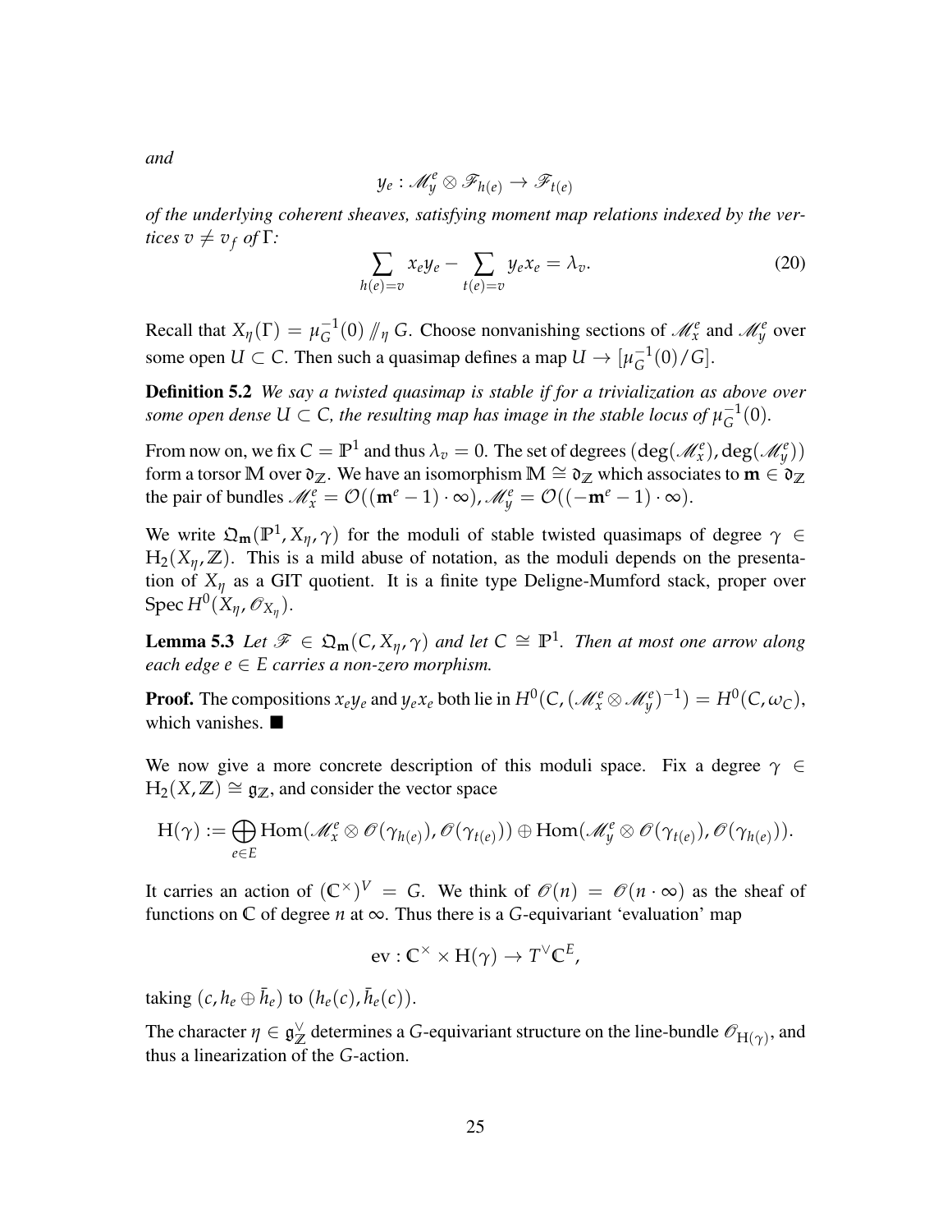*and*

$$y_e : \mathscr{M}_y^e \otimes \mathscr{F}_{h(e)} \to \mathscr{F}_{t(e)}$$

*of the underlying coherent sheaves, satisfying moment map relations indexed by the vertices $v \neq v_f$ of $\Gamma$:*

$$\sum_{h(e)=v} x_e y_e - \sum_{t(e)=v} y_e x_e = \lambda_v. \tag{20}$$

Recall that $X_\eta(\Gamma) = \mu_G^{-1}(0) /\!\!/_\eta G$. Choose nonvanishing sections of $\mathscr{M}_x^e$ and $\mathscr{M}_y^e$ over some open $U \subset C$. Then such a quasimap defines a map $U \to [\mu_G^{-1}(0)/G]$.

**Definition 5.2** *We say a twisted quasimap is stable if for a trivialization as above over some open dense $U \subset C$, the resulting map has image in the stable locus of $\mu_G^{-1}(0)$.*

From now on, we fix $C = \mathbb{P}^1$ and thus $\lambda_v = 0$. The set of degrees $(\deg(\mathscr{M}_x^e), \deg(\mathscr{M}_y^e))$ form a torsor $\mathbb{M}$ over $\mathfrak{d}_{\mathbb{Z}}$. We have an isomorphism $\mathbb{M} \cong \mathfrak{d}_{\mathbb{Z}}$ which associates to $\mathbf{m} \in \mathfrak{d}_{\mathbb{Z}}$ the pair of bundles $\mathscr{M}_x^e = \mathcal{O}((\mathbf{m}^e - 1) \cdot \infty), \mathscr{M}_y^e = \mathcal{O}((-\mathbf{m}^e - 1) \cdot \infty)$.

We write $\mathfrak{Q}_{\mathbf{m}}(\mathbb{P}^1, X_\eta, \gamma)$ for the moduli of stable twisted quasimaps of degree $\gamma \in \mathrm{H}_2(X_\eta, \mathbb{Z})$. This is a mild abuse of notation, as the moduli depends on the presentation of $X_\eta$ as a GIT quotient. It is a finite type Deligne-Mumford stack, proper over $\operatorname{Spec} H^0(X_\eta, \mathscr{O}_{X_\eta})$.

**Lemma 5.3** *Let $\mathscr{F} \in \mathfrak{Q}_{\mathbf{m}}(C, X_\eta, \gamma)$ and let $C \cong \mathbb{P}^1$. Then at most one arrow along each edge $e \in E$ carries a non-zero morphism.*

**Proof.** The compositions $x_e y_e$ and $y_e x_e$ both lie in $H^0(C, (\mathscr{M}_x^e \otimes \mathscr{M}_y^e)^{-1}) = H^0(C, \omega_C)$, which vanishes. ∎

We now give a more concrete description of this moduli space. Fix a degree $\gamma \in \mathrm{H}_2(X, \mathbb{Z}) \cong \mathfrak{g}_{\mathbb{Z}}$, and consider the vector space

$$\mathrm{H}(\gamma) := \bigoplus_{e \in E} \operatorname{Hom}(\mathscr{M}_x^e \otimes \mathscr{O}(\gamma_{h(e)}), \mathscr{O}(\gamma_{t(e)})) \oplus \operatorname{Hom}(\mathscr{M}_y^e \otimes \mathscr{O}(\gamma_{t(e)}), \mathscr{O}(\gamma_{h(e)})).$$

It carries an action of $(\mathbb{C}^\times)^V = G$. We think of $\mathscr{O}(n) = \mathscr{O}(n \cdot \infty)$ as the sheaf of functions on $\mathbb{C}$ of degree $n$ at $\infty$. Thus there is a $G$-equivariant 'evaluation' map

$$\mathrm{ev} : \mathbb{C}^\times \times \mathrm{H}(\gamma) \to T^\vee \mathbb{C}^E,$$

taking $(c, h_e \oplus \bar{h}_e)$ to $(h_e(c), \bar{h}_e(c))$.

The character $\eta \in \mathfrak{g}_{\mathbb{Z}}^\vee$ determines a $G$-equivariant structure on the line-bundle $\mathscr{O}_{\mathrm{H}(\gamma)}$, and thus a linearization of the $G$-action.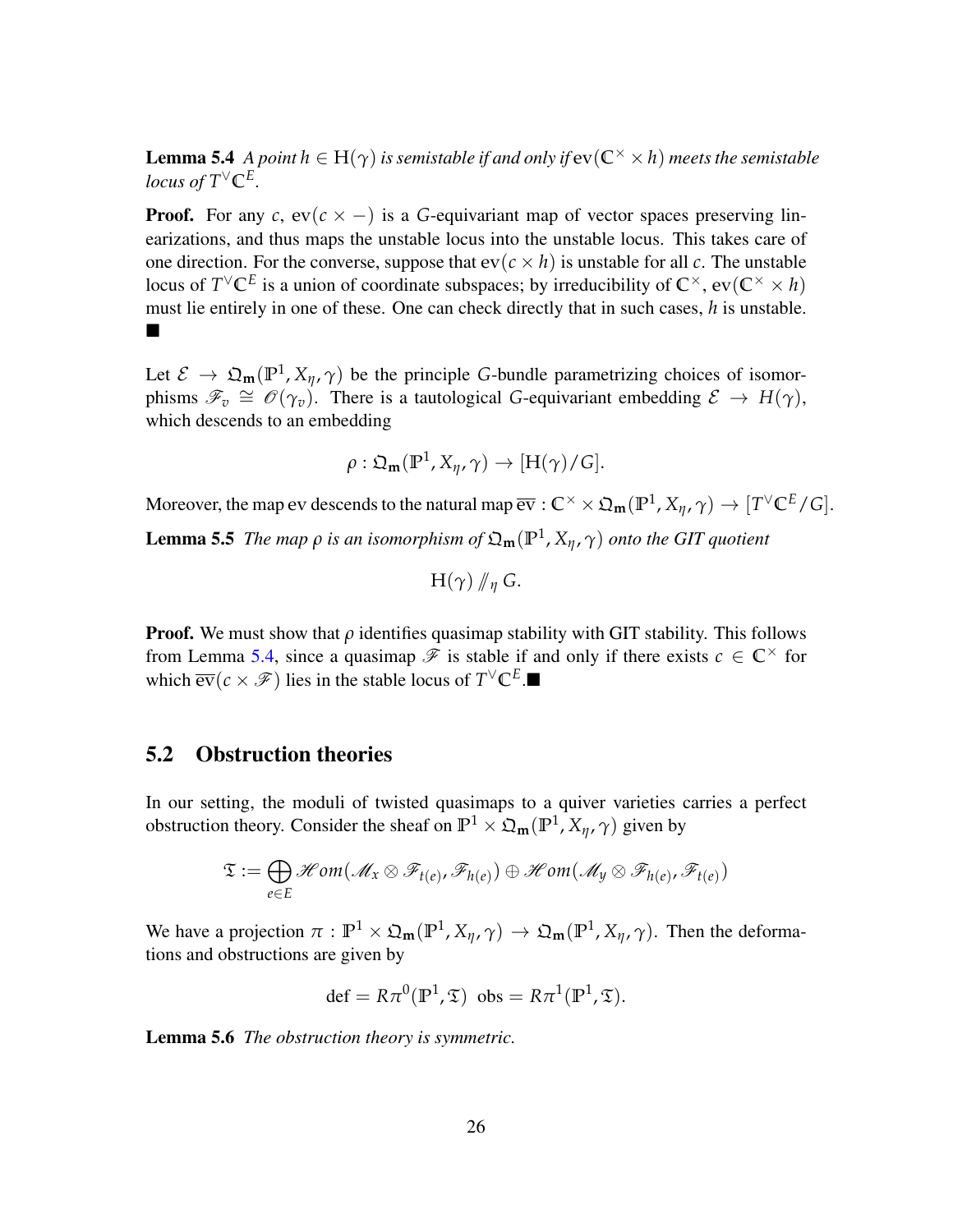**Lemma 5.4** *A point $h \in \mathrm{H}(\gamma)$ is semistable if and only if $\mathrm{ev}(\mathbb{C}^\times \times h)$ meets the semistable locus of $T^\vee \mathbb{C}^E$.*

**Proof.** For any $c$, $\mathrm{ev}(c \times -)$ is a $G$-equivariant map of vector spaces preserving linearizations, and thus maps the unstable locus into the unstable locus. This takes care of one direction. For the converse, suppose that $\mathrm{ev}(c \times h)$ is unstable for all $c$. The unstable locus of $T^\vee \mathbb{C}^E$ is a union of coordinate subspaces; by irreducibility of $\mathbb{C}^\times$, $\mathrm{ev}(\mathbb{C}^\times \times h)$ must lie entirely in one of these. One can check directly that in such cases, $h$ is unstable. ■

Let $\mathcal{E} \to \mathfrak{Q}_{\mathbf{m}}(\mathbb{P}^1, X_\eta, \gamma)$ be the principle $G$-bundle parametrizing choices of isomorphisms $\mathscr{F}_v \cong \mathscr{O}(\gamma_v)$. There is a tautological $G$-equivariant embedding $\mathcal{E} \to H(\gamma)$, which descends to an embedding

$$\rho : \mathfrak{Q}_{\mathbf{m}}(\mathbb{P}^1, X_\eta, \gamma) \to [\mathrm{H}(\gamma)/G].$$

Moreover, the map ev descends to the natural map $\overline{\mathrm{ev}} : \mathbb{C}^\times \times \mathfrak{Q}_{\mathbf{m}}(\mathbb{P}^1, X_\eta, \gamma) \to [T^\vee \mathbb{C}^E / G]$.

**Lemma 5.5** *The map $\rho$ is an isomorphism of $\mathfrak{Q}_{\mathbf{m}}(\mathbb{P}^1, X_\eta, \gamma)$ onto the GIT quotient*

$$\mathrm{H}(\gamma) /\!\!/_\eta G.$$

**Proof.** We must show that $\rho$ identifies quasimap stability with GIT stability. This follows from Lemma 5.4, since a quasimap $\mathscr{F}$ is stable if and only if there exists $c \in \mathbb{C}^\times$ for which $\overline{\mathrm{ev}}(c \times \mathscr{F})$ lies in the stable locus of $T^\vee \mathbb{C}^E$.■

## 5.2 Obstruction theories

In our setting, the moduli of twisted quasimaps to a quiver varieties carries a perfect obstruction theory. Consider the sheaf on $\mathbb{P}^1 \times \mathfrak{Q}_{\mathbf{m}}(\mathbb{P}^1, X_\eta, \gamma)$ given by

$$\mathfrak{T} := \bigoplus_{e \in E} \mathscr{H}om(\mathscr{M}_x \otimes \mathscr{F}_{t(e)}, \mathscr{F}_{h(e)}) \oplus \mathscr{H}om(\mathscr{M}_y \otimes \mathscr{F}_{h(e)}, \mathscr{F}_{t(e)})$$

We have a projection $\pi : \mathbb{P}^1 \times \mathfrak{Q}_{\mathbf{m}}(\mathbb{P}^1, X_\eta, \gamma) \to \mathfrak{Q}_{\mathbf{m}}(\mathbb{P}^1, X_\eta, \gamma)$. Then the deformations and obstructions are given by

$$\mathrm{def} = R\pi^0(\mathbb{P}^1, \mathfrak{T}) \ \ \mathrm{obs} = R\pi^1(\mathbb{P}^1, \mathfrak{T}).$$

**Lemma 5.6** *The obstruction theory is symmetric.*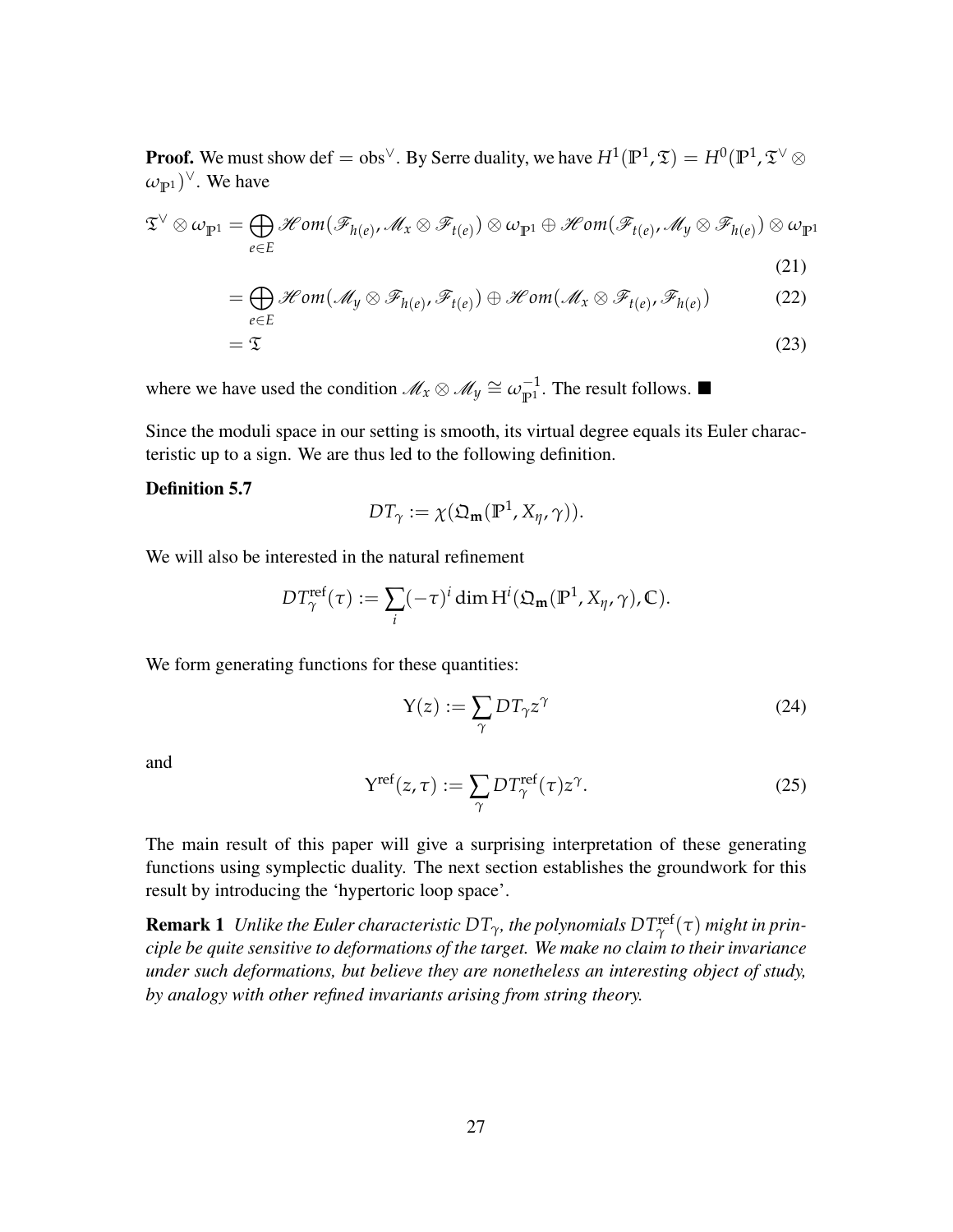**Proof.** We must show def $=$ obs$^\vee$. By Serre duality, we have $H^1(\mathbb{P}^1, \mathfrak{T}) = H^0(\mathbb{P}^1, \mathfrak{T}^\vee \otimes \omega_{\mathbb{P}^1})^\vee$. We have

$$\mathfrak{T}^\vee \otimes \omega_{\mathbb{P}^1} = \bigoplus_{e \in E} \mathscr{H}om(\mathscr{F}_{h(e)}, \mathscr{M}_x \otimes \mathscr{F}_{t(e)}) \otimes \omega_{\mathbb{P}^1} \oplus \mathscr{H}om(\mathscr{F}_{t(e)}, \mathscr{M}_y \otimes \mathscr{F}_{h(e)}) \otimes \omega_{\mathbb{P}^1} \tag{21}$$

$$= \bigoplus_{e \in E} \mathscr{H}om(\mathscr{M}_y \otimes \mathscr{F}_{h(e)}, \mathscr{F}_{t(e)}) \oplus \mathscr{H}om(\mathscr{M}_x \otimes \mathscr{F}_{t(e)}, \mathscr{F}_{h(e)}) \tag{22}$$

$$= \mathfrak{T} \tag{23}$$

where we have used the condition $\mathscr{M}_x \otimes \mathscr{M}_y \cong \omega_{\mathbb{P}^1}^{-1}$. The result follows. ■

Since the moduli space in our setting is smooth, its virtual degree equals its Euler characteristic up to a sign. We are thus led to the following definition.

**Definition 5.7**

$$DT_\gamma := \chi(\mathfrak{Q}_{\mathbf{m}}(\mathbb{P}^1, X_\eta, \gamma)).$$

We will also be interested in the natural refinement

$$DT_\gamma^{\mathrm{ref}}(\tau) := \sum_i (-\tau)^i \dim \mathrm{H}^i(\mathfrak{Q}_{\mathbf{m}}(\mathbb{P}^1, X_\eta, \gamma), \mathbb{C}).$$

We form generating functions for these quantities:

$$\Upsilon(z) := \sum_\gamma DT_\gamma z^\gamma \tag{24}$$

and

$$\Upsilon^{\mathrm{ref}}(z, \tau) := \sum_\gamma DT_\gamma^{\mathrm{ref}}(\tau) z^\gamma. \tag{25}$$

The main result of this paper will give a surprising interpretation of these generating functions using symplectic duality. The next section establishes the groundwork for this result by introducing the 'hypertoric loop space'.

**Remark 1** *Unlike the Euler characteristic $DT_\gamma$, the polynomials $DT_\gamma^{\mathrm{ref}}(\tau)$ might in principle be quite sensitive to deformations of the target. We make no claim to their invariance under such deformations, but believe they are nonetheless an interesting object of study, by analogy with other refined invariants arising from string theory.*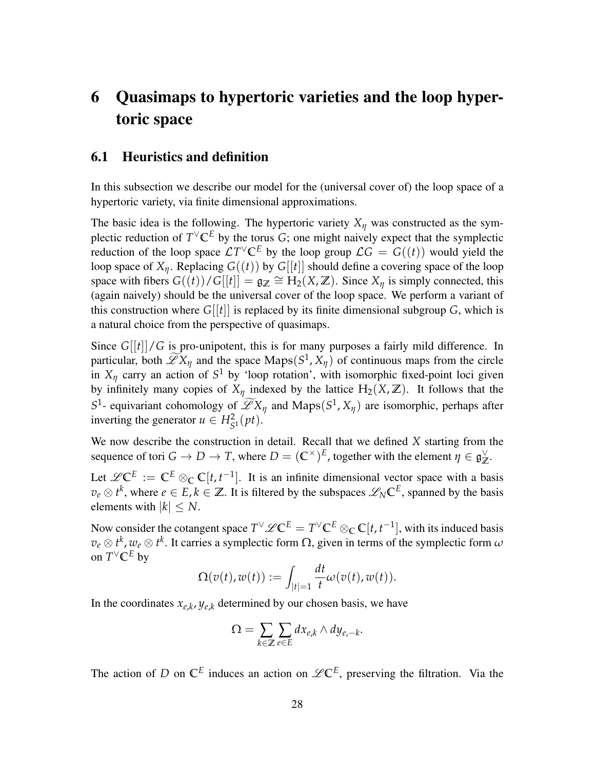# 6 Quasimaps to hypertoric varieties and the loop hypertoric space

## 6.1 Heuristics and definition

In this subsection we describe our model for the (universal cover of) the loop space of a hypertoric variety, via finite dimensional approximations.

The basic idea is the following. The hypertoric variety $X_\eta$ was constructed as the symplectic reduction of $T^\vee \mathbb{C}^E$ by the torus $G$; one might naively expect that the symplectic reduction of the loop space $\mathcal{L}T^\vee\mathbb{C}^E$ by the loop group $\mathcal{L}G = G((t))$ would yield the loop space of $X_\eta$. Replacing $G((t))$ by $G[[t]]$ should define a covering space of the loop space with fibers $G((t))/G[[t]] = \mathfrak{g}_\mathbb{Z} \cong \mathrm{H}_2(X, \mathbb{Z})$. Since $X_\eta$ is simply connected, this (again naively) should be the universal cover of the loop space. We perform a variant of this construction where $G[[t]]$ is replaced by its finite dimensional subgroup $G$, which is a natural choice from the perspective of quasimaps.

Since $G[[t]]/G$ is pro-unipotent, this is for many purposes a fairly mild difference. In particular, both $\widetilde{\mathscr{L}}X_\eta$ and the space $\mathrm{Maps}(S^1, X_\eta)$ of continuous maps from the circle in $X_\eta$ carry an action of $S^1$ by 'loop rotation', with isomorphic fixed-point loci given by infinitely many copies of $X_\eta$ indexed by the lattice $\mathrm{H}_2(X, \mathbb{Z})$. It follows that the $S^1$- equivariant cohomology of $\widetilde{\mathscr{L}}X_\eta$ and $\mathrm{Maps}(S^1, X_\eta)$ are isomorphic, perhaps after inverting the generator $u \in H^2_{S^1}(pt)$.

We now describe the construction in detail. Recall that we defined $X$ starting from the sequence of tori $G \to D \to T$, where $D = (\mathbb{C}^\times)^E$, together with the element $\eta \in \mathfrak{g}^\vee_\mathbb{Z}$.

Let $\mathscr{L}\mathbb{C}^E := \mathbb{C}^E \otimes_\mathbb{C} \mathbb{C}[t, t^{-1}]$. It is an infinite dimensional vector space with a basis $v_e \otimes t^k$, where $e \in E, k \in \mathbb{Z}$. It is filtered by the subspaces $\mathscr{L}_N\mathbb{C}^E$, spanned by the basis elements with $|k| \leq N$.

Now consider the cotangent space $T^\vee \mathscr{L}\mathbb{C}^E = T^\vee\mathbb{C}^E \otimes_\mathbb{C} \mathbb{C}[t, t^{-1}]$, with its induced basis $v_e \otimes t^k, w_e \otimes t^k$. It carries a symplectic form $\Omega$, given in terms of the symplectic form $\omega$ on $T^\vee\mathbb{C}^E$ by

$$\Omega(v(t), w(t)) := \int_{|t|=1} \frac{dt}{t}\omega(v(t), w(t)).$$

In the coordinates $x_{e,k}, y_{e,k}$ determined by our chosen basis, we have

$$\Omega = \sum_{k\in\mathbb{Z}} \sum_{e\in E} dx_{e,k} \wedge dy_{e,-k}.$$

The action of $D$ on $\mathbb{C}^E$ induces an action on $\mathscr{L}\mathbb{C}^E$, preserving the filtration. Via the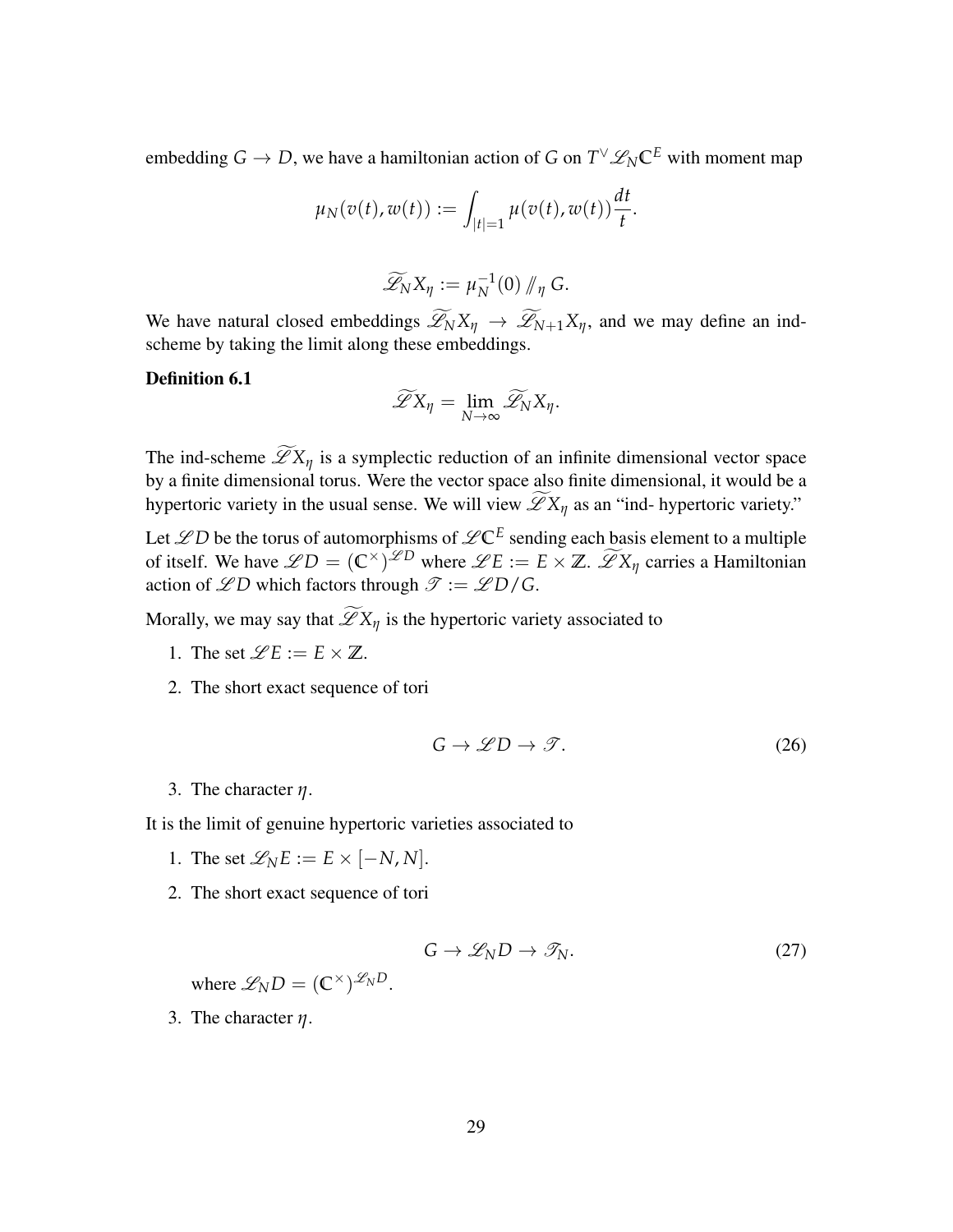embedding $G \to D$, we have a hamiltonian action of $G$ on $T^\vee \mathscr{L}_N \mathbb{C}^E$ with moment map

$$\mu_N(v(t), w(t)) := \int_{|t|=1} \mu(v(t), w(t)) \frac{dt}{t}.$$

$$\widetilde{\mathscr{L}_N} X_\eta := \mu_N^{-1}(0) /\!\!/_\eta G.$$

We have natural closed embeddings $\widetilde{\mathscr{L}_N} X_\eta \to \widetilde{\mathscr{L}_{N+1}} X_\eta$, and we may define an ind-scheme by taking the limit along these embeddings.

**Definition 6.1**

$$\widetilde{\mathscr{L}} X_\eta = \lim_{N \to \infty} \widetilde{\mathscr{L}_N} X_\eta.$$

The ind-scheme $\widetilde{\mathscr{L}} X_\eta$ is a symplectic reduction of an infinite dimensional vector space by a finite dimensional torus. Were the vector space also finite dimensional, it would be a hypertoric variety in the usual sense. We will view $\widetilde{\mathscr{L}} X_\eta$ as an "ind- hypertoric variety."

Let $\mathscr{L}D$ be the torus of automorphisms of $\mathscr{L}\mathbb{C}^E$ sending each basis element to a multiple of itself. We have $\mathscr{L}D = (\mathbb{C}^\times)^{\mathscr{L}D}$ where $\mathscr{L}E := E \times \mathbb{Z}$. $\widetilde{\mathscr{L}} X_\eta$ carries a Hamiltonian action of $\mathscr{L}D$ which factors through $\mathscr{T} := \mathscr{L}D/G$.

Morally, we may say that $\widetilde{\mathscr{L}} X_\eta$ is the hypertoric variety associated to

1. The set $\mathscr{L}E := E \times \mathbb{Z}$.
2. The short exact sequence of tori

$$G \to \mathscr{L}D \to \mathscr{T}. \tag{26}$$

3. The character $\eta$.

It is the limit of genuine hypertoric varieties associated to

1. The set $\mathscr{L}_N E := E \times [-N, N]$.
2. The short exact sequence of tori

$$G \to \mathscr{L}_N D \to \mathscr{T}_N. \tag{27}$$

   where $\mathscr{L}_N D = (\mathbb{C}^\times)^{\mathscr{L}_N D}$.

3. The character $\eta$.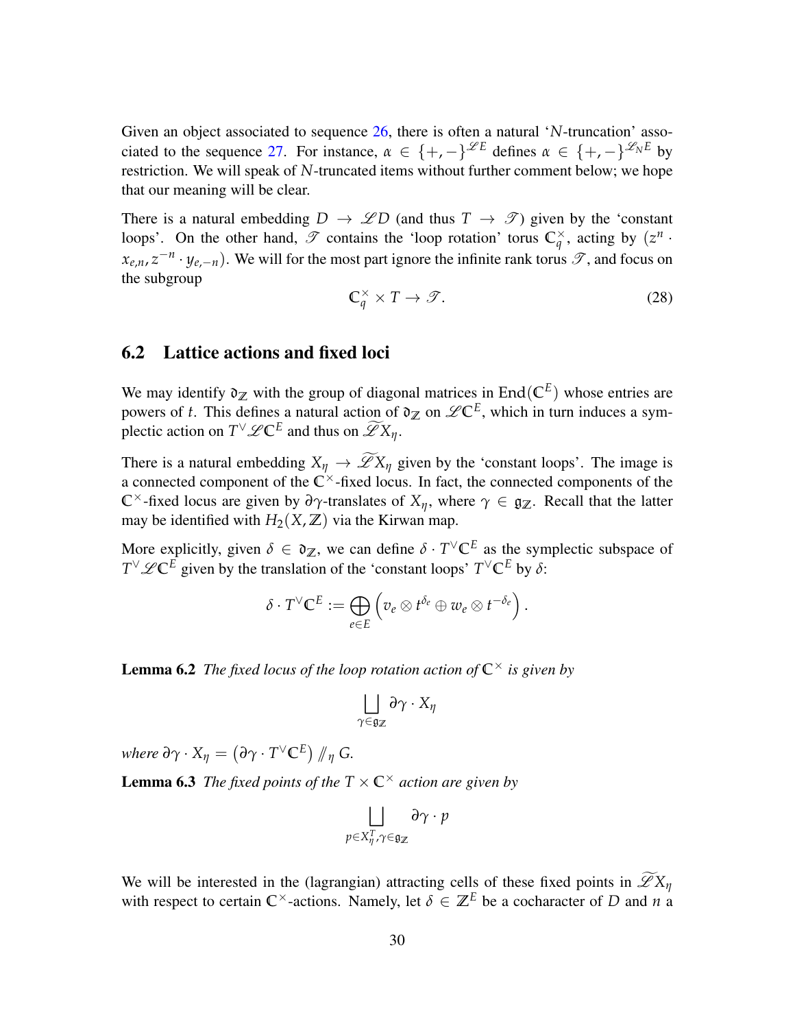Given an object associated to sequence 26, there is often a natural '$N$-truncation' associated to the sequence 27. For instance, $\alpha \in \{+,-\}^{\mathscr{L}E}$ defines $\alpha \in \{+,-\}^{\mathscr{L}_N E}$ by restriction. We will speak of $N$-truncated items without further comment below; we hope that our meaning will be clear.

There is a natural embedding $D \to \mathscr{L}D$ (and thus $T \to \mathscr{T}$) given by the 'constant loops'. On the other hand, $\mathscr{T}$ contains the 'loop rotation' torus $\mathbb{C}_q^\times$, acting by $(z^n \cdot x_{e,n}, z^{-n} \cdot y_{e,-n})$. We will for the most part ignore the infinite rank torus $\mathscr{T}$, and focus on the subgroup

$$\mathbb{C}_q^\times \times T \to \mathscr{T}. \tag{28}$$

## 6.2 Lattice actions and fixed loci

We may identify $\mathfrak{d}_\mathbb{Z}$ with the group of diagonal matrices in $\mathrm{End}(\mathbb{C}^E)$ whose entries are powers of $t$. This defines a natural action of $\mathfrak{d}_\mathbb{Z}$ on $\mathscr{L}\mathbb{C}^E$, which in turn induces a symplectic action on $T^\vee \mathscr{L}\mathbb{C}^E$ and thus on $\widetilde{\mathscr{L}}X_\eta$.

There is a natural embedding $X_\eta \to \widetilde{\mathscr{L}}X_\eta$ given by the 'constant loops'. The image is a connected component of the $\mathbb{C}^\times$-fixed locus. In fact, the connected components of the $\mathbb{C}^\times$-fixed locus are given by $\partial\gamma$-translates of $X_\eta$, where $\gamma \in \mathfrak{g}_\mathbb{Z}$. Recall that the latter may be identified with $H_2(X,\mathbb{Z})$ via the Kirwan map.

More explicitly, given $\delta \in \mathfrak{d}_\mathbb{Z}$, we can define $\delta \cdot T^\vee \mathbb{C}^E$ as the symplectic subspace of $T^\vee \mathscr{L}\mathbb{C}^E$ given by the translation of the 'constant loops' $T^\vee \mathbb{C}^E$ by $\delta$:

$$\delta \cdot T^\vee \mathbb{C}^E := \bigoplus_{e \in E} \left( v_e \otimes t^{\delta_e} \oplus w_e \otimes t^{-\delta_e} \right).$$

**Lemma 6.2** *The fixed locus of the loop rotation action of $\mathbb{C}^\times$ is given by*

$$\bigsqcup_{\gamma \in \mathfrak{g}_\mathbb{Z}} \partial\gamma \cdot X_\eta$$

*where $\partial\gamma \cdot X_\eta = \left(\partial\gamma \cdot T^\vee \mathbb{C}^E\right) /\!\!/_\eta\, G$.*

**Lemma 6.3** *The fixed points of the $T \times \mathbb{C}^\times$ action are given by*

$$\bigsqcup_{p \in X_\eta^T, \gamma \in \mathfrak{g}_\mathbb{Z}} \partial\gamma \cdot p$$

We will be interested in the (lagrangian) attracting cells of these fixed points in $\widetilde{\mathscr{L}}X_\eta$ with respect to certain $\mathbb{C}^\times$-actions. Namely, let $\delta \in \mathbb{Z}^E$ be a cocharacter of $D$ and $n$ a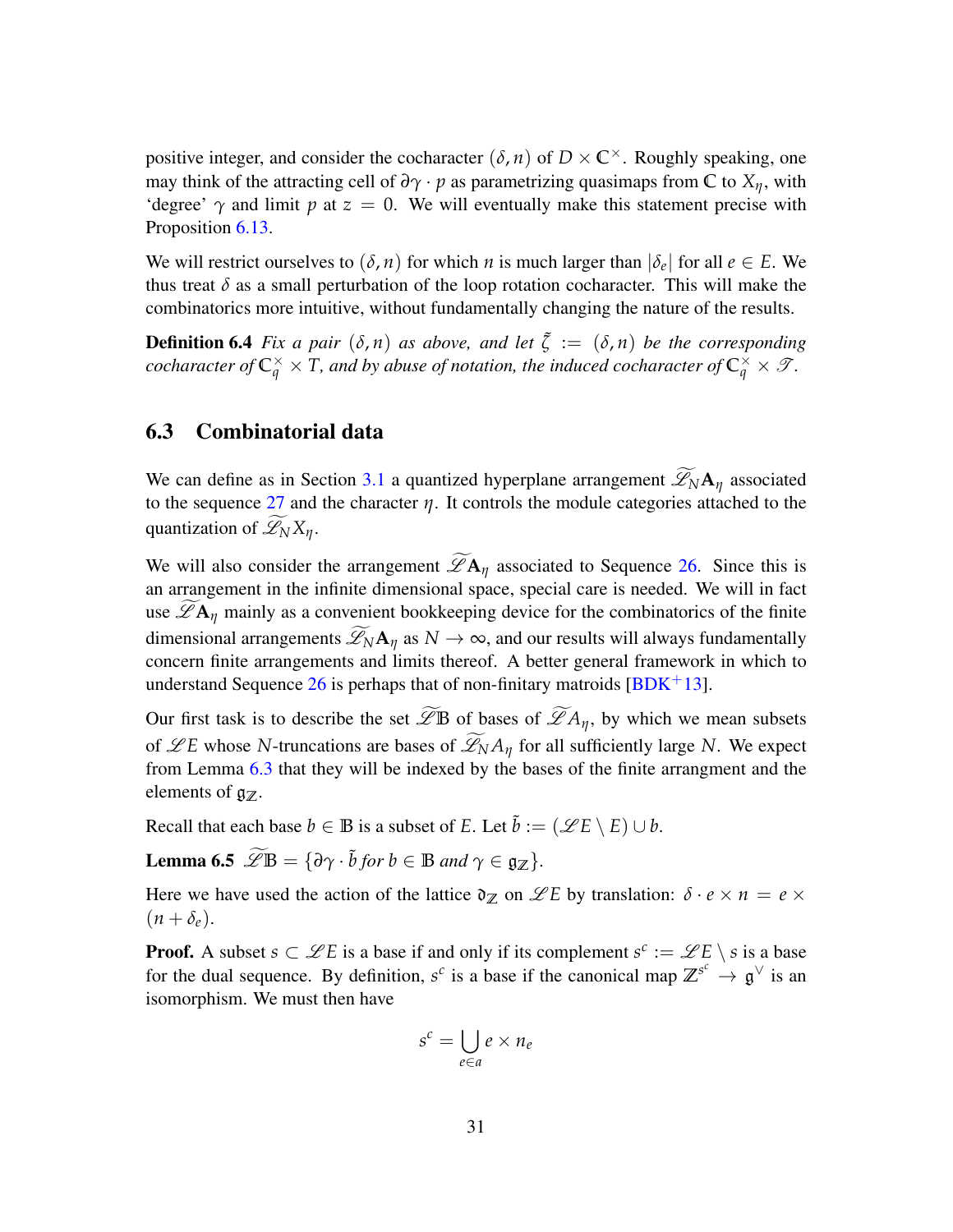positive integer, and consider the cocharacter $(\delta, n)$ of $D \times \mathbb{C}^\times$. Roughly speaking, one may think of the attracting cell of $\partial\gamma \cdot p$ as parametrizing quasimaps from $\mathbb{C}$ to $X_\eta$, with 'degree' $\gamma$ and limit $p$ at $z = 0$. We will eventually make this statement precise with Proposition 6.13.

We will restrict ourselves to $(\delta, n)$ for which $n$ is much larger than $|\delta_e|$ for all $e \in E$. We thus treat $\delta$ as a small perturbation of the loop rotation cocharacter. This will make the combinatorics more intuitive, without fundamentally changing the nature of the results.

**Definition 6.4** *Fix a pair $(\delta, n)$ as above, and let $\tilde{\zeta} := (\delta, n)$ be the corresponding cocharacter of $\mathbb{C}_q^\times \times T$, and by abuse of notation, the induced cocharacter of $\mathbb{C}_q^\times \times \mathscr{T}$.*

## 6.3 Combinatorial data

We can define as in Section 3.1 a quantized hyperplane arrangement $\widetilde{\mathscr{L}_N}\mathbf{A}_\eta$ associated to the sequence 27 and the character $\eta$. It controls the module categories attached to the quantization of $\widetilde{\mathscr{L}_N}X_\eta$.

We will also consider the arrangement $\widetilde{\mathscr{L}}\mathbf{A}_\eta$ associated to Sequence 26. Since this is an arrangement in the infinite dimensional space, special care is needed. We will in fact use $\widetilde{\mathscr{L}}\mathbf{A}_\eta$ mainly as a convenient bookkeeping device for the combinatorics of the finite dimensional arrangements $\widetilde{\mathscr{L}_N}\mathbf{A}_\eta$ as $N \to \infty$, and our results will always fundamentally concern finite arrangements and limits thereof. A better general framework in which to understand Sequence 26 is perhaps that of non-finitary matroids [BDK+13].

Our first task is to describe the set $\widetilde{\mathscr{L}}\mathbb{B}$ of bases of $\widetilde{\mathscr{L}}A_\eta$, by which we mean subsets of $\mathscr{L}E$ whose $N$-truncations are bases of $\widetilde{\mathscr{L}_N}A_\eta$ for all sufficiently large $N$. We expect from Lemma 6.3 that they will be indexed by the bases of the finite arrangment and the elements of $\mathfrak{g}_\mathbb{Z}$.

Recall that each base $b \in \mathbb{B}$ is a subset of $E$. Let $\tilde{b} := (\mathscr{L}E \setminus E) \cup b$.

**Lemma 6.5** $\widetilde{\mathscr{L}}\mathbb{B} = \{\partial\gamma \cdot \tilde{b}$ *for* $b \in \mathbb{B}$ *and* $\gamma \in \mathfrak{g}_\mathbb{Z}\}$.

Here we have used the action of the lattice $\mathfrak{d}_\mathbb{Z}$ on $\mathscr{L}E$ by translation: $\delta \cdot e \times n = e \times (n + \delta_e)$.

**Proof.** A subset $s \subset \mathscr{L}E$ is a base if and only if its complement $s^c := \mathscr{L}E \setminus s$ is a base for the dual sequence. By definition, $s^c$ is a base if the canonical map $\mathbb{Z}^{s^c} \to \mathfrak{g}^\vee$ is an isomorphism. We must then have

$$s^c = \bigcup_{e \in a} e \times n_e$$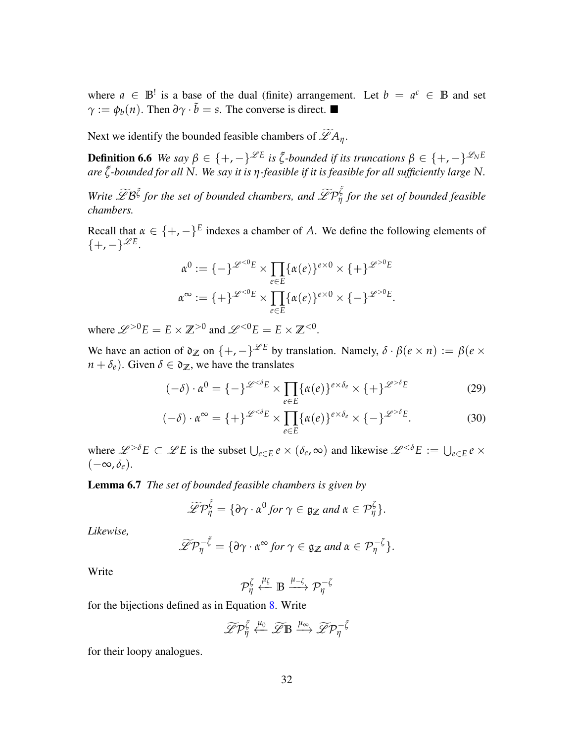where $a \in \mathbb{B}^!$ is a base of the dual (finite) arrangement. Let $b = a^c \in \mathbb{B}$ and set $\gamma := \phi_b(n)$. Then $\partial\gamma \cdot \tilde{b} = s$. The converse is direct. ■

Next we identify the bounded feasible chambers of $\widetilde{\mathscr{L}A}_\eta$.

**Definition 6.6** *We say $\beta \in \{+,-\}^{\mathscr{L}E}$ is $\tilde{\zeta}$-bounded if its truncations $\beta \in \{+,-\}^{\mathscr{L}_N E}$ are $\tilde{\zeta}$-bounded for all $N$. We say it is $\eta$-feasible if it is feasible for all sufficiently large $N$.*

*Write $\widetilde{\mathscr{L}\mathcal{B}}^{\tilde{\zeta}}$ for the set of bounded chambers, and $\widetilde{\mathscr{L}\mathcal{P}}_\eta^{\tilde{\zeta}}$ for the set of bounded feasible chambers.*

Recall that $\alpha \in \{+,-\}^E$ indexes a chamber of $A$. We define the following elements of $\{+,-\}^{\mathscr{L}E}$.

$$\alpha^0 := \{-\}^{\mathscr{L}^{<0}E} \times \prod_{e \in E} \{\alpha(e)\}^{e \times 0} \times \{+\}^{\mathscr{L}^{>0}E}$$
$$\alpha^\infty := \{+\}^{\mathscr{L}^{<0}E} \times \prod_{e \in E} \{\alpha(e)\}^{e \times 0} \times \{-\}^{\mathscr{L}^{>0}E}.$$

where $\mathscr{L}^{>0}E = E \times \mathbb{Z}^{>0}$ and $\mathscr{L}^{<0}E = E \times \mathbb{Z}^{<0}$.

We have an action of $\mathfrak{d}_\mathbb{Z}$ on $\{+,-\}^{\mathscr{L}E}$ by translation. Namely, $\delta \cdot \beta(e \times n) := \beta(e \times n + \delta_e)$. Given $\delta \in \mathfrak{d}_\mathbb{Z}$, we have the translates

$$(-\delta) \cdot \alpha^0 = \{-\}^{\mathscr{L}^{<\delta}E} \times \prod_{e \in E} \{\alpha(e)\}^{e \times \delta_e} \times \{+\}^{\mathscr{L}^{>\delta}E} \tag{29}$$

$$(-\delta) \cdot \alpha^\infty = \{+\}^{\mathscr{L}^{<\delta}E} \times \prod_{e \in E} \{\alpha(e)\}^{e \times \delta_e} \times \{-\}^{\mathscr{L}^{>\delta}E}. \tag{30}$$

where $\mathscr{L}^{>\delta}E \subset \mathscr{L}E$ is the subset $\bigcup_{e \in E} e \times (\delta_e, \infty)$ and likewise $\mathscr{L}^{<\delta}E := \bigcup_{e \in E} e \times (-\infty, \delta_e)$.

**Lemma 6.7** *The set of bounded feasible chambers is given by*

$$\widetilde{\mathscr{L}\mathcal{P}}_\eta^{\tilde{\zeta}} = \{\partial\gamma \cdot \alpha^0 \text{ for } \gamma \in \mathfrak{g}_\mathbb{Z} \text{ and } \alpha \in \mathcal{P}_\eta^\zeta\}.$$

*Likewise,*

$$\widetilde{\mathscr{L}\mathcal{P}}_\eta^{-\tilde{\zeta}} = \{\partial\gamma \cdot \alpha^\infty \text{ for } \gamma \in \mathfrak{g}_\mathbb{Z} \text{ and } \alpha \in \mathcal{P}_\eta^{-\zeta}\}.$$

Write

$$\mathcal{P}_\eta^\zeta \xleftarrow{\mu_\zeta} \mathbb{B} \xrightarrow{\mu_{-\zeta}} \mathcal{P}_\eta^{-\zeta}$$

for the bijections defined as in Equation 8. Write

$$\widetilde{\mathscr{L}\mathcal{P}}_\eta^{\tilde{\zeta}} \xleftarrow{\mu_0} \widetilde{\mathscr{L}\mathbb{B}} \xrightarrow{\mu_\infty} \widetilde{\mathscr{L}\mathcal{P}}_\eta^{-\tilde{\zeta}}$$

for their loopy analogues.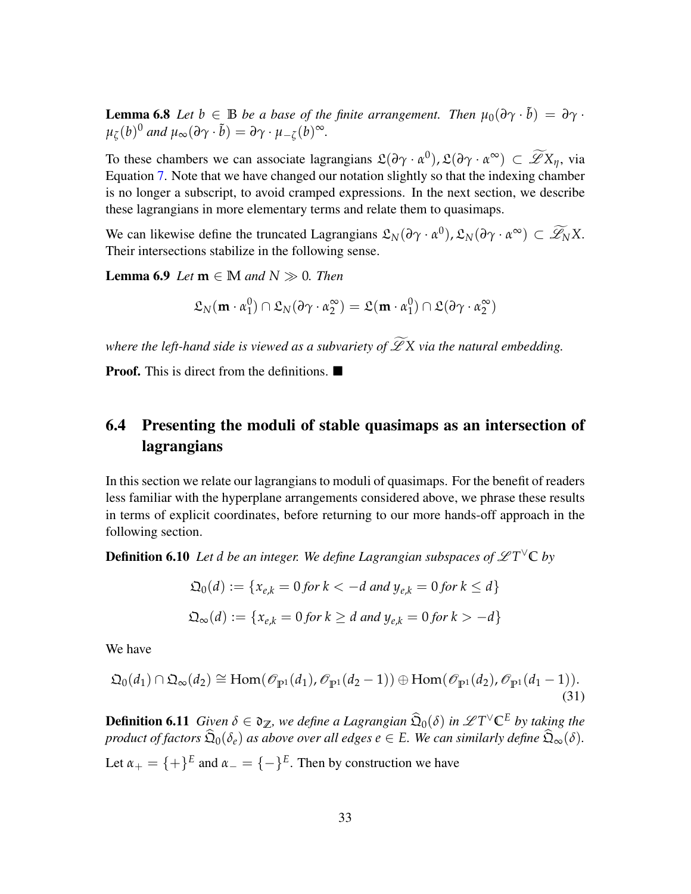**Lemma 6.8** *Let $b \in \mathbb{B}$ be a base of the finite arrangement. Then $\mu_0(\partial\gamma \cdot \tilde{b}) = \partial\gamma \cdot \mu_\zeta(b)^0$ and $\mu_\infty(\partial\gamma \cdot \tilde{b}) = \partial\gamma \cdot \mu_{-\zeta}(b)^\infty$.*

To these chambers we can associate lagrangians $\mathfrak{L}(\partial\gamma \cdot \alpha^0), \mathfrak{L}(\partial\gamma \cdot \alpha^\infty) \subset \widetilde{\mathscr{L}}X_\eta$, via Equation 7. Note that we have changed our notation slightly so that the indexing chamber is no longer a subscript, to avoid cramped expressions. In the next section, we describe these lagrangians in more elementary terms and relate them to quasimaps.

We can likewise define the truncated Lagrangians $\mathfrak{L}_N(\partial\gamma \cdot \alpha^0), \mathfrak{L}_N(\partial\gamma \cdot \alpha^\infty) \subset \widetilde{\mathscr{L}}_N X$. Their intersections stabilize in the following sense.

**Lemma 6.9** *Let $\mathbf{m} \in \mathbb{M}$ and $N \gg 0$. Then*

$$\mathfrak{L}_N(\mathbf{m} \cdot \alpha_1^0) \cap \mathfrak{L}_N(\partial\gamma \cdot \alpha_2^\infty) = \mathfrak{L}(\mathbf{m} \cdot \alpha_1^0) \cap \mathfrak{L}(\partial\gamma \cdot \alpha_2^\infty)$$

*where the left-hand side is viewed as a subvariety of $\widetilde{\mathscr{L}}X$ via the natural embedding.*

**Proof.** This is direct from the definitions. ■

## 6.4 Presenting the moduli of stable quasimaps as an intersection of lagrangians

In this section we relate our lagrangians to moduli of quasimaps. For the benefit of readers less familiar with the hyperplane arrangements considered above, we phrase these results in terms of explicit coordinates, before returning to our more hands-off approach in the following section.

**Definition 6.10** *Let $d$ be an integer. We define Lagrangian subspaces of $\mathscr{L}T^\vee\mathbb{C}$ by*

$$\mathfrak{Q}_0(d) := \{x_{e,k} = 0 \text{ for } k < -d \text{ and } y_{e,k} = 0 \text{ for } k \leq d\}$$

$$\mathfrak{Q}_\infty(d) := \{x_{e,k} = 0 \text{ for } k \geq d \text{ and } y_{e,k} = 0 \text{ for } k > -d\}$$

We have

$$\mathfrak{Q}_0(d_1) \cap \mathfrak{Q}_\infty(d_2) \cong \operatorname{Hom}(\mathscr{O}_{\mathbb{P}^1}(d_1), \mathscr{O}_{\mathbb{P}^1}(d_2 - 1)) \oplus \operatorname{Hom}(\mathscr{O}_{\mathbb{P}^1}(d_2), \mathscr{O}_{\mathbb{P}^1}(d_1 - 1)). \tag{31}$$

**Definition 6.11** *Given $\delta \in \mathfrak{d}_\mathbb{Z}$, we define a Lagrangian $\widehat{\mathfrak{Q}}_0(\delta)$ in $\mathscr{L}T^\vee\mathbb{C}^E$ by taking the product of factors $\widehat{\mathfrak{Q}}_0(\delta_e)$ as above over all edges $e \in E$. We can similarly define $\widehat{\mathfrak{Q}}_\infty(\delta)$.*

Let $\alpha_+ = \{+\}^E$ and $\alpha_- = \{-\}^E$. Then by construction we have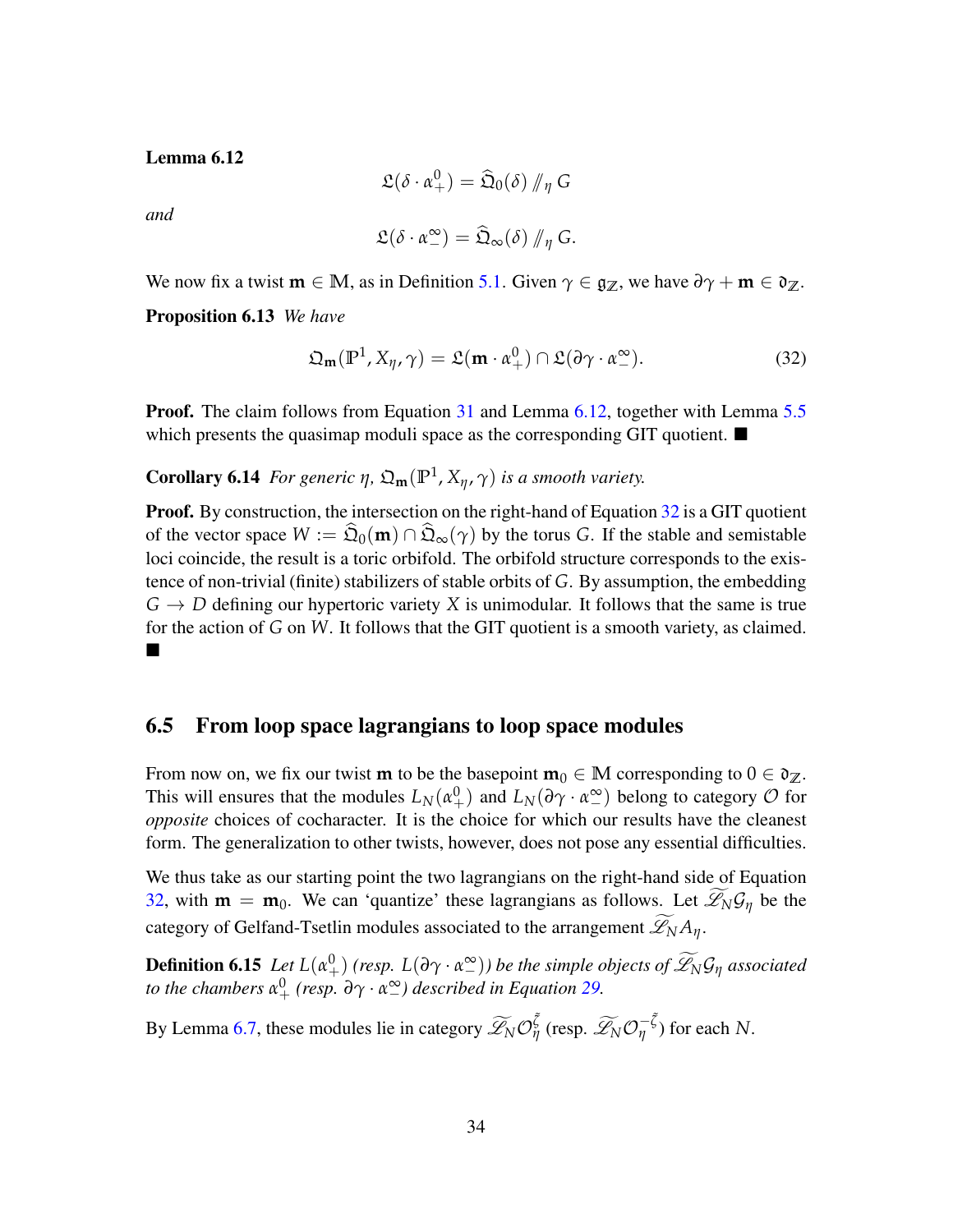**Lemma 6.12**

$$\mathfrak{L}(\delta \cdot \alpha_+^0) = \widehat{\mathfrak{Q}}_0(\delta) /\!\!/_\eta G$$

*and*

$$\mathfrak{L}(\delta \cdot \alpha_-^\infty) = \widehat{\mathfrak{Q}}_\infty(\delta) /\!\!/_\eta G.$$

We now fix a twist $\mathbf{m} \in \mathbb{M}$, as in Definition 5.1. Given $\gamma \in \mathfrak{g}_\mathbb{Z}$, we have $\partial\gamma + \mathbf{m} \in \mathfrak{d}_\mathbb{Z}$.

**Proposition 6.13** *We have*

$$\mathfrak{Q}_\mathbf{m}(\mathbb{P}^1, X_\eta, \gamma) = \mathfrak{L}(\mathbf{m} \cdot \alpha_+^0) \cap \mathfrak{L}(\partial\gamma \cdot \alpha_-^\infty). \tag{32}$$

**Proof.** The claim follows from Equation 31 and Lemma 6.12, together with Lemma 5.5 which presents the quasimap moduli space as the corresponding GIT quotient. ■

**Corollary 6.14** *For generic $\eta$, $\mathfrak{Q}_\mathbf{m}(\mathbb{P}^1, X_\eta, \gamma)$ is a smooth variety.*

**Proof.** By construction, the intersection on the right-hand of Equation 32 is a GIT quotient of the vector space $W := \widehat{\mathfrak{Q}}_0(\mathbf{m}) \cap \widehat{\mathfrak{Q}}_\infty(\gamma)$ by the torus $G$. If the stable and semistable loci coincide, the result is a toric orbifold. The orbifold structure corresponds to the existence of non-trivial (finite) stabilizers of stable orbits of $G$. By assumption, the embedding $G \to D$ defining our hypertoric variety $X$ is unimodular. It follows that the same is true for the action of $G$ on $W$. It follows that the GIT quotient is a smooth variety, as claimed. ■

## 6.5 From loop space lagrangians to loop space modules

From now on, we fix our twist $\mathbf{m}$ to be the basepoint $\mathbf{m}_0 \in \mathbb{M}$ corresponding to $0 \in \mathfrak{d}_\mathbb{Z}$. This will ensures that the modules $L_N(\alpha_+^0)$ and $L_N(\partial\gamma \cdot \alpha_-^\infty)$ belong to category $\mathcal{O}$ for *opposite* choices of cocharacter. It is the choice for which our results have the cleanest form. The generalization to other twists, however, does not pose any essential difficulties.

We thus take as our starting point the two lagrangians on the right-hand side of Equation 32, with $\mathbf{m} = \mathbf{m}_0$. We can 'quantize' these lagrangians as follows. Let $\widetilde{\mathscr{L}}_N \mathcal{G}_\eta$ be the category of Gelfand-Tsetlin modules associated to the arrangement $\widetilde{\mathscr{L}}_N A_\eta$.

**Definition 6.15** *Let $L(\alpha_+^0)$ (resp. $L(\partial\gamma \cdot \alpha_-^\infty)$) be the simple objects of $\widetilde{\mathscr{L}}_N \mathcal{G}_\eta$ associated to the chambers $\alpha_+^0$ (resp. $\partial\gamma \cdot \alpha_-^\infty$) described in Equation 29.*

By Lemma 6.7, these modules lie in category $\widetilde{\mathscr{L}}_N \mathcal{O}_\eta^{\tilde{\xi}}$ (resp. $\widetilde{\mathscr{L}}_N \mathcal{O}_\eta^{-\tilde{\xi}}$) for each $N$.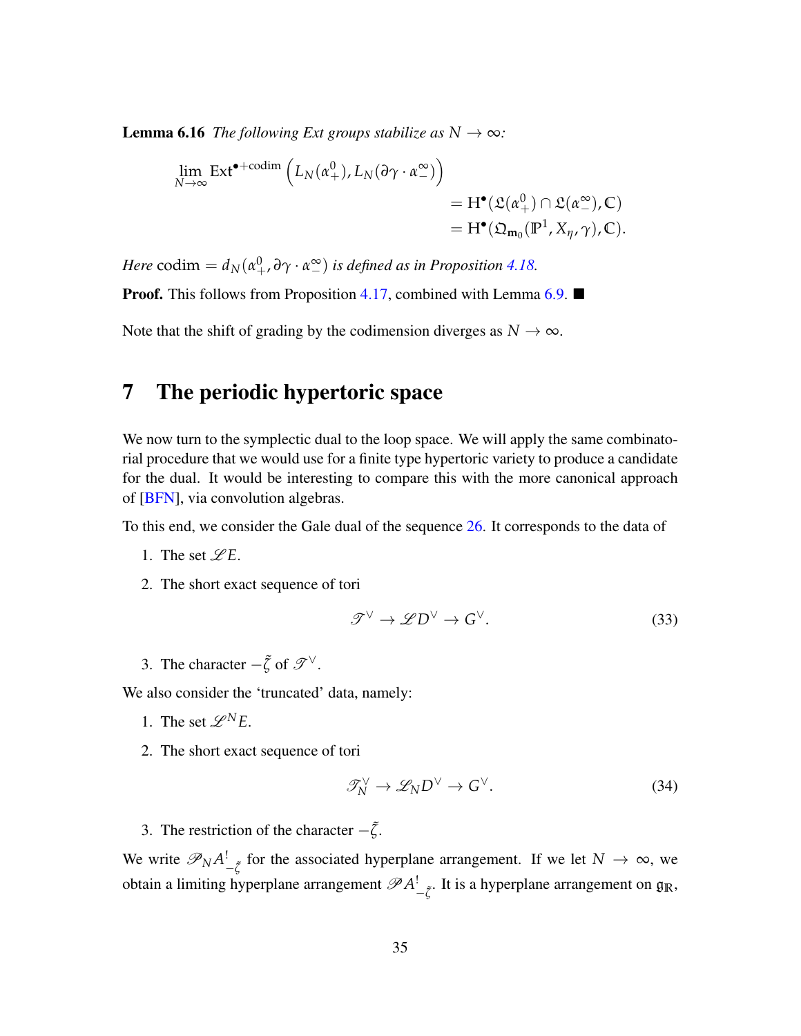**Lemma 6.16** *The following Ext groups stabilize as $N \to \infty$:*

$$\lim_{N\to\infty} \mathrm{Ext}^{\bullet+\mathrm{codim}}\left(L_N(\alpha_+^0), L_N(\partial\gamma\cdot\alpha_-^\infty)\right) = \mathrm{H}^\bullet(\mathfrak{L}(\alpha_+^0)\cap\mathfrak{L}(\alpha_-^\infty), \mathbb{C}) = \mathrm{H}^\bullet(\mathfrak{Q}_{\mathbf{m}_0}(\mathbb{P}^1, X_\eta, \gamma), \mathbb{C}).$$

*Here* $\mathrm{codim} = d_N(\alpha_+^0, \partial\gamma\cdot\alpha_-^\infty)$ *is defined as in Proposition 4.18.*

**Proof.** This follows from Proposition 4.17, combined with Lemma 6.9. ■

Note that the shift of grading by the codimension diverges as $N \to \infty$.

# 7 The periodic hypertoric space

We now turn to the symplectic dual to the loop space. We will apply the same combinatorial procedure that we would use for a finite type hypertoric variety to produce a candidate for the dual. It would be interesting to compare this with the more canonical approach of [BFN], via convolution algebras.

To this end, we consider the Gale dual of the sequence 26. It corresponds to the data of

1. The set $\mathscr{L}E$.
2. The short exact sequence of tori
$$\mathscr{T}^\vee \to \mathscr{L}D^\vee \to G^\vee. \tag{33}$$
3. The character $-\tilde{\zeta}$ of $\mathscr{T}^\vee$.

We also consider the 'truncated' data, namely:

1. The set $\mathscr{L}^N E$.
2. The short exact sequence of tori
$$\mathscr{T}_N^\vee \to \mathscr{L}_N D^\vee \to G^\vee. \tag{34}$$
3. The restriction of the character $-\tilde{\zeta}$.

We write $\mathscr{P}_N A^!_{-\tilde{\zeta}}$ for the associated hyperplane arrangement. If we let $N \to \infty$, we obtain a limiting hyperplane arrangement $\mathscr{P}A^!_{-\tilde{\zeta}}$. It is a hyperplane arrangement on $\mathfrak{g}_\mathbb{R}$,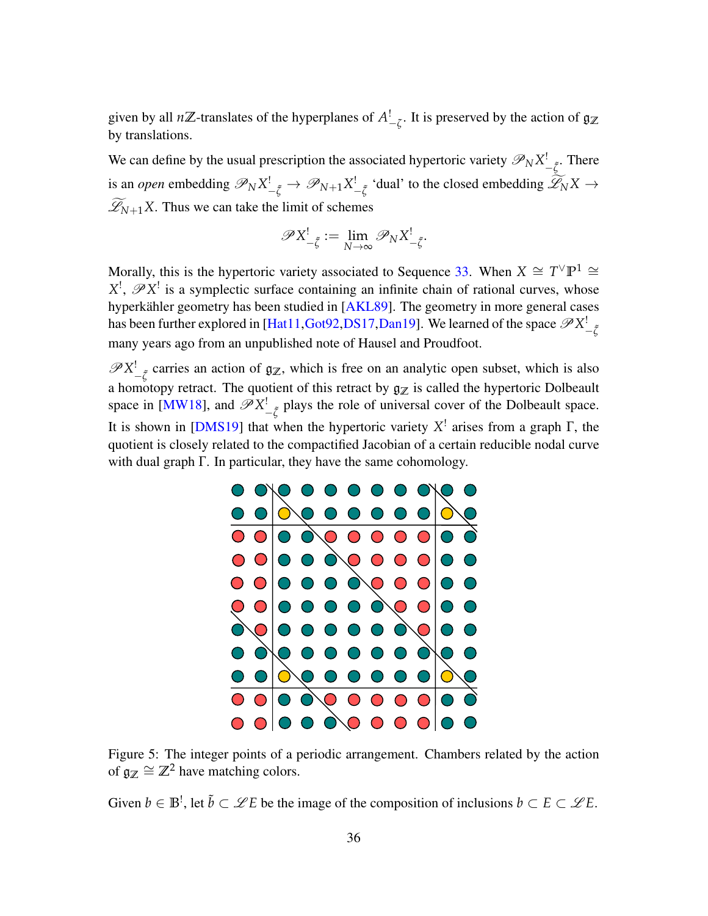given by all $n\mathbb{Z}$-translates of the hyperplanes of $A^!_{-\zeta}$. It is preserved by the action of $\mathfrak{g}_\mathbb{Z}$ by translations.

We can define by the usual prescription the associated hypertoric variety $\mathscr{P}_N X^!_{-\tilde{\zeta}}$. There is an *open* embedding $\mathscr{P}_N X^!_{-\tilde{\zeta}} \to \mathscr{P}_{N+1} X^!_{-\tilde{\zeta}}$ 'dual' to the closed embedding $\widetilde{\mathscr{L}}_N X \to \widetilde{\mathscr{L}}_{N+1} X$. Thus we can take the limit of schemes

$$\mathscr{P} X^!_{-\tilde{\zeta}} := \lim_{N\to\infty} \mathscr{P}_N X^!_{-\tilde{\zeta}}.$$

Morally, this is the hypertoric variety associated to Sequence 33. When $X \cong T^\vee \mathbb{P}^1 \cong X^!$, $\mathscr{P} X^!$ is a symplectic surface containing an infinite chain of rational curves, whose hyperkähler geometry has been studied in [AKL89]. The geometry in more general cases has been further explored in [Hat11,Got92,DS17,Dan19]. We learned of the space $\mathscr{P} X^!_{-\tilde{\zeta}}$ many years ago from an unpublished note of Hausel and Proudfoot.

$\mathscr{P} X^!_{-\tilde{\zeta}}$ carries an action of $\mathfrak{g}_\mathbb{Z}$, which is free on an analytic open subset, which is also a homotopy retract. The quotient of this retract by $\mathfrak{g}_\mathbb{Z}$ is called the hypertoric Dolbeault space in [MW18], and $\mathscr{P} X^!_{-\tilde{\zeta}}$ plays the role of universal cover of the Dolbeault space. It is shown in [DMS19] that when the hypertoric variety $X^!$ arises from a graph $\Gamma$, the quotient is closely related to the compactified Jacobian of a certain reducible nodal curve with dual graph $\Gamma$. In particular, they have the same cohomology.

Figure 5: The integer points of a periodic arrangement. Chambers related by the action of $\mathfrak{g}_\mathbb{Z} \cong \mathbb{Z}^2$ have matching colors.

Given $b \in \mathbb{B}^!$, let $\tilde{b} \subset \mathscr{L}E$ be the image of the composition of inclusions $b \subset E \subset \mathscr{L}E$.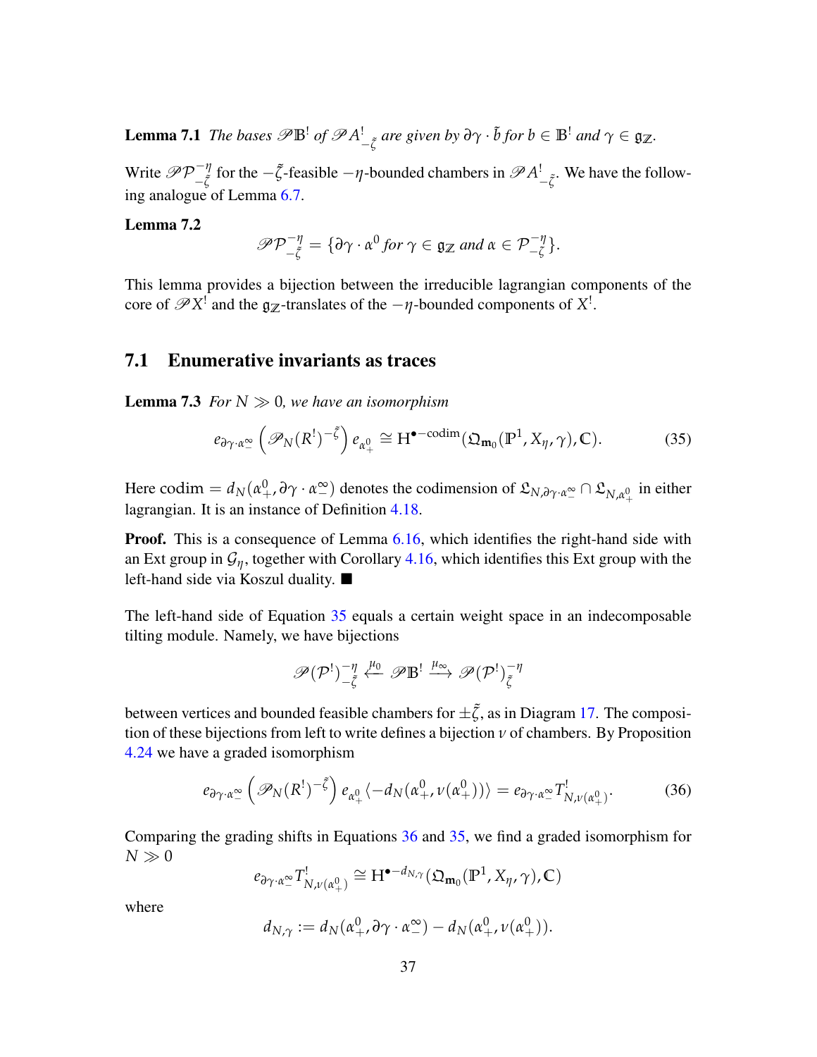**Lemma 7.1** *The bases $\mathscr{P}\mathbb{B}^!$ of $\mathscr{P}A^!_{-\tilde{\zeta}}$ are given by $\partial\gamma \cdot \tilde{b}$ for $b \in \mathbb{B}^!$ and $\gamma \in \mathfrak{g}_{\mathbb{Z}}$.*

Write $\mathscr{P}\mathcal{P}^{-\eta}_{-\tilde{\zeta}}$ for the $-\tilde{\zeta}$-feasible $-\eta$-bounded chambers in $\mathscr{P}A^!_{-\tilde{\zeta}}$. We have the following analogue of Lemma 6.7.

**Lemma 7.2**

$$\mathscr{P}\mathcal{P}^{-\eta}_{-\tilde{\zeta}} = \{\partial\gamma \cdot \alpha^0 \text{ for } \gamma \in \mathfrak{g}_{\mathbb{Z}} \text{ and } \alpha \in \mathcal{P}^{-\eta}_{-\zeta}\}.$$

This lemma provides a bijection between the irreducible lagrangian components of the core of $\mathscr{P}X^!$ and the $\mathfrak{g}_{\mathbb{Z}}$-translates of the $-\eta$-bounded components of $X^!$.

## 7.1 Enumerative invariants as traces

**Lemma 7.3** *For $N \gg 0$, we have an isomorphism*

$$e_{\partial\gamma\cdot\alpha^\infty_-}\left(\mathscr{P}_N(R^!)^{-\tilde{\zeta}}\right)e_{\alpha^0_+} \cong \mathrm{H}^{\bullet-\mathrm{codim}}(\mathfrak{Q}_{\mathbf{m}_0}(\mathbb{P}^1, X_\eta, \gamma), \mathbb{C}). \tag{35}$$

Here $\mathrm{codim} = d_N(\alpha^0_+, \partial\gamma\cdot\alpha^\infty_-)$ denotes the codimension of $\mathfrak{L}_{N,\partial\gamma\cdot\alpha^\infty_-} \cap \mathfrak{L}_{N,\alpha^0_+}$ in either lagrangian. It is an instance of Definition 4.18.

**Proof.** This is a consequence of Lemma 6.16, which identifies the right-hand side with an Ext group in $\mathcal{G}_\eta$, together with Corollary 4.16, which identifies this Ext group with the left-hand side via Koszul duality. ■

The left-hand side of Equation 35 equals a certain weight space in an indecomposable tilting module. Namely, we have bijections

$$\mathscr{P}(\mathcal{P}^!)^{-\eta}_{-\tilde{\zeta}} \xleftarrow{\mu_0} \mathscr{P}\mathbb{B}^! \xrightarrow{\mu_\infty} \mathscr{P}(\mathcal{P}^!)^{-\eta}_{\tilde{\zeta}}$$

between vertices and bounded feasible chambers for $\pm\tilde{\zeta}$, as in Diagram 17. The composition of these bijections from left to write defines a bijection $\nu$ of chambers. By Proposition 4.24 we have a graded isomorphism

$$e_{\partial\gamma\cdot\alpha^\infty_-}\left(\mathscr{P}_N(R^!)^{-\tilde{\zeta}}\right)e_{\alpha^0_+}\langle -d_N(\alpha^0_+, \nu(\alpha^0_+))\rangle = e_{\partial\gamma\cdot\alpha^\infty_-}T^!_{N,\nu(\alpha^0_+)}. \tag{36}$$

Comparing the grading shifts in Equations 36 and 35, we find a graded isomorphism for $N \gg 0$

$$e_{\partial\gamma\cdot\alpha^\infty_-}T^!_{N,\nu(\alpha^0_+)} \cong \mathrm{H}^{\bullet-d_{N,\gamma}}(\mathfrak{Q}_{\mathbf{m}_0}(\mathbb{P}^1, X_\eta, \gamma), \mathbb{C})$$

where

$$d_{N,\gamma} := d_N(\alpha^0_+, \partial\gamma\cdot\alpha^\infty_-) - d_N(\alpha^0_+, \nu(\alpha^0_+)).$$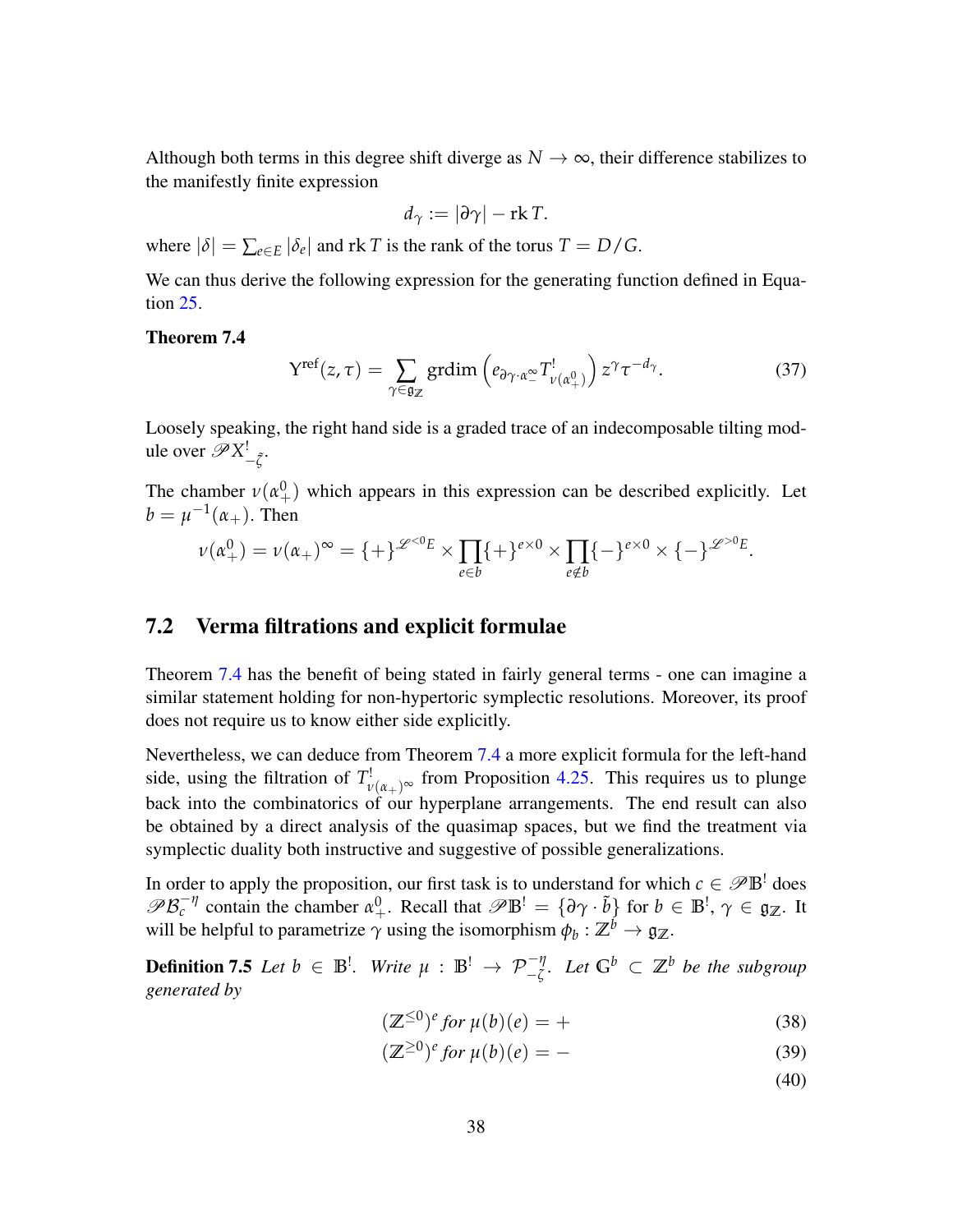Although both terms in this degree shift diverge as $N \to \infty$, their difference stabilizes to the manifestly finite expression

$$d_\gamma := |\partial\gamma| - \operatorname{rk} T.$$

where $|\delta| = \sum_{e \in E} |\delta_e|$ and $\operatorname{rk} T$ is the rank of the torus $T = D/G$.

We can thus derive the following expression for the generating function defined in Equation 25.

**Theorem 7.4**

$$\Upsilon^{\mathrm{ref}}(z, \tau) = \sum_{\gamma \in \mathfrak{g}_\mathbb{Z}} \operatorname{grdim}\left(e_{\partial\gamma \cdot \alpha_-^\infty} T^!_{\nu(\alpha_+^0)}\right) z^\gamma \tau^{-d_\gamma}. \tag{37}$$

Loosely speaking, the right hand side is a graded trace of an indecomposable tilting module over $\mathscr{P}X^!_{-\tilde{\zeta}}$.

The chamber $\nu(\alpha_+^0)$ which appears in this expression can be described explicitly. Let $b = \mu^{-1}(\alpha_+)$. Then

$$\nu(\alpha_+^0) = \nu(\alpha_+)^\infty = \{+\}^{\mathscr{L}^{<0}E} \times \prod_{e \in b} \{+\}^{e \times 0} \times \prod_{e \notin b} \{-\}^{e \times 0} \times \{-\}^{\mathscr{L}^{>0}E}.$$

## 7.2 Verma filtrations and explicit formulae

Theorem 7.4 has the benefit of being stated in fairly general terms - one can imagine a similar statement holding for non-hypertoric symplectic resolutions. Moreover, its proof does not require us to know either side explicitly.

Nevertheless, we can deduce from Theorem 7.4 a more explicit formula for the left-hand side, using the filtration of $T^!_{\nu(\alpha_+)^\infty}$ from Proposition 4.25. This requires us to plunge back into the combinatorics of our hyperplane arrangements. The end result can also be obtained by a direct analysis of the quasimap spaces, but we find the treatment via symplectic duality both instructive and suggestive of possible generalizations.

In order to apply the proposition, our first task is to understand for which $c \in \mathscr{P}\mathbb{B}^!$ does $\mathscr{P}\mathcal{B}_c^{-\eta}$ contain the chamber $\alpha_+^0$. Recall that $\mathscr{P}\mathbb{B}^! = \{\partial\gamma \cdot \tilde{b}\}$ for $b \in \mathbb{B}^!$, $\gamma \in \mathfrak{g}_\mathbb{Z}$. It will be helpful to parametrize $\gamma$ using the isomorphism $\phi_b : \mathbb{Z}^b \to \mathfrak{g}_\mathbb{Z}$.

**Definition 7.5** *Let $b \in \mathbb{B}^!$. Write $\mu : \mathbb{B}^! \to \mathcal{P}^{-\eta}_{-\tilde{\zeta}}$. Let $\mathbb{G}^b \subset \mathbb{Z}^b$ be the subgroup generated by*

$$(\mathbb{Z}^{\leq 0})^e \text{ for } \mu(b)(e) = + \tag{38}$$

$$(\mathbb{Z}^{\geq 0})^e \text{ for } \mu(b)(e) = - \tag{39}$$

$$\tag{40}$$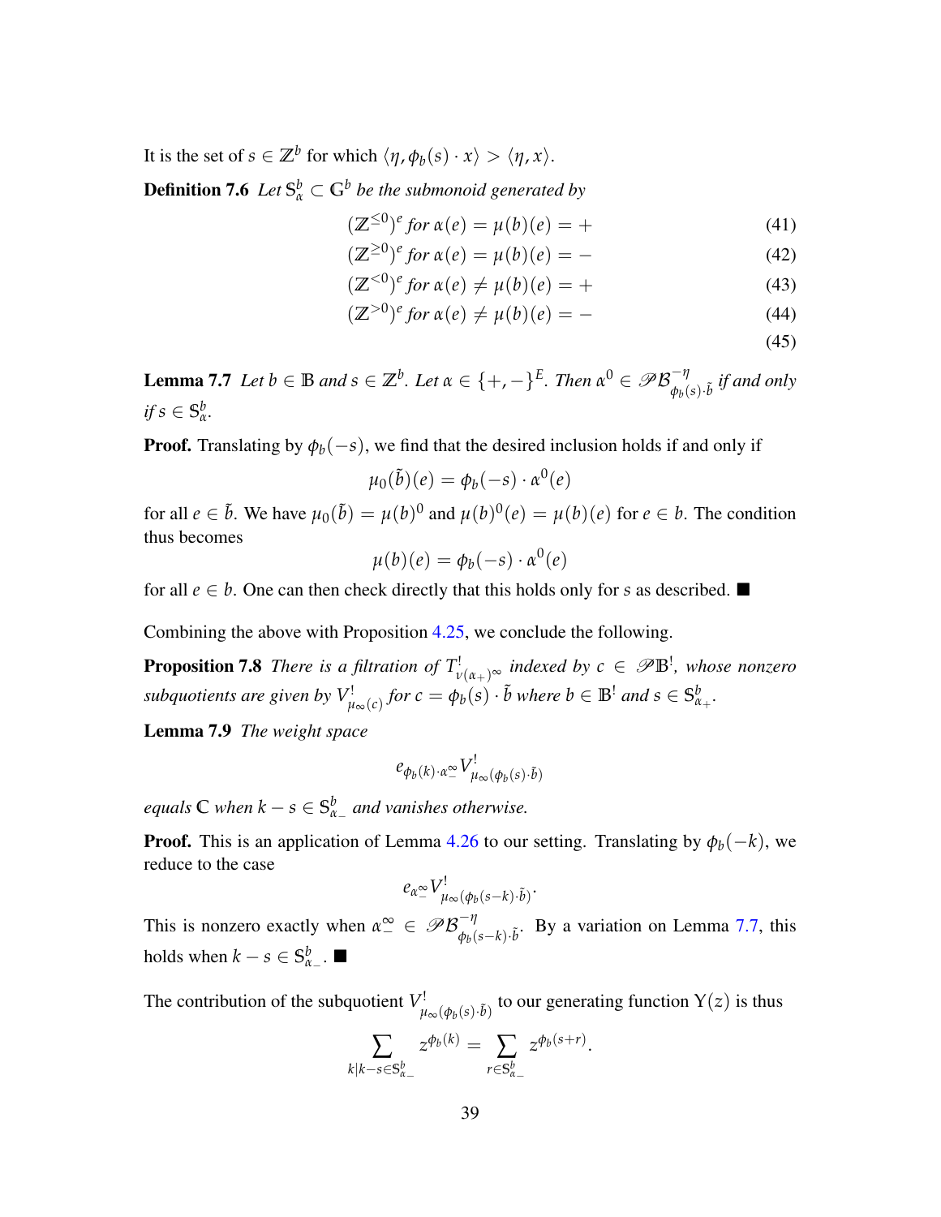It is the set of $s \in \mathbb{Z}^b$ for which $\langle \eta, \phi_b(s) \cdot x \rangle > \langle \eta, x \rangle$.

**Definition 7.6** *Let $\mathbb{S}^b_\alpha \subset \mathbb{G}^b$ be the submonoid generated by*

$$
\begin{aligned}
&(\mathbb{Z}^{\leq 0})^e \text{ for } \alpha(e) = \mu(b)(e) = + &(41)\\
&(\mathbb{Z}^{\geq 0})^e \text{ for } \alpha(e) = \mu(b)(e) = - &(42)\\
&(\mathbb{Z}^{< 0})^e \text{ for } \alpha(e) \neq \mu(b)(e) = + &(43)\\
&(\mathbb{Z}^{> 0})^e \text{ for } \alpha(e) \neq \mu(b)(e) = - &(44)\\
& &(45)
\end{aligned}
$$

**Lemma 7.7** *Let $b \in \mathbb{B}$ and $s \in \mathbb{Z}^b$. Let $\alpha \in \{+,-\}^E$. Then $\alpha^0 \in \mathscr{P}\mathcal{B}^{-\eta}_{\phi_b(s)\cdot \tilde{b}}$ if and only if $s \in \mathbb{S}^b_\alpha$.*

**Proof.** Translating by $\phi_b(-s)$, we find that the desired inclusion holds if and only if

$$\mu_0(\tilde{b})(e) = \phi_b(-s) \cdot \alpha^0(e)$$

for all $e \in \tilde{b}$. We have $\mu_0(\tilde{b}) = \mu(b)^0$ and $\mu(b)^0(e) = \mu(b)(e)$ for $e \in b$. The condition thus becomes

$$\mu(b)(e) = \phi_b(-s) \cdot \alpha^0(e)$$

for all $e \in b$. One can then check directly that this holds only for $s$ as described. ■

Combining the above with Proposition 4.25, we conclude the following.

**Proposition 7.8** *There is a filtration of $T^!_{\nu(\alpha_+)^\infty}$ indexed by $c \in \mathscr{P}\mathbb{B}^!$, whose nonzero subquotients are given by $V^!_{\mu_\infty(c)}$ for $c = \phi_b(s) \cdot \tilde{b}$ where $b \in \mathbb{B}^!$ and $s \in \mathbb{S}^b_{\alpha_+}$.*

**Lemma 7.9** *The weight space*

$$e_{\phi_b(k)\cdot \alpha_-^\infty} V^!_{\mu_\infty(\phi_b(s)\cdot \tilde{b})}$$

*equals $\mathbb{C}$ when $k - s \in \mathbb{S}^b_{\alpha_-}$ and vanishes otherwise.*

**Proof.** This is an application of Lemma 4.26 to our setting. Translating by $\phi_b(-k)$, we reduce to the case

$$e_{\alpha_-^\infty} V^!_{\mu_\infty(\phi_b(s-k)\cdot \tilde{b})}.$$

This is nonzero exactly when $\alpha_-^\infty \in \mathscr{P}\mathcal{B}^{-\eta}_{\phi_b(s-k)\cdot \tilde{b}}$. By a variation on Lemma 7.7, this holds when $k - s \in \mathbb{S}^b_{\alpha_-}$. ■

The contribution of the subquotient $V^!_{\mu_\infty(\phi_b(s)\cdot \tilde{b})}$ to our generating function $\Upsilon(z)$ is thus

$$\sum_{k \mid k-s \in \mathbb{S}^b_{\alpha_-}} z^{\phi_b(k)} = \sum_{r \in \mathbb{S}^b_{\alpha_-}} z^{\phi_b(s+r)}.$$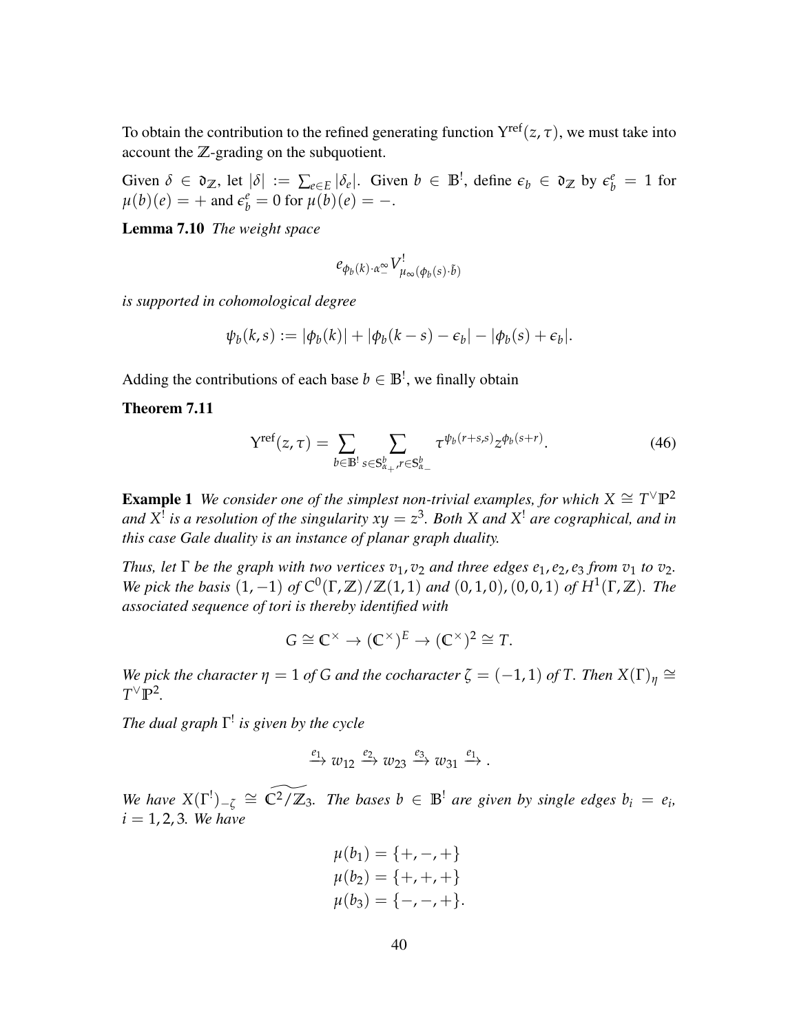To obtain the contribution to the refined generating function $\Upsilon^{\mathrm{ref}}(z, \tau)$, we must take into account the $\mathbb{Z}$-grading on the subquotient.

Given $\delta \in \mathfrak{d}_{\mathbb{Z}}$, let $|\delta| := \sum_{e \in E} |\delta_e|$. Given $b \in \mathbb{B}^!$, define $\epsilon_b \in \mathfrak{d}_{\mathbb{Z}}$ by $\epsilon_b^e = 1$ for $\mu(b)(e) = +$ and $\epsilon_b^e = 0$ for $\mu(b)(e) = -$.

**Lemma 7.10** *The weight space*

$$e_{\phi_b(k) \cdot \alpha_-^\infty} V^!_{\mu_\infty(\phi_b(s) \cdot \tilde{b})}$$

*is supported in cohomological degree*

$$\psi_b(k, s) := |\phi_b(k)| + |\phi_b(k - s) - \epsilon_b| - |\phi_b(s) + \epsilon_b|.$$

Adding the contributions of each base $b \in \mathbb{B}^!$, we finally obtain

**Theorem 7.11**

$$\Upsilon^{\mathrm{ref}}(z, \tau) = \sum_{b \in \mathbb{B}^!} \sum_{s \in \mathbb{S}^b_{\alpha_+}, r \in \mathbb{S}^b_{\alpha_-}} \tau^{\psi_b(r+s, s)} z^{\phi_b(s+r)}. \tag{46}$$

**Example 1** *We consider one of the simplest non-trivial examples, for which $X \cong T^\vee \mathbb{P}^2$ and $X^!$ is a resolution of the singularity $xy = z^3$. Both $X$ and $X^!$ are cographical, and in this case Gale duality is an instance of planar graph duality.*

*Thus, let $\Gamma$ be the graph with two vertices $v_1, v_2$ and three edges $e_1, e_2, e_3$ from $v_1$ to $v_2$. We pick the basis $(1, -1)$ of $C^0(\Gamma, \mathbb{Z})/\mathbb{Z}(1, 1)$ and $(0, 1, 0), (0, 0, 1)$ of $H^1(\Gamma, \mathbb{Z})$. The associated sequence of tori is thereby identified with*

$$G \cong \mathbb{C}^\times \to (\mathbb{C}^\times)^E \to (\mathbb{C}^\times)^2 \cong T.$$

*We pick the character $\eta = 1$ of $G$ and the cocharacter $\zeta = (-1, 1)$ of $T$. Then $X(\Gamma)_\eta \cong T^\vee \mathbb{P}^2$.*

*The dual graph $\Gamma^!$ is given by the cycle*

$$\xrightarrow{e_1} w_{12} \xrightarrow{e_2} w_{23} \xrightarrow{e_3} w_{31} \xrightarrow{e_1}.$$

*We have $X(\Gamma^!)_{-\zeta} \cong \widetilde{\mathbb{C}^2/\mathbb{Z}_3}$. The bases $b \in \mathbb{B}^!$ are given by single edges $b_i = e_i$, $i = 1, 2, 3$. We have*

$$\mu(b_1) = \{+, -, +\}$$
$$\mu(b_2) = \{+, +, +\}$$
$$\mu(b_3) = \{-, -, +\}.$$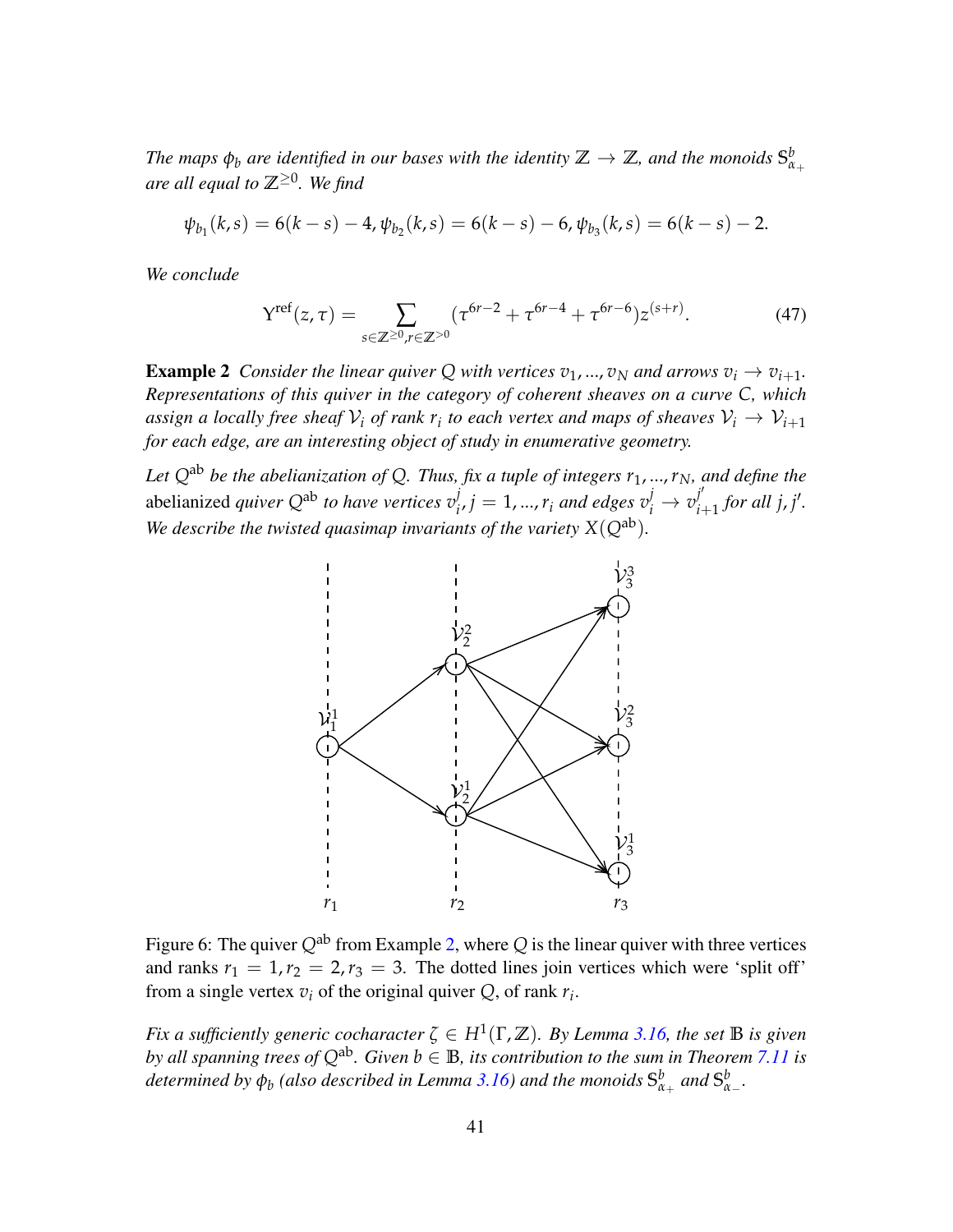*The maps $\phi_b$ are identified in our bases with the identity $\mathbb{Z} \to \mathbb{Z}$, and the monoids $\mathbb{S}^b_{\alpha_+}$ are all equal to $\mathbb{Z}^{\geq 0}$. We find*

$$\psi_{b_1}(k,s) = 6(k-s) - 4, \psi_{b_2}(k,s) = 6(k-s) - 6, \psi_{b_3}(k,s) = 6(k-s) - 2.$$

*We conclude*

$$\Upsilon^{\mathrm{ref}}(z,\tau) = \sum_{s \in \mathbb{Z}^{\geq 0}, r \in \mathbb{Z}^{>0}} (\tau^{6r-2} + \tau^{6r-4} + \tau^{6r-6}) z^{(s+r)}. \tag{47}$$

**Example 2** *Consider the linear quiver $Q$ with vertices $v_1, ..., v_N$ and arrows $v_i \to v_{i+1}$. Representations of this quiver in the category of coherent sheaves on a curve $C$, which assign a locally free sheaf $\mathcal{V}_i$ of rank $r_i$ to each vertex and maps of sheaves $\mathcal{V}_i \to \mathcal{V}_{i+1}$ for each edge, are an interesting object of study in enumerative geometry.*

*Let $Q^{\mathrm{ab}}$ be the abelianization of $Q$. Thus, fix a tuple of integers $r_1, ..., r_N$, and define the* abelianized *quiver $Q^{\mathrm{ab}}$ to have vertices $v_i^j, j = 1, ..., r_i$ and edges $v_i^j \to v_{i+1}^{j'}$ for all $j, j'$. We describe the twisted quasimap invariants of the variety $X(Q^{\mathrm{ab}})$.*

Figure 6: The quiver $Q^{\mathrm{ab}}$ from Example 2, where $Q$ is the linear quiver with three vertices and ranks $r_1 = 1, r_2 = 2, r_3 = 3$. The dotted lines join vertices which were 'split off' from a single vertex $v_i$ of the original quiver $Q$, of rank $r_i$.

*Fix a sufficiently generic cocharacter $\zeta \in H^1(\Gamma, \mathbb{Z})$. By Lemma 3.16, the set $\mathbb{B}$ is given by all spanning trees of $Q^{\mathrm{ab}}$. Given $b \in \mathbb{B}$, its contribution to the sum in Theorem 7.11 is determined by $\phi_b$ (also described in Lemma 3.16) and the monoids $\mathbb{S}^b_{\alpha_+}$ and $\mathbb{S}^b_{\alpha_-}$.*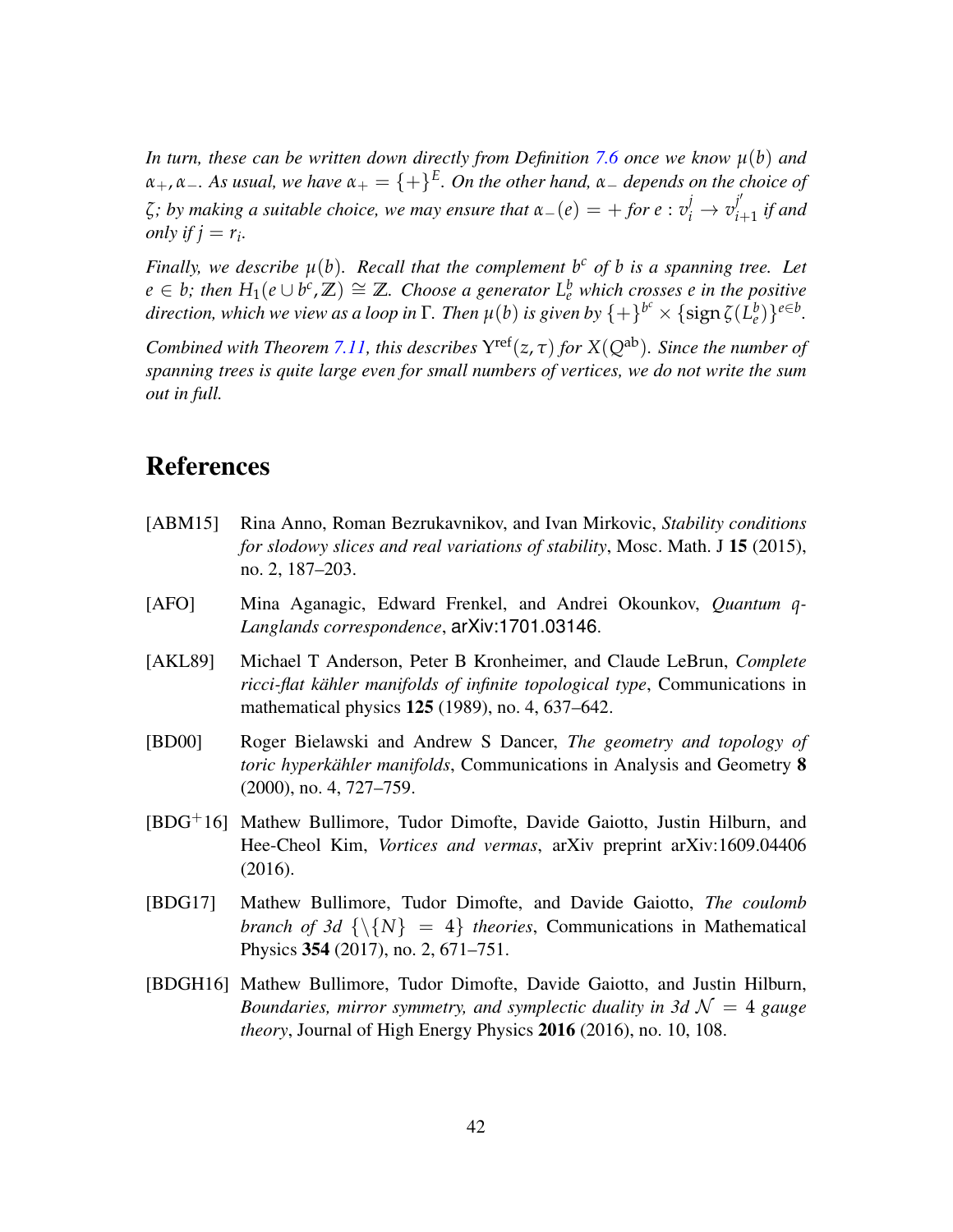*In turn, these can be written down directly from Definition 7.6 once we know $\mu(b)$ and $\alpha_+, \alpha_-$. As usual, we have $\alpha_+ = \{+\}^E$. On the other hand, $\alpha_-$ depends on the choice of $\zeta$; by making a suitable choice, we may ensure that $\alpha_-(e) = +$ for $e : v_i^j \to v_{i+1}^{j'}$ if and only if $j = r_i$.*

*Finally, we describe $\mu(b)$. Recall that the complement $b^c$ of $b$ is a spanning tree. Let $e \in b$; then $H_1(e \cup b^c, \mathbb{Z}) \cong \mathbb{Z}$. Choose a generator $L_e^b$ which crosses $e$ in the positive direction, which we view as a loop in $\Gamma$. Then $\mu(b)$ is given by $\{+\}^{b^c} \times \{\operatorname{sign} \zeta(L_e^b)\}^{e \in b}$.*

*Combined with Theorem 7.11, this describes $\Upsilon^{\text{ref}}(z, \tau)$ for $X(Q^{\text{ab}})$. Since the number of spanning trees is quite large even for small numbers of vertices, we do not write the sum out in full.*

# References

[ABM15] Rina Anno, Roman Bezrukavnikov, and Ivan Mirkovic, *Stability conditions for slodowy slices and real variations of stability*, Mosc. Math. J **15** (2015), no. 2, 187–203.

[AFO] Mina Aganagic, Edward Frenkel, and Andrei Okounkov, *Quantum q-Langlands correspondence*, arXiv:1701.03146.

[AKL89] Michael T Anderson, Peter B Kronheimer, and Claude LeBrun, *Complete ricci-flat kähler manifolds of infinite topological type*, Communications in mathematical physics **125** (1989), no. 4, 637–642.

[BD00] Roger Bielawski and Andrew S Dancer, *The geometry and topology of toric hyperkähler manifolds*, Communications in Analysis and Geometry **8** (2000), no. 4, 727–759.

[BDG+16] Mathew Bullimore, Tudor Dimofte, Davide Gaiotto, Justin Hilburn, and Hee-Cheol Kim, *Vortices and vermas*, arXiv preprint arXiv:1609.04406 (2016).

[BDG17] Mathew Bullimore, Tudor Dimofte, and Davide Gaiotto, *The coulomb branch of 3d {\{N} = 4} theories*, Communications in Mathematical Physics **354** (2017), no. 2, 671–751.

[BDGH16] Mathew Bullimore, Tudor Dimofte, Davide Gaiotto, and Justin Hilburn, *Boundaries, mirror symmetry, and symplectic duality in 3d $\mathcal{N} = 4$ gauge theory*, Journal of High Energy Physics **2016** (2016), no. 10, 108.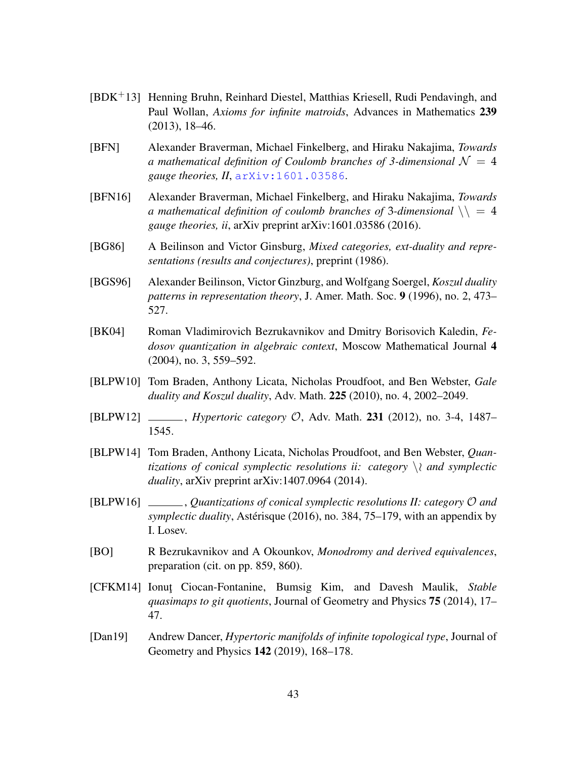[BDK+13] Henning Bruhn, Reinhard Diestel, Matthias Kriesell, Rudi Pendavingh, and Paul Wollan, *Axioms for infinite matroids*, Advances in Mathematics **239** (2013), 18–46.

[BFN] Alexander Braverman, Michael Finkelberg, and Hiraku Nakajima, *Towards a mathematical definition of Coulomb branches of 3-dimensional $\mathcal{N} = 4$ gauge theories, II*, arXiv:1601.03586.

[BFN16] Alexander Braverman, Michael Finkelberg, and Hiraku Nakajima, *Towards a mathematical definition of coulomb branches of 3-dimensional $\backslash\backslash = 4$ gauge theories, ii*, arXiv preprint arXiv:1601.03586 (2016).

[BG86] A Beilinson and Victor Ginsburg, *Mixed categories, ext-duality and representations (results and conjectures)*, preprint (1986).

[BGS96] Alexander Beilinson, Victor Ginzburg, and Wolfgang Soergel, *Koszul duality patterns in representation theory*, J. Amer. Math. Soc. **9** (1996), no. 2, 473–527.

[BK04] Roman Vladimirovich Bezrukavnikov and Dmitry Borisovich Kaledin, *Fedosov quantization in algebraic context*, Moscow Mathematical Journal **4** (2004), no. 3, 559–592.

[BLPW10] Tom Braden, Anthony Licata, Nicholas Proudfoot, and Ben Webster, *Gale duality and Koszul duality*, Adv. Math. **225** (2010), no. 4, 2002–2049.

[BLPW12] ______, *Hypertoric category $\mathcal{O}$*, Adv. Math. **231** (2012), no. 3-4, 1487–1545.

[BLPW14] Tom Braden, Anthony Licata, Nicholas Proudfoot, and Ben Webster, *Quantizations of conical symplectic resolutions ii: category $\backslash\wr$ and symplectic duality*, arXiv preprint arXiv:1407.0964 (2014).

[BLPW16] ______, *Quantizations of conical symplectic resolutions II: category $\mathcal{O}$ and symplectic duality*, Astérisque (2016), no. 384, 75–179, with an appendix by I. Losev.

[BO] R Bezrukavnikov and A Okounkov, *Monodromy and derived equivalences*, preparation (cit. on pp. 859, 860).

[CFKM14] Ionuţ Ciocan-Fontanine, Bumsig Kim, and Davesh Maulik, *Stable quasimaps to git quotients*, Journal of Geometry and Physics **75** (2014), 17–47.

[Dan19] Andrew Dancer, *Hypertoric manifolds of infinite topological type*, Journal of Geometry and Physics **142** (2019), 168–178.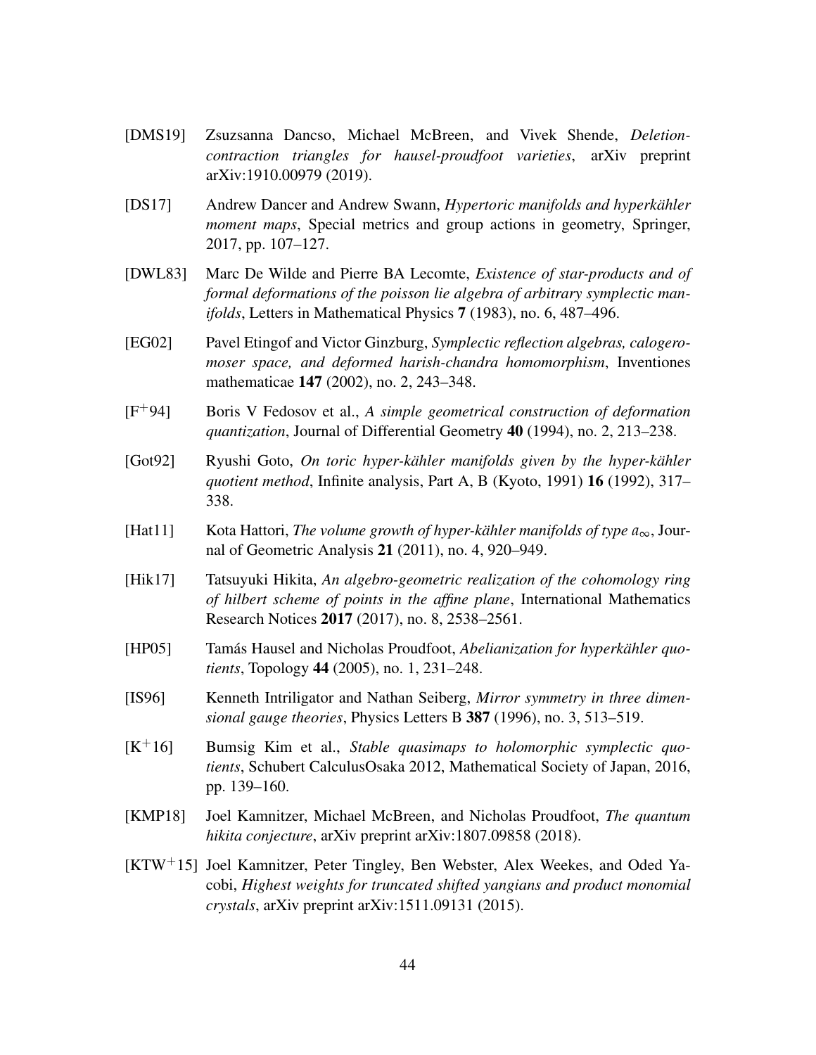[DMS19] Zsuzsanna Dancso, Michael McBreen, and Vivek Shende, *Deletion-contraction triangles for hausel-proudfoot varieties*, arXiv preprint arXiv:1910.00979 (2019).

[DS17] Andrew Dancer and Andrew Swann, *Hypertoric manifolds and hyperkähler moment maps*, Special metrics and group actions in geometry, Springer, 2017, pp. 107–127.

[DWL83] Marc De Wilde and Pierre BA Lecomte, *Existence of star-products and of formal deformations of the poisson lie algebra of arbitrary symplectic manifolds*, Letters in Mathematical Physics **7** (1983), no. 6, 487–496.

[EG02] Pavel Etingof and Victor Ginzburg, *Symplectic reflection algebras, calogero-moser space, and deformed harish-chandra homomorphism*, Inventiones mathematicae **147** (2002), no. 2, 243–348.

[F+94] Boris V Fedosov et al., *A simple geometrical construction of deformation quantization*, Journal of Differential Geometry **40** (1994), no. 2, 213–238.

[Got92] Ryushi Goto, *On toric hyper-kähler manifolds given by the hyper-kähler quotient method*, Infinite analysis, Part A, B (Kyoto, 1991) **16** (1992), 317–338.

[Hat11] Kota Hattori, *The volume growth of hyper-kähler manifolds of type $a_\infty$*, Journal of Geometric Analysis **21** (2011), no. 4, 920–949.

[Hik17] Tatsuyuki Hikita, *An algebro-geometric realization of the cohomology ring of hilbert scheme of points in the affine plane*, International Mathematics Research Notices **2017** (2017), no. 8, 2538–2561.

[HP05] Tamás Hausel and Nicholas Proudfoot, *Abelianization for hyperkähler quotients*, Topology **44** (2005), no. 1, 231–248.

[IS96] Kenneth Intriligator and Nathan Seiberg, *Mirror symmetry in three dimensional gauge theories*, Physics Letters B **387** (1996), no. 3, 513–519.

[K+16] Bumsig Kim et al., *Stable quasimaps to holomorphic symplectic quotients*, Schubert CalculusOsaka 2012, Mathematical Society of Japan, 2016, pp. 139–160.

[KMP18] Joel Kamnitzer, Michael McBreen, and Nicholas Proudfoot, *The quantum hikita conjecture*, arXiv preprint arXiv:1807.09858 (2018).

[KTW+15] Joel Kamnitzer, Peter Tingley, Ben Webster, Alex Weekes, and Oded Yacobi, *Highest weights for truncated shifted yangians and product monomial crystals*, arXiv preprint arXiv:1511.09131 (2015).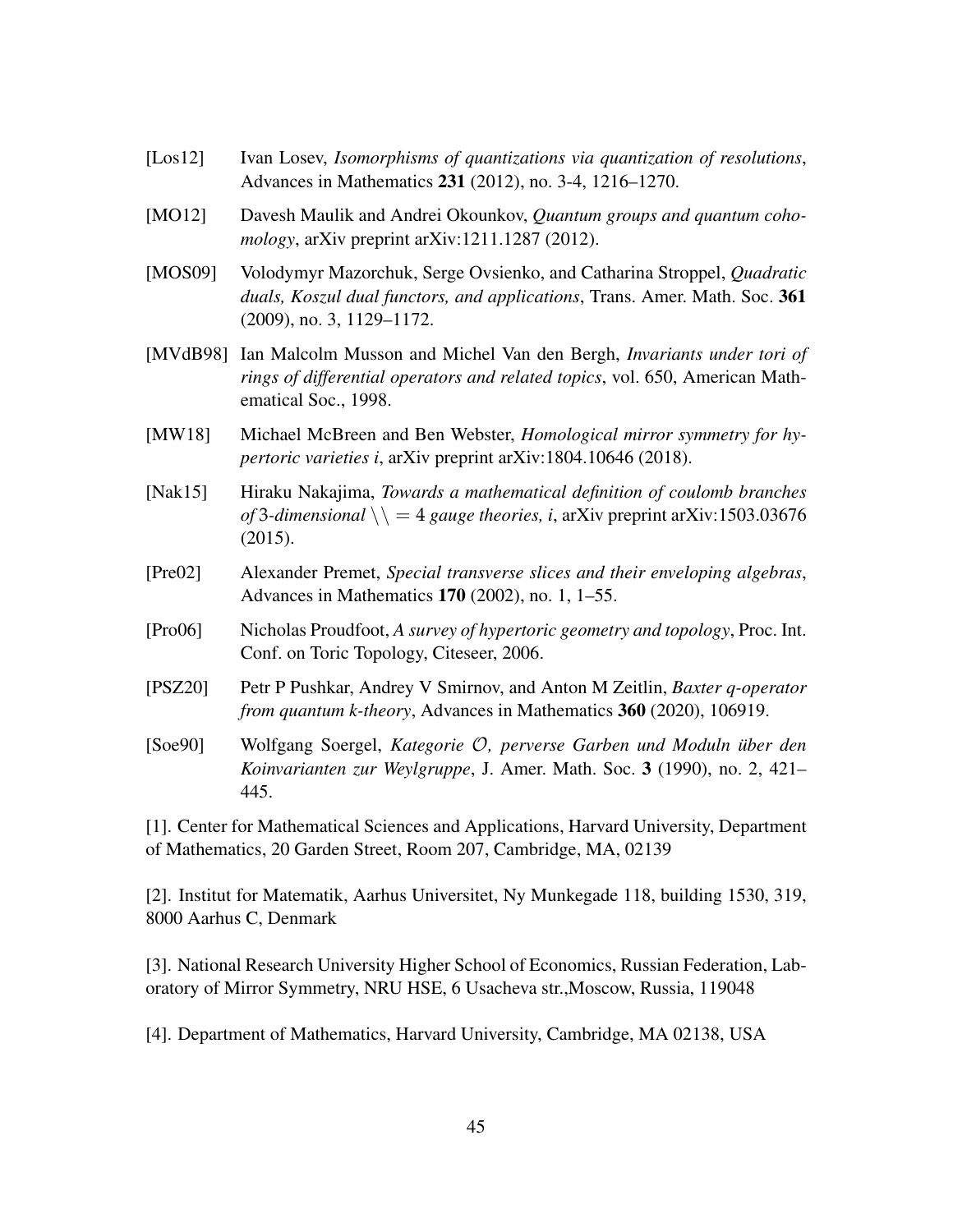[Los12] Ivan Losev, *Isomorphisms of quantizations via quantization of resolutions*, Advances in Mathematics **231** (2012), no. 3-4, 1216–1270.

[MO12] Davesh Maulik and Andrei Okounkov, *Quantum groups and quantum cohomology*, arXiv preprint arXiv:1211.1287 (2012).

[MOS09] Volodymyr Mazorchuk, Serge Ovsienko, and Catharina Stroppel, *Quadratic duals, Koszul dual functors, and applications*, Trans. Amer. Math. Soc. **361** (2009), no. 3, 1129–1172.

[MVdB98] Ian Malcolm Musson and Michel Van den Bergh, *Invariants under tori of rings of differential operators and related topics*, vol. 650, American Mathematical Soc., 1998.

[MW18] Michael McBreen and Ben Webster, *Homological mirror symmetry for hypertoric varieties i*, arXiv preprint arXiv:1804.10646 (2018).

[Nak15] Hiraku Nakajima, *Towards a mathematical definition of coulomb branches of* $3$*-dimensional* $\backslash\backslash = 4$ *gauge theories, i*, arXiv preprint arXiv:1503.03676 (2015).

[Pre02] Alexander Premet, *Special transverse slices and their enveloping algebras*, Advances in Mathematics **170** (2002), no. 1, 1–55.

[Pro06] Nicholas Proudfoot, *A survey of hypertoric geometry and topology*, Proc. Int. Conf. on Toric Topology, Citeseer, 2006.

[PSZ20] Petr P Pushkar, Andrey V Smirnov, and Anton M Zeitlin, *Baxter q-operator from quantum k-theory*, Advances in Mathematics **360** (2020), 106919.

[Soe90] Wolfgang Soergel, *Kategorie $\mathcal{O}$, perverse Garben und Moduln über den Koinvarianten zur Weylgruppe*, J. Amer. Math. Soc. **3** (1990), no. 2, 421–445.

[1]. Center for Mathematical Sciences and Applications, Harvard University, Department of Mathematics, 20 Garden Street, Room 207, Cambridge, MA, 02139

[2]. Institut for Matematik, Aarhus Universitet, Ny Munkegade 118, building 1530, 319, 8000 Aarhus C, Denmark

[3]. National Research University Higher School of Economics, Russian Federation, Laboratory of Mirror Symmetry, NRU HSE, 6 Usacheva str.,Moscow, Russia, 119048

[4]. Department of Mathematics, Harvard University, Cambridge, MA 02138, USA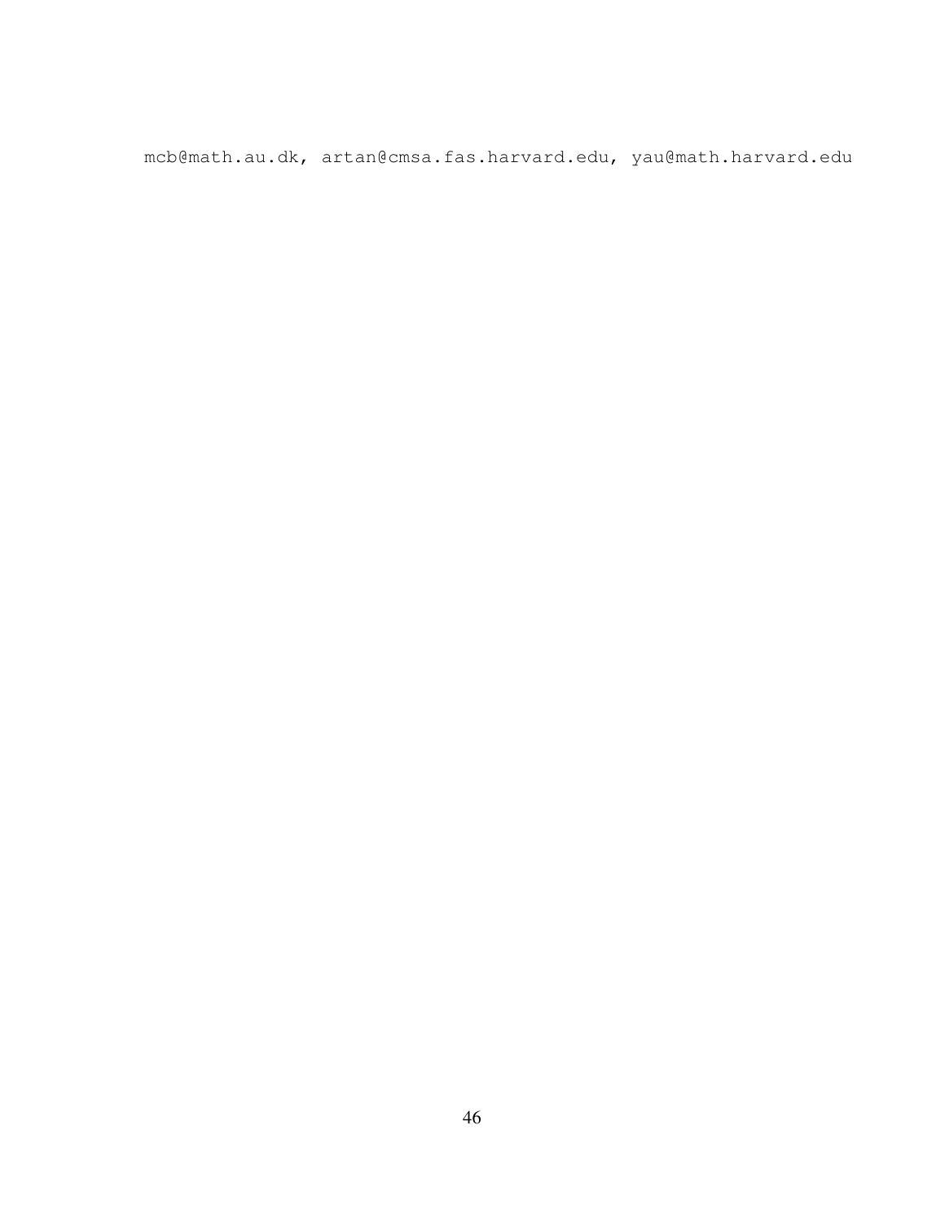mcb@math.au.dk, artan@cmsa.fas.harvard.edu, yau@math.harvard.edu